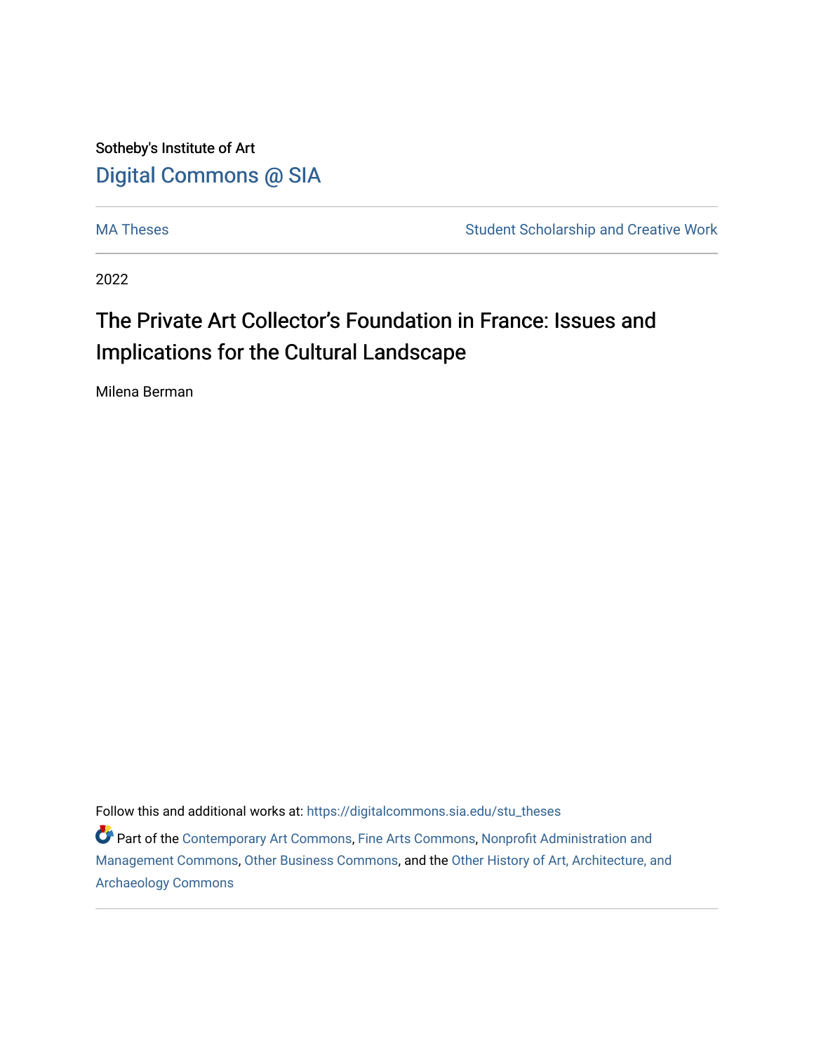Sotheby's Institute of Art

Digital Commons @ SIA

MA Theses | Student Scholarship and Creative Work

2022

# The Private Art Collector's Foundation in France: Issues and Implications for the Cultural Landscape

Milena Berman

Follow this and additional works at: https://digitalcommons.sia.edu/stu_theses

Part of the Contemporary Art Commons, Fine Arts Commons, Nonprofit Administration and Management Commons, Other Business Commons, and the Other History of Art, Architecture, and Archaeology Commons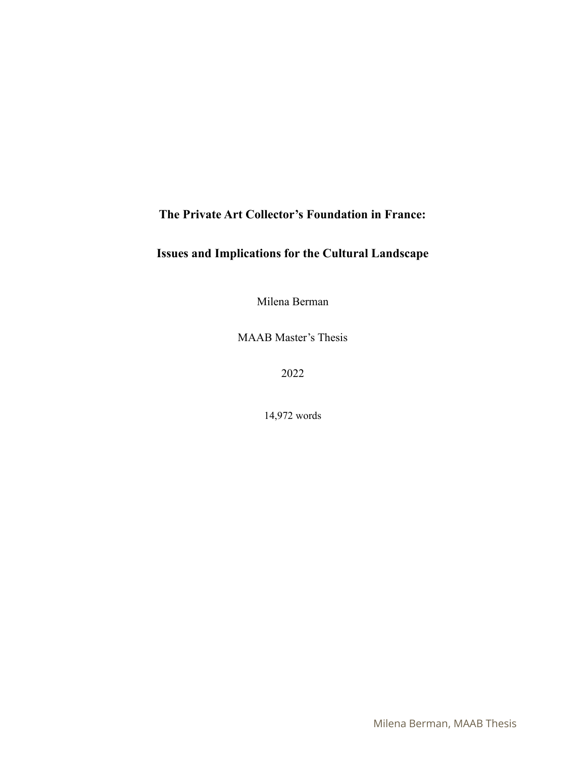# The Private Art Collector's Foundation in France:

# Issues and Implications for the Cultural Landscape

Milena Berman

MAAB Master's Thesis

2022

14,972 words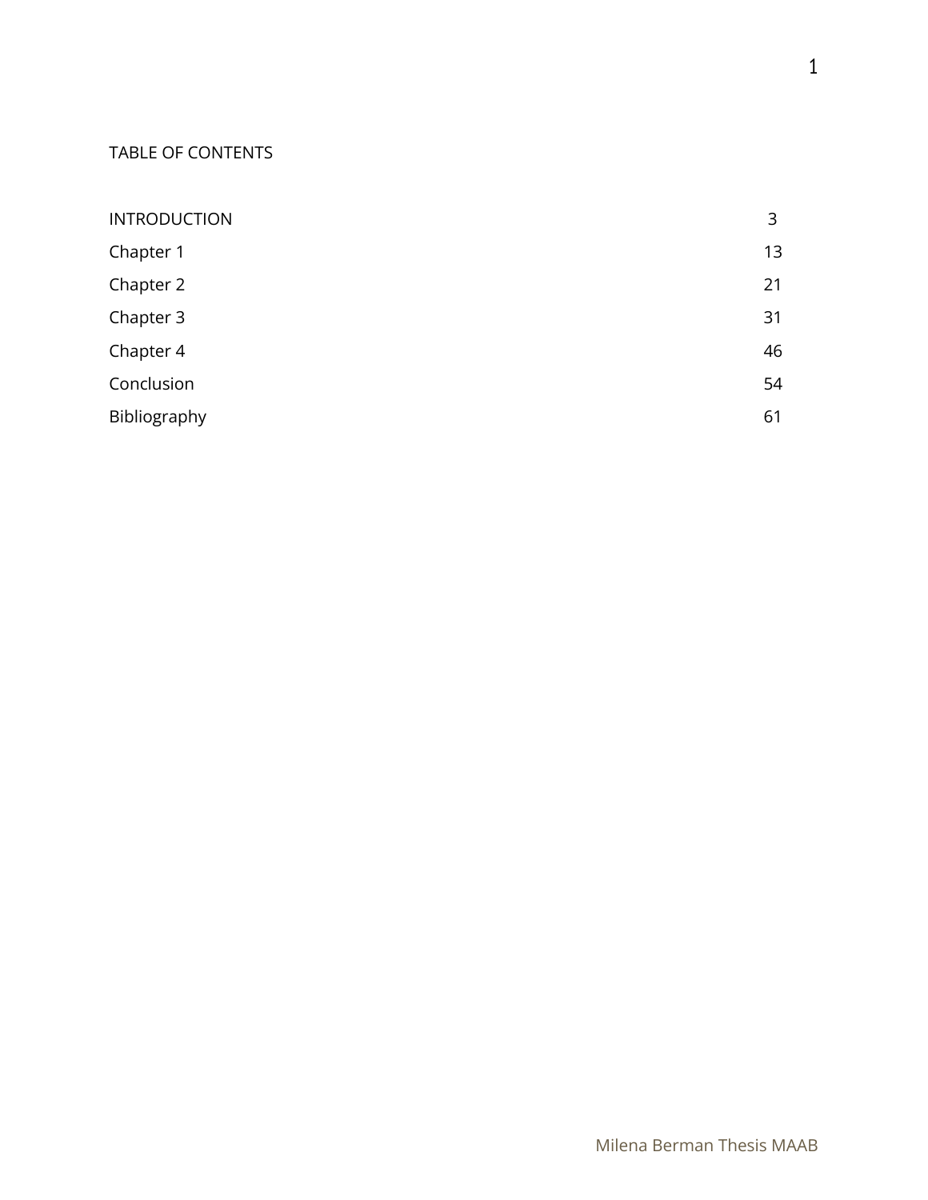# TABLE OF CONTENTS

| | |
|---|---|
| INTRODUCTION | 3 |
| Chapter 1 | 13 |
| Chapter 2 | 21 |
| Chapter 3 | 31 |
| Chapter 4 | 46 |
| Conclusion | 54 |
| Bibliography | 61 |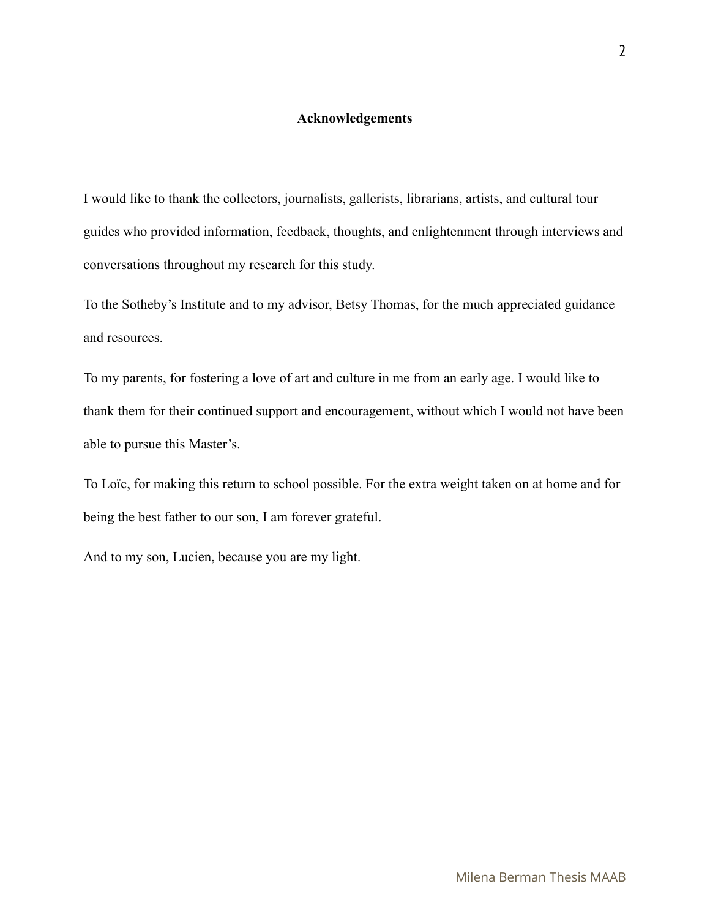## Acknowledgements

I would like to thank the collectors, journalists, gallerists, librarians, artists, and cultural tour guides who provided information, feedback, thoughts, and enlightenment through interviews and conversations throughout my research for this study.

To the Sotheby's Institute and to my advisor, Betsy Thomas, for the much appreciated guidance and resources.

To my parents, for fostering a love of art and culture in me from an early age. I would like to thank them for their continued support and encouragement, without which I would not have been able to pursue this Master's.

To Loïc, for making this return to school possible. For the extra weight taken on at home and for being the best father to our son, I am forever grateful.

And to my son, Lucien, because you are my light.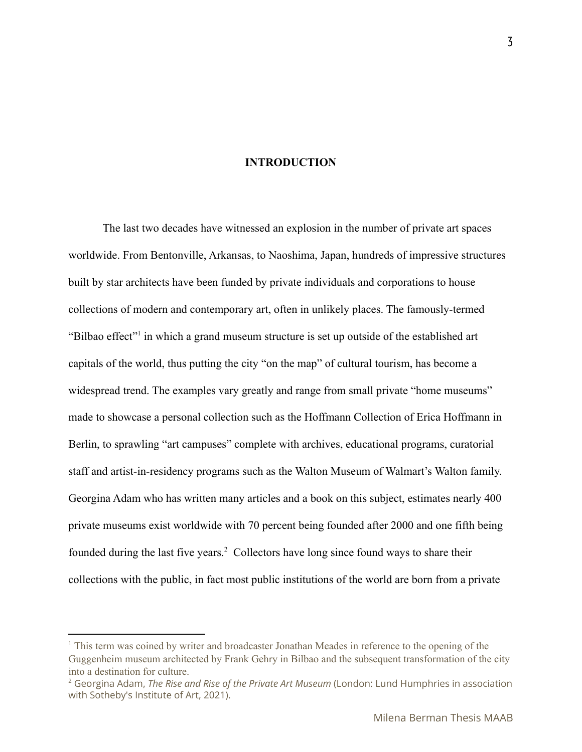# INTRODUCTION

The last two decades have witnessed an explosion in the number of private art spaces worldwide. From Bentonville, Arkansas, to Naoshima, Japan, hundreds of impressive structures built by star architects have been funded by private individuals and corporations to house collections of modern and contemporary art, often in unlikely places. The famously-termed "Bilbao effect"[1] in which a grand museum structure is set up outside of the established art capitals of the world, thus putting the city "on the map" of cultural tourism, has become a widespread trend. The examples vary greatly and range from small private "home museums" made to showcase a personal collection such as the Hoffmann Collection of Erica Hoffmann in Berlin, to sprawling "art campuses" complete with archives, educational programs, curatorial staff and artist-in-residency programs such as the Walton Museum of Walmart's Walton family. Georgina Adam who has written many articles and a book on this subject, estimates nearly 400 private museums exist worldwide with 70 percent being founded after 2000 and one fifth being founded during the last five years.[2] Collectors have long since found ways to share their collections with the public, in fact most public institutions of the world are born from a private

---

[1] This term was coined by writer and broadcaster Jonathan Meades in reference to the opening of the Guggenheim museum architected by Frank Gehry in Bilbao and the subsequent transformation of the city into a destination for culture.

[2] Georgina Adam, *The Rise and Rise of the Private Art Museum* (London: Lund Humphries in association with Sotheby's Institute of Art, 2021).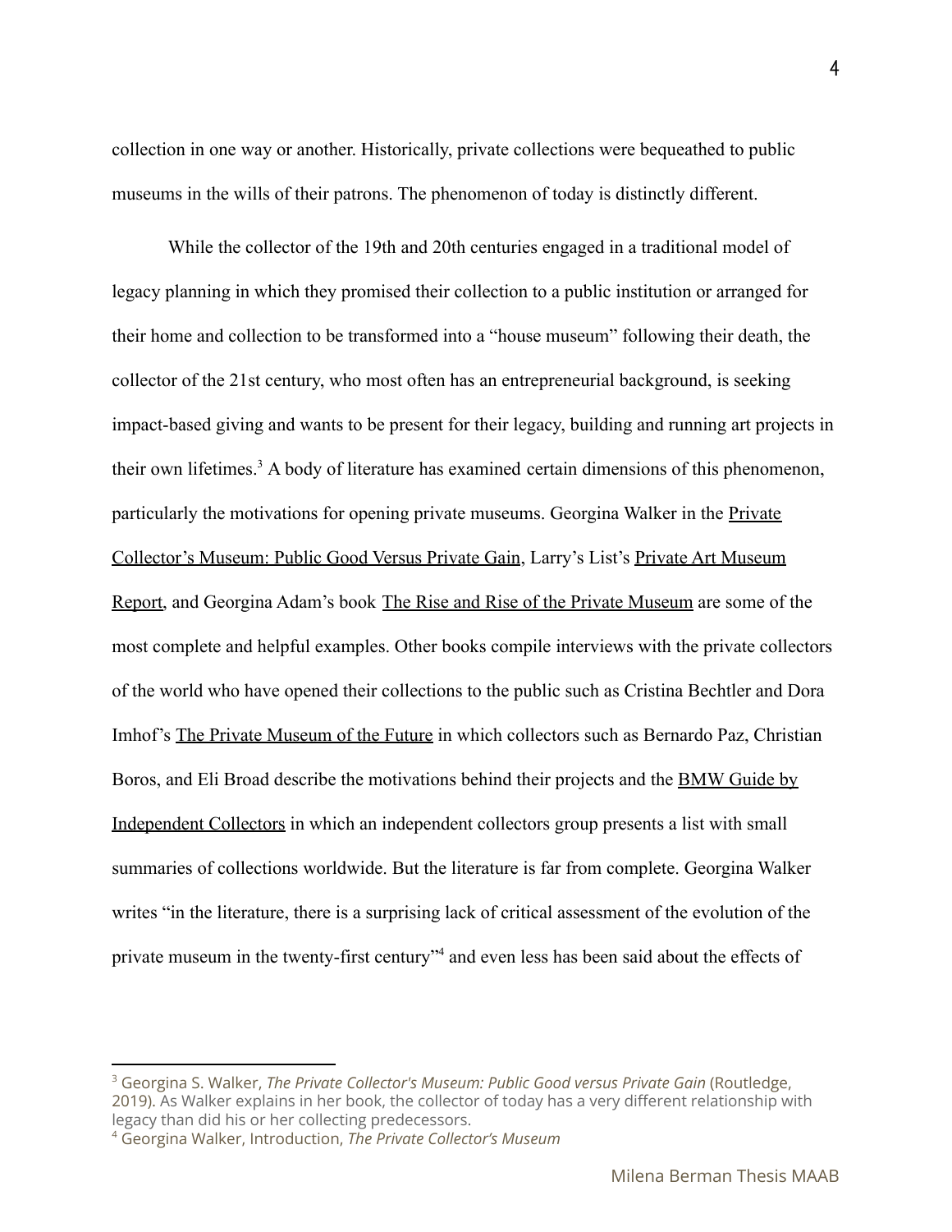collection in one way or another. Historically, private collections were bequeathed to public museums in the wills of their patrons. The phenomenon of today is distinctly different.

While the collector of the 19th and 20th centuries engaged in a traditional model of legacy planning in which they promised their collection to a public institution or arranged for their home and collection to be transformed into a "house museum" following their death, the collector of the 21st century, who most often has an entrepreneurial background, is seeking impact-based giving and wants to be present for their legacy, building and running art projects in their own lifetimes.[3] A body of literature has examined certain dimensions of this phenomenon, particularly the motivations for opening private museums. Georgina Walker in the Private Collector's Museum: Public Good Versus Private Gain, Larry's List's Private Art Museum Report, and Georgina Adam's book The Rise and Rise of the Private Museum are some of the most complete and helpful examples. Other books compile interviews with the private collectors of the world who have opened their collections to the public such as Cristina Bechtler and Dora Imhof's The Private Museum of the Future in which collectors such as Bernardo Paz, Christian Boros, and Eli Broad describe the motivations behind their projects and the BMW Guide by Independent Collectors in which an independent collectors group presents a list with small summaries of collections worldwide. But the literature is far from complete. Georgina Walker writes "in the literature, there is a surprising lack of critical assessment of the evolution of the private museum in the twenty-first century"[4] and even less has been said about the effects of

---

[3] Georgina S. Walker, *The Private Collector's Museum: Public Good versus Private Gain* (Routledge, 2019). As Walker explains in her book, the collector of today has a very different relationship with legacy than did his or her collecting predecessors.

[4] Georgina Walker, Introduction, *The Private Collector's Museum*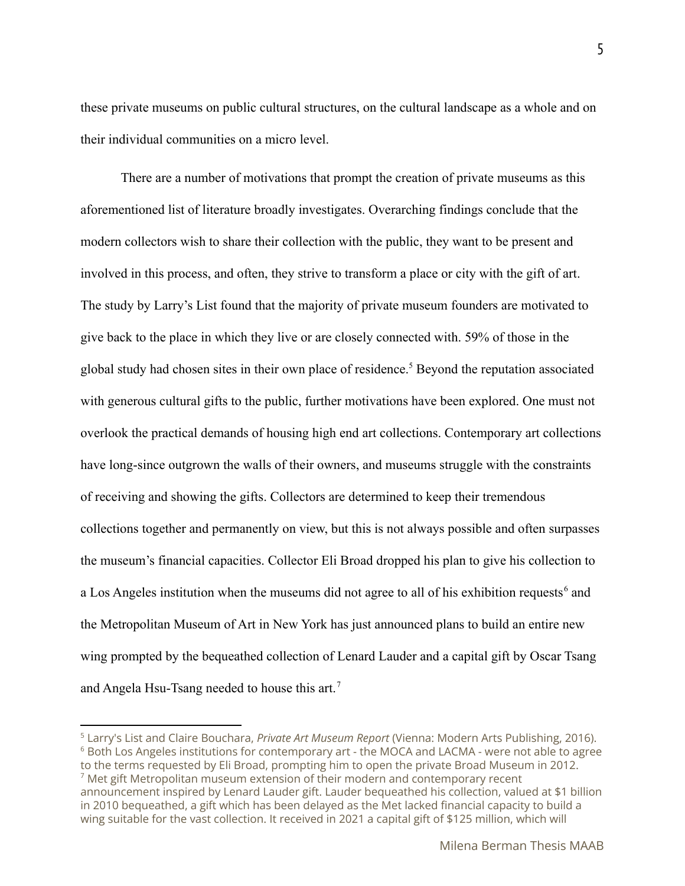these private museums on public cultural structures, on the cultural landscape as a whole and on their individual communities on a micro level.

There are a number of motivations that prompt the creation of private museums as this aforementioned list of literature broadly investigates. Overarching findings conclude that the modern collectors wish to share their collection with the public, they want to be present and involved in this process, and often, they strive to transform a place or city with the gift of art. The study by Larry's List found that the majority of private museum founders are motivated to give back to the place in which they live or are closely connected with. 59% of those in the global study had chosen sites in their own place of residence.[5] Beyond the reputation associated with generous cultural gifts to the public, further motivations have been explored. One must not overlook the practical demands of housing high end art collections. Contemporary art collections have long-since outgrown the walls of their owners, and museums struggle with the constraints of receiving and showing the gifts. Collectors are determined to keep their tremendous collections together and permanently on view, but this is not always possible and often surpasses the museum's financial capacities. Collector Eli Broad dropped his plan to give his collection to a Los Angeles institution when the museums did not agree to all of his exhibition requests[6] and the Metropolitan Museum of Art in New York has just announced plans to build an entire new wing prompted by the bequeathed collection of Lenard Lauder and a capital gift by Oscar Tsang and Angela Hsu-Tsang needed to house this art.[7]

---

[5] Larry's List and Claire Bouchara, *Private Art Museum Report* (Vienna: Modern Arts Publishing, 2016).

[6] Both Los Angeles institutions for contemporary art - the MOCA and LACMA - were not able to agree to the terms requested by Eli Broad, prompting him to open the private Broad Museum in 2012.

[7] Met gift Metropolitan museum extension of their modern and contemporary recent announcement inspired by Lenard Lauder gift. Lauder bequeathed his collection, valued at $1 billion in 2010 bequeathed, a gift which has been delayed as the Met lacked financial capacity to build a wing suitable for the vast collection. It received in 2021 a capital gift of $125 million, which will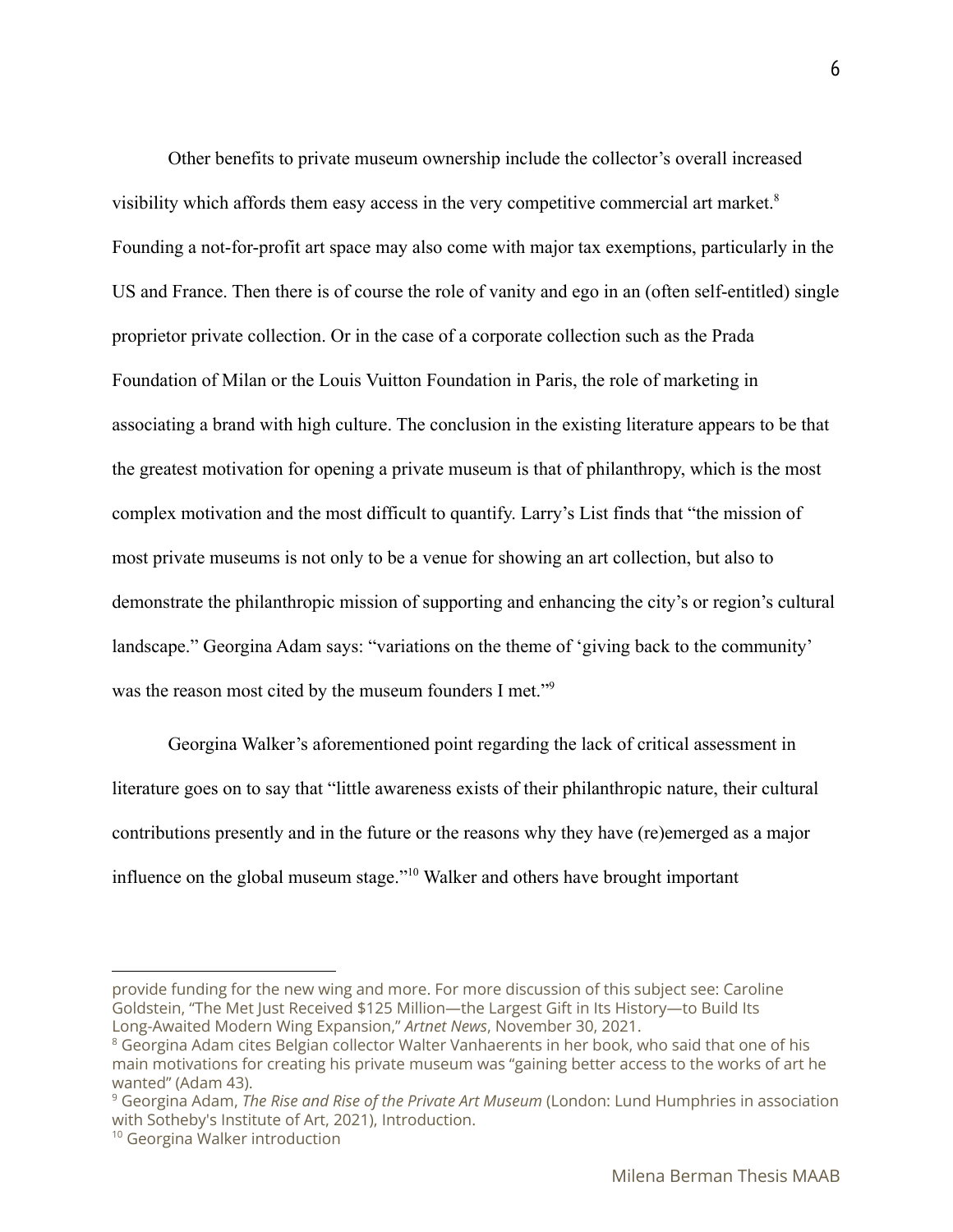Other benefits to private museum ownership include the collector's overall increased visibility which affords them easy access in the very competitive commercial art market.[8] Founding a not-for-profit art space may also come with major tax exemptions, particularly in the US and France. Then there is of course the role of vanity and ego in an (often self-entitled) single proprietor private collection. Or in the case of a corporate collection such as the Prada Foundation of Milan or the Louis Vuitton Foundation in Paris, the role of marketing in associating a brand with high culture. The conclusion in the existing literature appears to be that the greatest motivation for opening a private museum is that of philanthropy, which is the most complex motivation and the most difficult to quantify. Larry's List finds that "the mission of most private museums is not only to be a venue for showing an art collection, but also to demonstrate the philanthropic mission of supporting and enhancing the city's or region's cultural landscape." Georgina Adam says: "variations on the theme of 'giving back to the community' was the reason most cited by the museum founders I met."[9]

Georgina Walker's aforementioned point regarding the lack of critical assessment in literature goes on to say that "little awareness exists of their philanthropic nature, their cultural contributions presently and in the future or the reasons why they have (re)emerged as a major influence on the global museum stage."[10] Walker and others have brought important

---

provide funding for the new wing and more. For more discussion of this subject see: Caroline Goldstein, "The Met Just Received $125 Million—the Largest Gift in Its History—to Build Its Long-Awaited Modern Wing Expansion," *Artnet News*, November 30, 2021.

[8] Georgina Adam cites Belgian collector Walter Vanhaerents in her book, who said that one of his main motivations for creating his private museum was "gaining better access to the works of art he wanted" (Adam 43).

[9] Georgina Adam, *The Rise and Rise of the Private Art Museum* (London: Lund Humphries in association with Sotheby's Institute of Art, 2021), Introduction.

[10] Georgina Walker introduction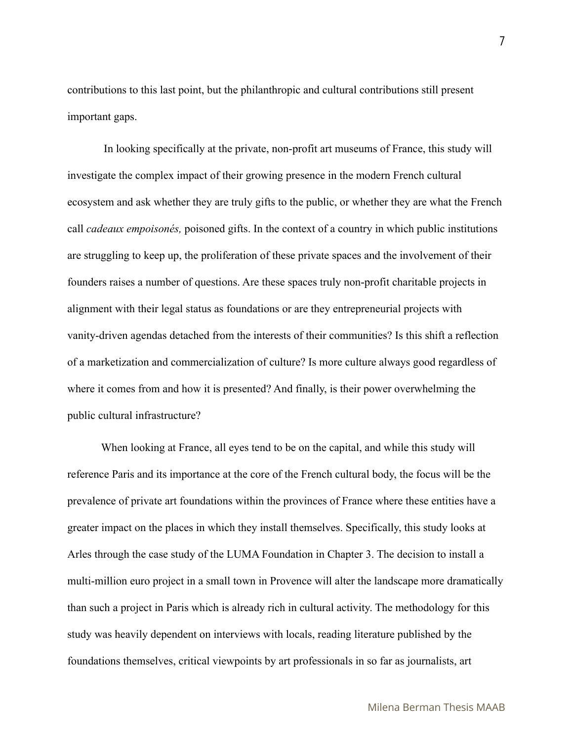contributions to this last point, but the philanthropic and cultural contributions still present important gaps.

In looking specifically at the private, non-profit art museums of France, this study will investigate the complex impact of their growing presence in the modern French cultural ecosystem and ask whether they are truly gifts to the public, or whether they are what the French call *cadeaux empoisonés,* poisoned gifts. In the context of a country in which public institutions are struggling to keep up, the proliferation of these private spaces and the involvement of their founders raises a number of questions. Are these spaces truly non-profit charitable projects in alignment with their legal status as foundations or are they entrepreneurial projects with vanity-driven agendas detached from the interests of their communities? Is this shift a reflection of a marketization and commercialization of culture? Is more culture always good regardless of where it comes from and how it is presented? And finally, is their power overwhelming the public cultural infrastructure?

When looking at France, all eyes tend to be on the capital, and while this study will reference Paris and its importance at the core of the French cultural body, the focus will be the prevalence of private art foundations within the provinces of France where these entities have a greater impact on the places in which they install themselves. Specifically, this study looks at Arles through the case study of the LUMA Foundation in Chapter 3. The decision to install a multi-million euro project in a small town in Provence will alter the landscape more dramatically than such a project in Paris which is already rich in cultural activity. The methodology for this study was heavily dependent on interviews with locals, reading literature published by the foundations themselves, critical viewpoints by art professionals in so far as journalists, art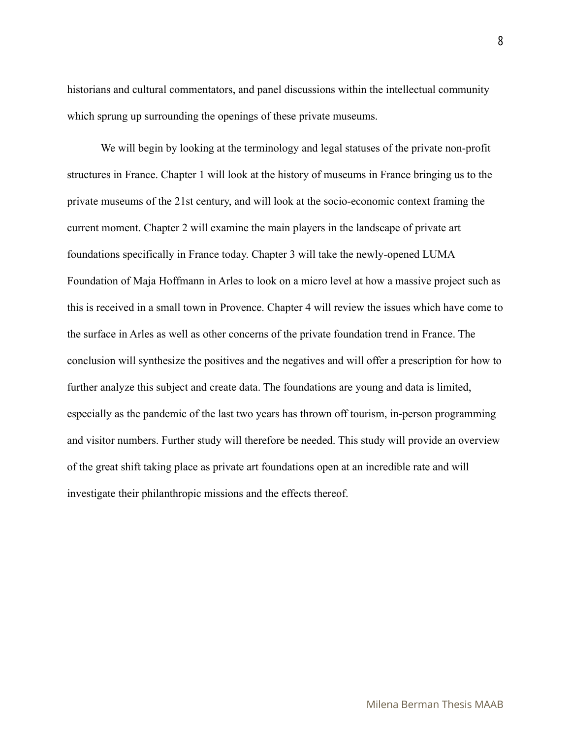historians and cultural commentators, and panel discussions within the intellectual community which sprung up surrounding the openings of these private museums.

We will begin by looking at the terminology and legal statuses of the private non-profit structures in France. Chapter 1 will look at the history of museums in France bringing us to the private museums of the 21st century, and will look at the socio-economic context framing the current moment. Chapter 2 will examine the main players in the landscape of private art foundations specifically in France today. Chapter 3 will take the newly-opened LUMA Foundation of Maja Hoffmann in Arles to look on a micro level at how a massive project such as this is received in a small town in Provence. Chapter 4 will review the issues which have come to the surface in Arles as well as other concerns of the private foundation trend in France. The conclusion will synthesize the positives and the negatives and will offer a prescription for how to further analyze this subject and create data. The foundations are young and data is limited, especially as the pandemic of the last two years has thrown off tourism, in-person programming and visitor numbers. Further study will therefore be needed. This study will provide an overview of the great shift taking place as private art foundations open at an incredible rate and will investigate their philanthropic missions and the effects thereof.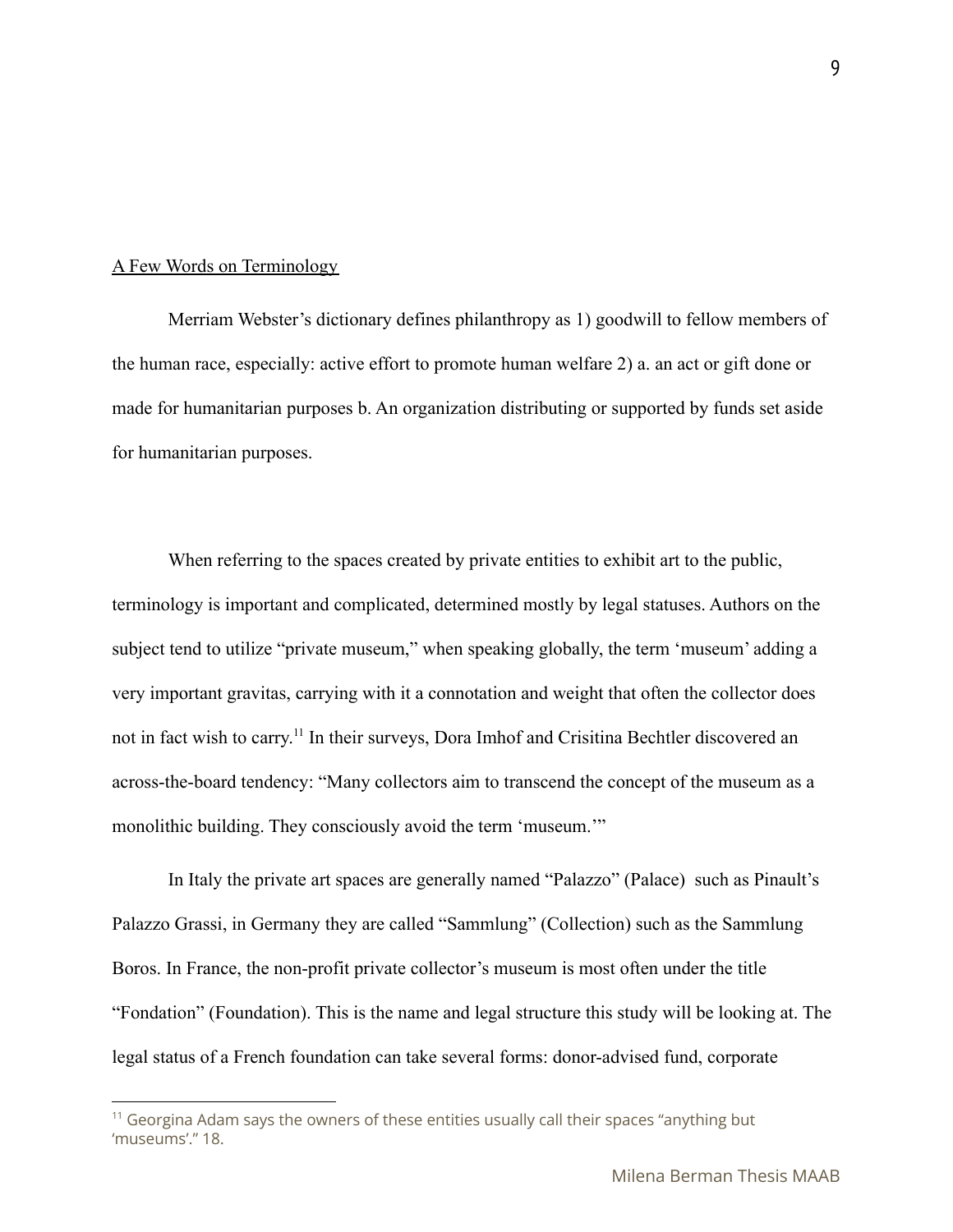A Few Words on Terminology

Merriam Webster's dictionary defines philanthropy as 1) goodwill to fellow members of the human race, especially: active effort to promote human welfare 2) a. an act or gift done or made for humanitarian purposes b. An organization distributing or supported by funds set aside for humanitarian purposes.

When referring to the spaces created by private entities to exhibit art to the public, terminology is important and complicated, determined mostly by legal statuses. Authors on the subject tend to utilize "private museum," when speaking globally, the term 'museum' adding a very important gravitas, carrying with it a connotation and weight that often the collector does not in fact wish to carry.[11] In their surveys, Dora Imhof and Crisitina Bechtler discovered an across-the-board tendency: "Many collectors aim to transcend the concept of the museum as a monolithic building. They consciously avoid the term 'museum.'"

In Italy the private art spaces are generally named "Palazzo" (Palace) such as Pinault's Palazzo Grassi, in Germany they are called "Sammlung" (Collection) such as the Sammlung Boros. In France, the non-profit private collector's museum is most often under the title "Fondation" (Foundation). This is the name and legal structure this study will be looking at. The legal status of a French foundation can take several forms: donor-advised fund, corporate

[11] Georgina Adam says the owners of these entities usually call their spaces "anything but 'museums'." 18.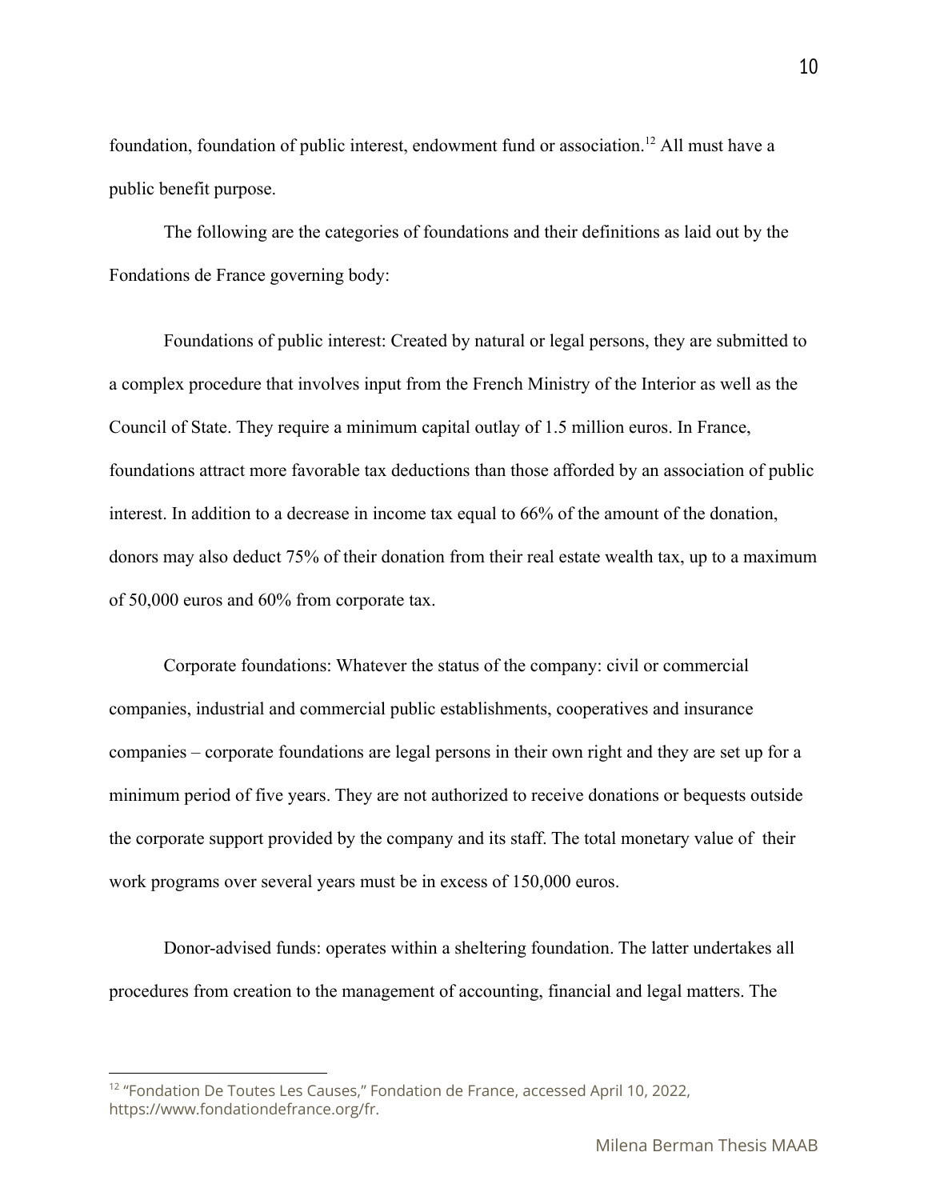foundation, foundation of public interest, endowment fund or association.[12] All must have a public benefit purpose.

The following are the categories of foundations and their definitions as laid out by the Fondations de France governing body:

Foundations of public interest: Created by natural or legal persons, they are submitted to a complex procedure that involves input from the French Ministry of the Interior as well as the Council of State. They require a minimum capital outlay of 1.5 million euros. In France, foundations attract more favorable tax deductions than those afforded by an association of public interest. In addition to a decrease in income tax equal to 66% of the amount of the donation, donors may also deduct 75% of their donation from their real estate wealth tax, up to a maximum of 50,000 euros and 60% from corporate tax.

Corporate foundations: Whatever the status of the company: civil or commercial companies, industrial and commercial public establishments, cooperatives and insurance companies – corporate foundations are legal persons in their own right and they are set up for a minimum period of five years. They are not authorized to receive donations or bequests outside the corporate support provided by the company and its staff. The total monetary value of their work programs over several years must be in excess of 150,000 euros.

Donor-advised funds: operates within a sheltering foundation. The latter undertakes all procedures from creation to the management of accounting, financial and legal matters. The

[12] "Fondation De Toutes Les Causes," Fondation de France, accessed April 10, 2022, https://www.fondationdefrance.org/fr.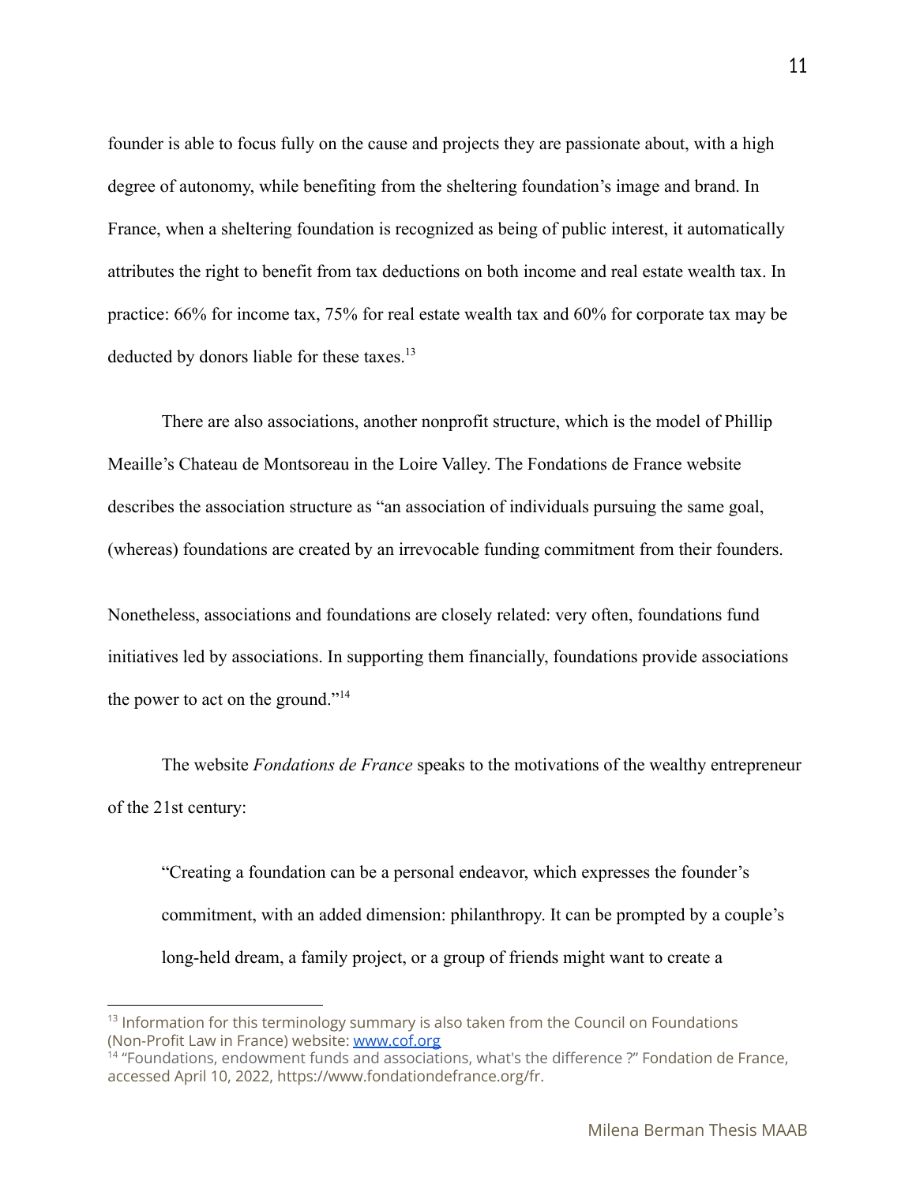founder is able to focus fully on the cause and projects they are passionate about, with a high degree of autonomy, while benefiting from the sheltering foundation's image and brand. In France, when a sheltering foundation is recognized as being of public interest, it automatically attributes the right to benefit from tax deductions on both income and real estate wealth tax. In practice: 66% for income tax, 75% for real estate wealth tax and 60% for corporate tax may be deducted by donors liable for these taxes.[13]

There are also associations, another nonprofit structure, which is the model of Phillip Meaille's Chateau de Montsoreau in the Loire Valley. The Fondations de France website describes the association structure as "an association of individuals pursuing the same goal, (whereas) foundations are created by an irrevocable funding commitment from their founders.

Nonetheless, associations and foundations are closely related: very often, foundations fund initiatives led by associations. In supporting them financially, foundations provide associations the power to act on the ground."[14]

The website *Fondations de France* speaks to the motivations of the wealthy entrepreneur of the 21st century:

> "Creating a foundation can be a personal endeavor, which expresses the founder's commitment, with an added dimension: philanthropy. It can be prompted by a couple's long-held dream, a family project, or a group of friends might want to create a

---

[13] Information for this terminology summary is also taken from the Council on Foundations (Non-Profit Law in France) website: [www.cof.org](http://www.cof.org)

[14] "Foundations, endowment funds and associations, what's the difference ?" Fondation de France, accessed April 10, 2022, https://www.fondationdefrance.org/fr.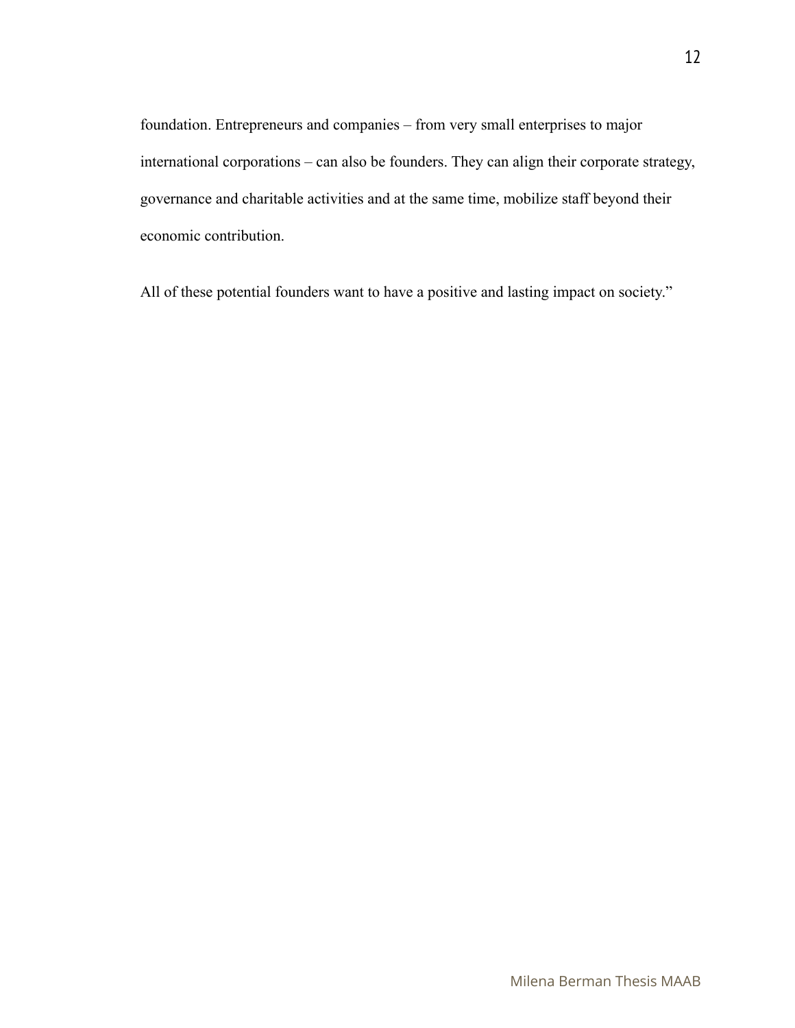foundation. Entrepreneurs and companies – from very small enterprises to major international corporations – can also be founders. They can align their corporate strategy, governance and charitable activities and at the same time, mobilize staff beyond their economic contribution.

All of these potential founders want to have a positive and lasting impact on society."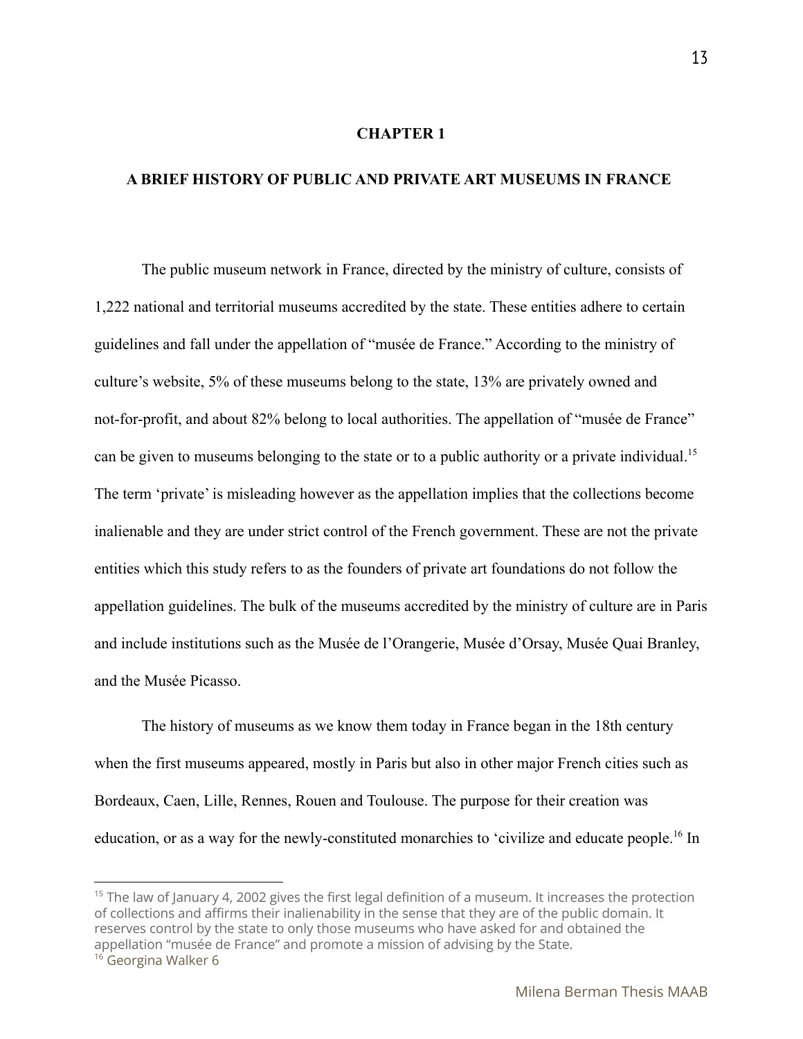# CHAPTER 1

## A BRIEF HISTORY OF PUBLIC AND PRIVATE ART MUSEUMS IN FRANCE

The public museum network in France, directed by the ministry of culture, consists of 1,222 national and territorial museums accredited by the state. These entities adhere to certain guidelines and fall under the appellation of "musée de France." According to the ministry of culture's website, 5% of these museums belong to the state, 13% are privately owned and not-for-profit, and about 82% belong to local authorities. The appellation of "musée de France" can be given to museums belonging to the state or to a public authority or a private individual.[15] The term 'private' is misleading however as the appellation implies that the collections become inalienable and they are under strict control of the French government. These are not the private entities which this study refers to as the founders of private art foundations do not follow the appellation guidelines. The bulk of the museums accredited by the ministry of culture are in Paris and include institutions such as the Musée de l'Orangerie, Musée d'Orsay, Musée Quai Branley, and the Musée Picasso.

The history of museums as we know them today in France began in the 18th century when the first museums appeared, mostly in Paris but also in other major French cities such as Bordeaux, Caen, Lille, Rennes, Rouen and Toulouse. The purpose for their creation was education, or as a way for the newly-constituted monarchies to 'civilize and educate people.[16] In

---

[15] The law of January 4, 2002 gives the first legal definition of a museum. It increases the protection of collections and affirms their inalienability in the sense that they are of the public domain. It reserves control by the state to only those museums who have asked for and obtained the appellation "musée de France" and promote a mission of advising by the State.

[16] Georgina Walker 6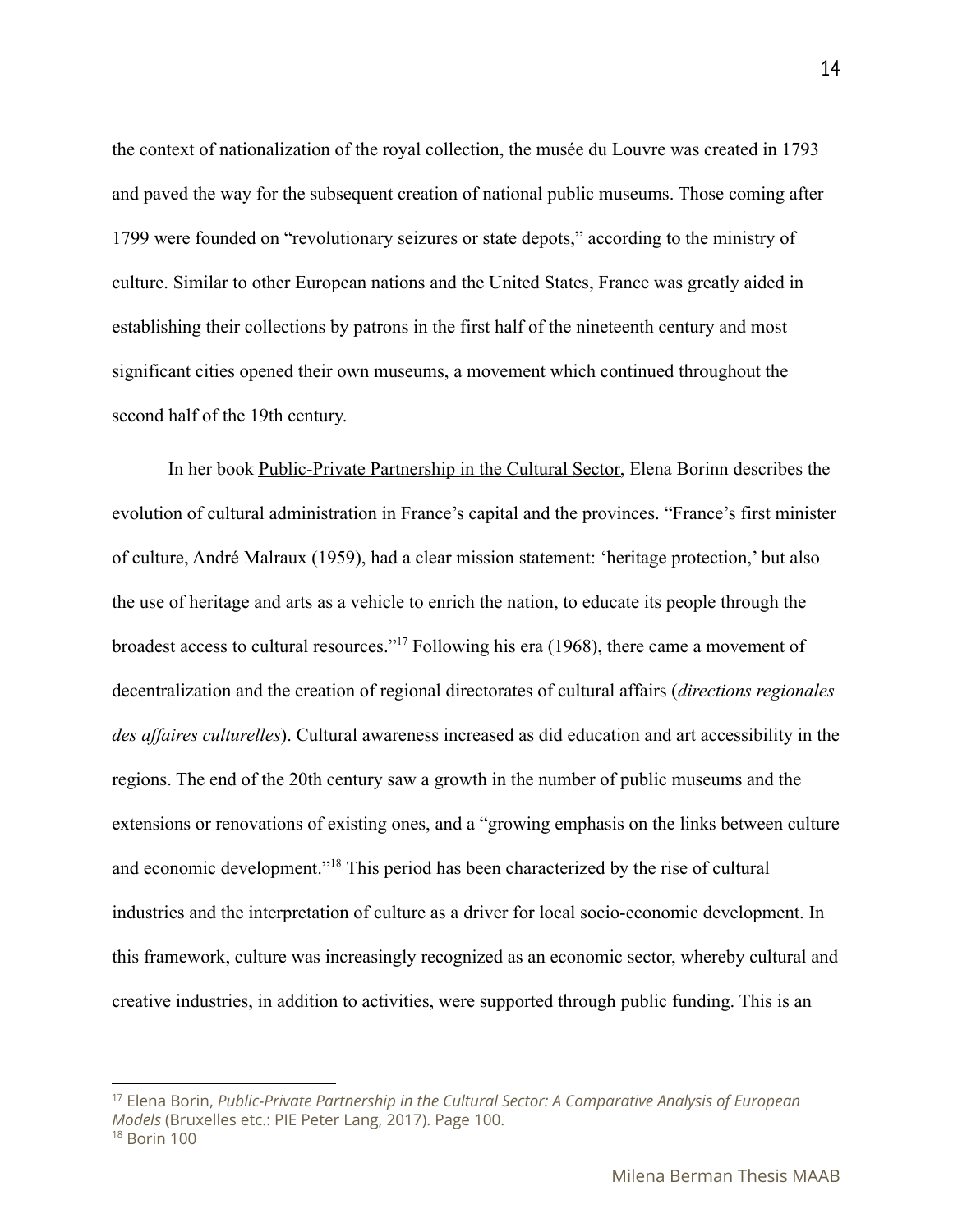the context of nationalization of the royal collection, the musée du Louvre was created in 1793 and paved the way for the subsequent creation of national public museums. Those coming after 1799 were founded on "revolutionary seizures or state depots," according to the ministry of culture. Similar to other European nations and the United States, France was greatly aided in establishing their collections by patrons in the first half of the nineteenth century and most significant cities opened their own museums, a movement which continued throughout the second half of the 19th century.

In her book Public-Private Partnership in the Cultural Sector, Elena Borinn describes the evolution of cultural administration in France's capital and the provinces. "France's first minister of culture, André Malraux (1959), had a clear mission statement: 'heritage protection,' but also the use of heritage and arts as a vehicle to enrich the nation, to educate its people through the broadest access to cultural resources."[17] Following his era (1968), there came a movement of decentralization and the creation of regional directorates of cultural affairs (*directions regionales des affaires culturelles*). Cultural awareness increased as did education and art accessibility in the regions. The end of the 20th century saw a growth in the number of public museums and the extensions or renovations of existing ones, and a "growing emphasis on the links between culture and economic development."[18] This period has been characterized by the rise of cultural industries and the interpretation of culture as a driver for local socio-economic development. In this framework, culture was increasingly recognized as an economic sector, whereby cultural and creative industries, in addition to activities, were supported through public funding. This is an

---

[17] Elena Borin, *Public-Private Partnership in the Cultural Sector: A Comparative Analysis of European Models* (Bruxelles etc.: PIE Peter Lang, 2017). Page 100.

[18] Borin 100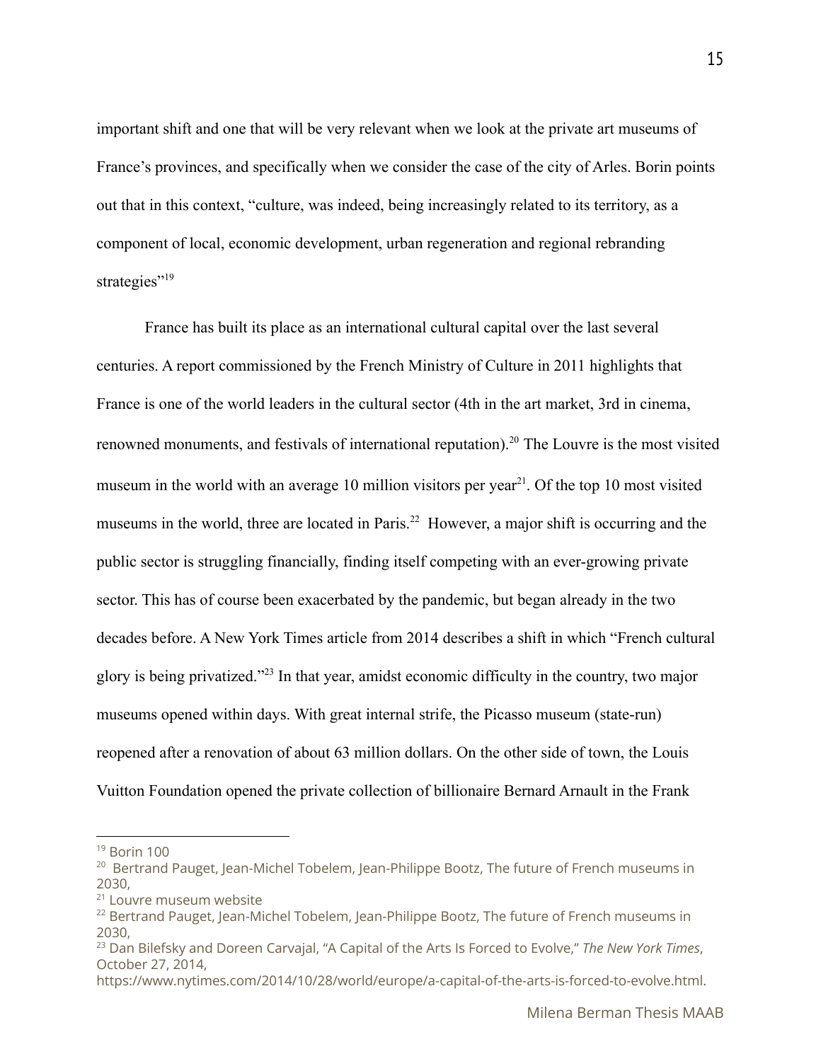important shift and one that will be very relevant when we look at the private art museums of France's provinces, and specifically when we consider the case of the city of Arles. Borin points out that in this context, "culture, was indeed, being increasingly related to its territory, as a component of local, economic development, urban regeneration and regional rebranding strategies"[19]

France has built its place as an international cultural capital over the last several centuries. A report commissioned by the French Ministry of Culture in 2011 highlights that France is one of the world leaders in the cultural sector (4th in the art market, 3rd in cinema, renowned monuments, and festivals of international reputation).[20] The Louvre is the most visited museum in the world with an average 10 million visitors per year[21]. Of the top 10 most visited museums in the world, three are located in Paris.[22] However, a major shift is occurring and the public sector is struggling financially, finding itself competing with an ever-growing private sector. This has of course been exacerbated by the pandemic, but began already in the two decades before. A New York Times article from 2014 describes a shift in which "French cultural glory is being privatized."[23] In that year, amidst economic difficulty in the country, two major museums opened within days. With great internal strife, the Picasso museum (state-run) reopened after a renovation of about 63 million dollars. On the other side of town, the Louis Vuitton Foundation opened the private collection of billionaire Bernard Arnault in the Frank

---

[19] Borin 100

[20] Bertrand Pauget, Jean-Michel Tobelem, Jean-Philippe Bootz, The future of French museums in 2030,

[21] Louvre museum website

[22] Bertrand Pauget, Jean-Michel Tobelem, Jean-Philippe Bootz, The future of French museums in 2030,

[23] Dan Bilefsky and Doreen Carvajal, "A Capital of the Arts Is Forced to Evolve," *The New York Times*, October 27, 2014, https://www.nytimes.com/2014/10/28/world/europe/a-capital-of-the-arts-is-forced-to-evolve.html.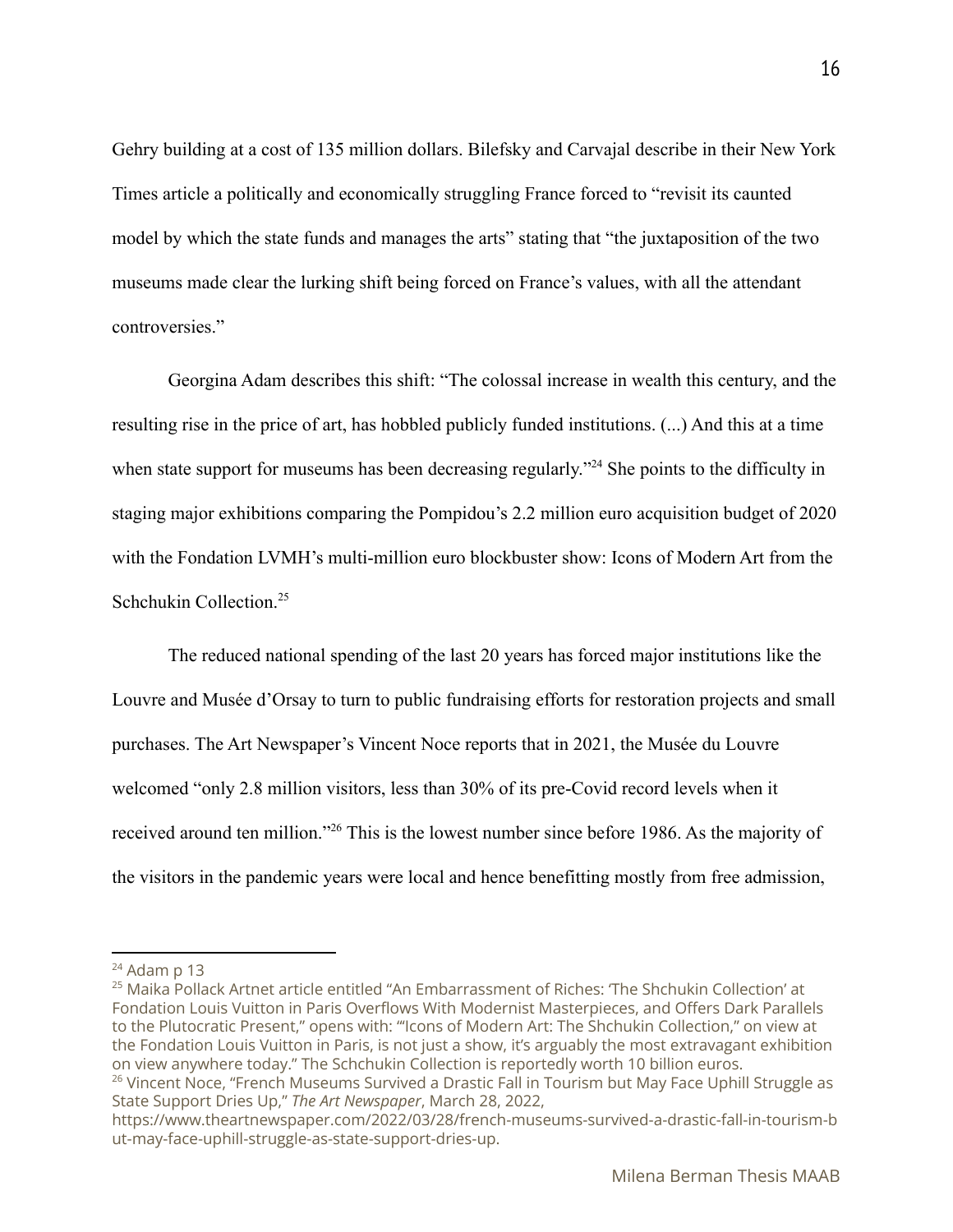Gehry building at a cost of 135 million dollars. Bilefsky and Carvajal describe in their New York Times article a politically and economically struggling France forced to "revisit its caunted model by which the state funds and manages the arts" stating that "the juxtaposition of the two museums made clear the lurking shift being forced on France's values, with all the attendant controversies."

Georgina Adam describes this shift: "The colossal increase in wealth this century, and the resulting rise in the price of art, has hobbled publicly funded institutions. (...) And this at a time when state support for museums has been decreasing regularly."[24] She points to the difficulty in staging major exhibitions comparing the Pompidou's 2.2 million euro acquisition budget of 2020 with the Fondation LVMH's multi-million euro blockbuster show: Icons of Modern Art from the Schchukin Collection.[25]

The reduced national spending of the last 20 years has forced major institutions like the Louvre and Musée d'Orsay to turn to public fundraising efforts for restoration projects and small purchases. The Art Newspaper's Vincent Noce reports that in 2021, the Musée du Louvre welcomed "only 2.8 million visitors, less than 30% of its pre-Covid record levels when it received around ten million."[26] This is the lowest number since before 1986. As the majority of the visitors in the pandemic years were local and hence benefitting mostly from free admission,

---

[24] Adam p 13

[25] Maika Pollack Artnet article entitled "An Embarrassment of Riches: 'The Shchukin Collection' at Fondation Louis Vuitton in Paris Overflows With Modernist Masterpieces, and Offers Dark Parallels to the Plutocratic Present," opens with: "'Icons of Modern Art: The Shchukin Collection," on view at the Fondation Louis Vuitton in Paris, is not just a show, it's arguably the most extravagant exhibition on view anywhere today." The Schchukin Collection is reportedly worth 10 billion euros.

[26] Vincent Noce, "French Museums Survived a Drastic Fall in Tourism but May Face Uphill Struggle as State Support Dries Up," *The Art Newspaper*, March 28, 2022, https://www.theartnewspaper.com/2022/03/28/french-museums-survived-a-drastic-fall-in-tourism-but-may-face-uphill-struggle-as-state-support-dries-up.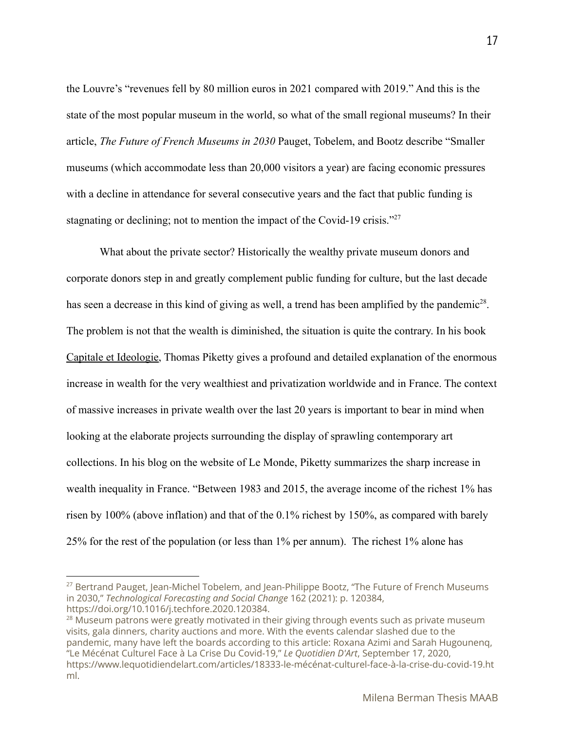the Louvre's "revenues fell by 80 million euros in 2021 compared with 2019." And this is the state of the most popular museum in the world, so what of the small regional museums? In their article, *The Future of French Museums in 2030* Pauget, Tobelem, and Bootz describe "Smaller museums (which accommodate less than 20,000 visitors a year) are facing economic pressures with a decline in attendance for several consecutive years and the fact that public funding is stagnating or declining; not to mention the impact of the Covid-19 crisis."[27]

What about the private sector? Historically the wealthy private museum donors and corporate donors step in and greatly complement public funding for culture, but the last decade has seen a decrease in this kind of giving as well, a trend has been amplified by the pandemic[28]. The problem is not that the wealth is diminished, the situation is quite the contrary. In his book Capitale et Ideologie, Thomas Piketty gives a profound and detailed explanation of the enormous increase in wealth for the very wealthiest and privatization worldwide and in France. The context of massive increases in private wealth over the last 20 years is important to bear in mind when looking at the elaborate projects surrounding the display of sprawling contemporary art collections. In his blog on the website of Le Monde, Piketty summarizes the sharp increase in wealth inequality in France. "Between 1983 and 2015, the average income of the richest 1% has risen by 100% (above inflation) and that of the 0.1% richest by 150%, as compared with barely 25% for the rest of the population (or less than 1% per annum). The richest 1% alone has

---

[27] Bertrand Pauget, Jean-Michel Tobelem, and Jean-Philippe Bootz, "The Future of French Museums in 2030," *Technological Forecasting and Social Change* 162 (2021): p. 120384, https://doi.org/10.1016/j.techfore.2020.120384.

[28] Museum patrons were greatly motivated in their giving through events such as private museum visits, gala dinners, charity auctions and more. With the events calendar slashed due to the pandemic, many have left the boards according to this article: Roxana Azimi and Sarah Hugounenq, "Le Mécénat Culturel Face à La Crise Du Covid-19," *Le Quotidien D'Art*, September 17, 2020, https://www.lequotidiendelart.com/articles/18333-le-mécénat-culturel-face-à-la-crise-du-covid-19.html.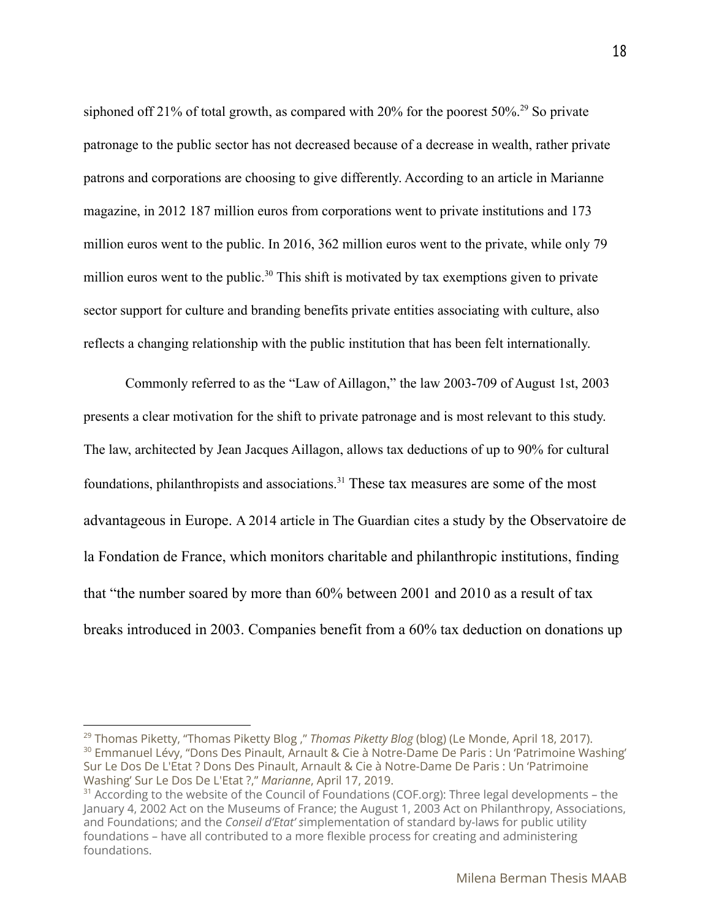siphoned off 21% of total growth, as compared with 20% for the poorest 50%.[29] So private patronage to the public sector has not decreased because of a decrease in wealth, rather private patrons and corporations are choosing to give differently. According to an article in Marianne magazine, in 2012 187 million euros from corporations went to private institutions and 173 million euros went to the public. In 2016, 362 million euros went to the private, while only 79 million euros went to the public.[30] This shift is motivated by tax exemptions given to private sector support for culture and branding benefits private entities associating with culture, also reflects a changing relationship with the public institution that has been felt internationally.

Commonly referred to as the "Law of Aillagon," the law 2003-709 of August 1st, 2003 presents a clear motivation for the shift to private patronage and is most relevant to this study. The law, architected by Jean Jacques Aillagon, allows tax deductions of up to 90% for cultural foundations, philanthropists and associations.[31] These tax measures are some of the most advantageous in Europe. A 2014 article in The Guardian cites a study by the Observatoire de la Fondation de France, which monitors charitable and philanthropic institutions, finding that "the number soared by more than 60% between 2001 and 2010 as a result of tax breaks introduced in 2003. Companies benefit from a 60% tax deduction on donations up

---

[29] Thomas Piketty, "Thomas Piketty Blog ," *Thomas Piketty Blog* (blog) (Le Monde, April 18, 2017).

[30] Emmanuel Lévy, "Dons Des Pinault, Arnault & Cie à Notre-Dame De Paris : Un 'Patrimoine Washing' Sur Le Dos De L'Etat ? Dons Des Pinault, Arnault & Cie à Notre-Dame De Paris : Un 'Patrimoine Washing' Sur Le Dos De L'Etat ?," *Marianne*, April 17, 2019.

[31] According to the website of the Council of Foundations (COF.org): Three legal developments – the January 4, 2002 Act on the Museums of France; the August 1, 2003 Act on Philanthropy, Associations, and Foundations; and the *Conseil d'Etat' s*implementation of standard by-laws for public utility foundations – have all contributed to a more flexible process for creating and administering foundations.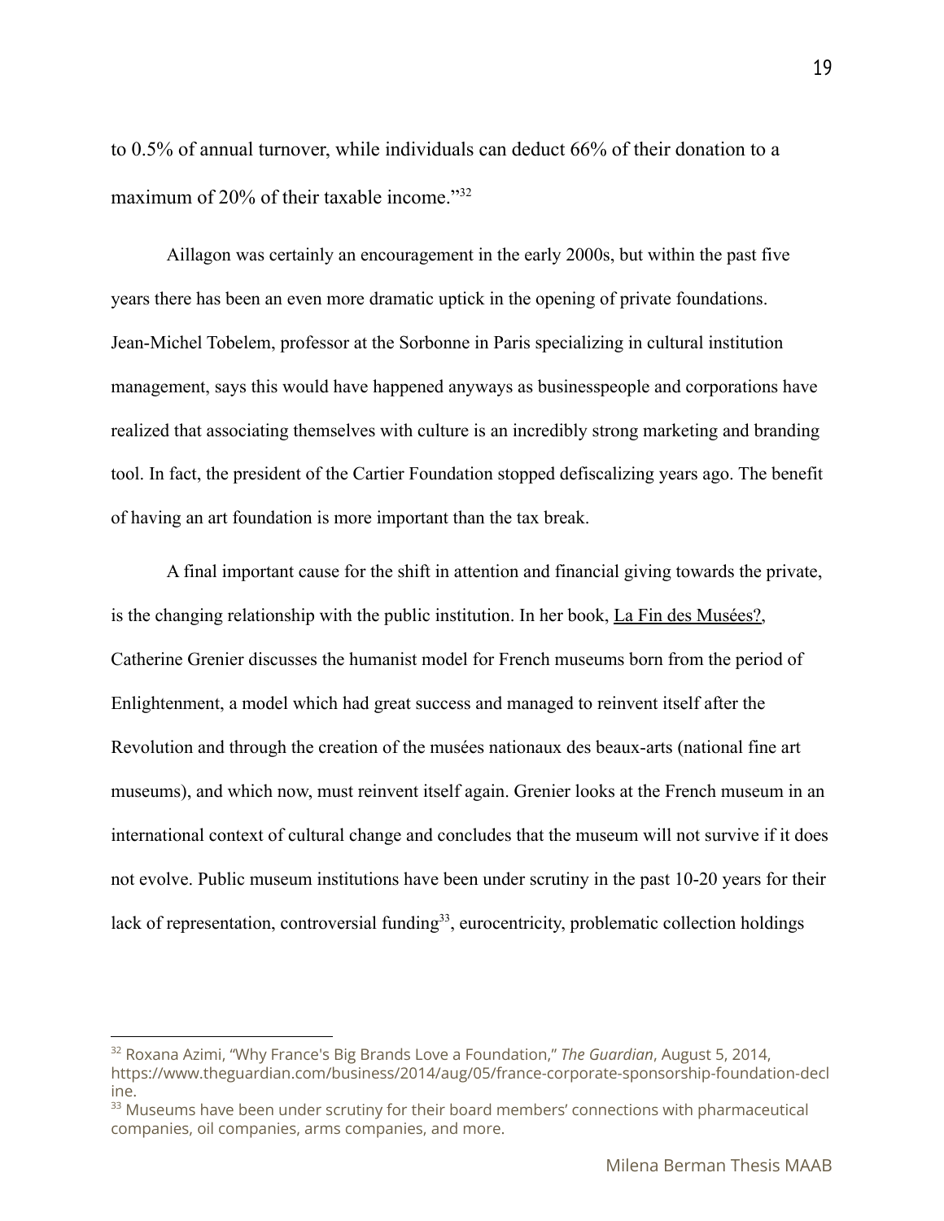to 0.5% of annual turnover, while individuals can deduct 66% of their donation to a maximum of 20% of their taxable income."[32]

Aillagon was certainly an encouragement in the early 2000s, but within the past five years there has been an even more dramatic uptick in the opening of private foundations. Jean-Michel Tobelem, professor at the Sorbonne in Paris specializing in cultural institution management, says this would have happened anyways as businesspeople and corporations have realized that associating themselves with culture is an incredibly strong marketing and branding tool. In fact, the president of the Cartier Foundation stopped defiscalizing years ago. The benefit of having an art foundation is more important than the tax break.

A final important cause for the shift in attention and financial giving towards the private, is the changing relationship with the public institution. In her book, La Fin des Musées?, Catherine Grenier discusses the humanist model for French museums born from the period of Enlightenment, a model which had great success and managed to reinvent itself after the Revolution and through the creation of the musées nationaux des beaux-arts (national fine art museums), and which now, must reinvent itself again. Grenier looks at the French museum in an international context of cultural change and concludes that the museum will not survive if it does not evolve. Public museum institutions have been under scrutiny in the past 10-20 years for their lack of representation, controversial funding[33], eurocentricity, problematic collection holdings

---

[32] Roxana Azimi, "Why France's Big Brands Love a Foundation," *The Guardian*, August 5, 2014, https://www.theguardian.com/business/2014/aug/05/france-corporate-sponsorship-foundation-decline.

[33] Museums have been under scrutiny for their board members' connections with pharmaceutical companies, oil companies, arms companies, and more.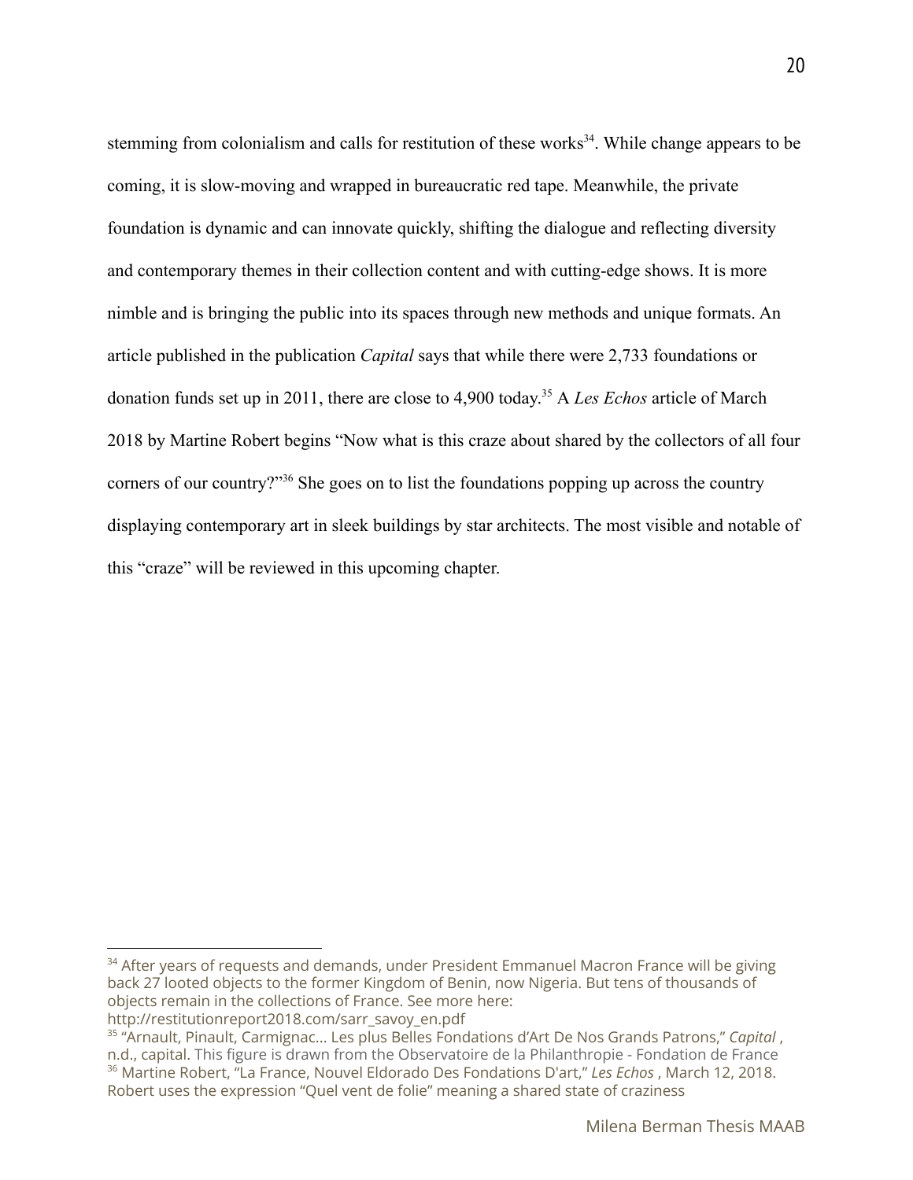stemming from colonialism and calls for restitution of these works[34]. While change appears to be coming, it is slow-moving and wrapped in bureaucratic red tape. Meanwhile, the private foundation is dynamic and can innovate quickly, shifting the dialogue and reflecting diversity and contemporary themes in their collection content and with cutting-edge shows. It is more nimble and is bringing the public into its spaces through new methods and unique formats. An article published in the publication *Capital* says that while there were 2,733 foundations or donation funds set up in 2011, there are close to 4,900 today.[35] A *Les Echos* article of March 2018 by Martine Robert begins "Now what is this craze about shared by the collectors of all four corners of our country?"[36] She goes on to list the foundations popping up across the country displaying contemporary art in sleek buildings by star architects. The most visible and notable of this "craze" will be reviewed in this upcoming chapter.

---

[34] After years of requests and demands, under President Emmanuel Macron France will be giving back 27 looted objects to the former Kingdom of Benin, now Nigeria. But tens of thousands of objects remain in the collections of France. See more here: http://restitutionreport2018.com/sarr_savoy_en.pdf

[35] "Arnault, Pinault, Carmignac... Les plus Belles Fondations d'Art De Nos Grands Patrons," *Capital* , n.d., capital. This figure is drawn from the Observatoire de la Philanthropie - Fondation de France

[36] Martine Robert, "La France, Nouvel Eldorado Des Fondations D'art," *Les Echos* , March 12, 2018. Robert uses the expression "Quel vent de folie" meaning a shared state of craziness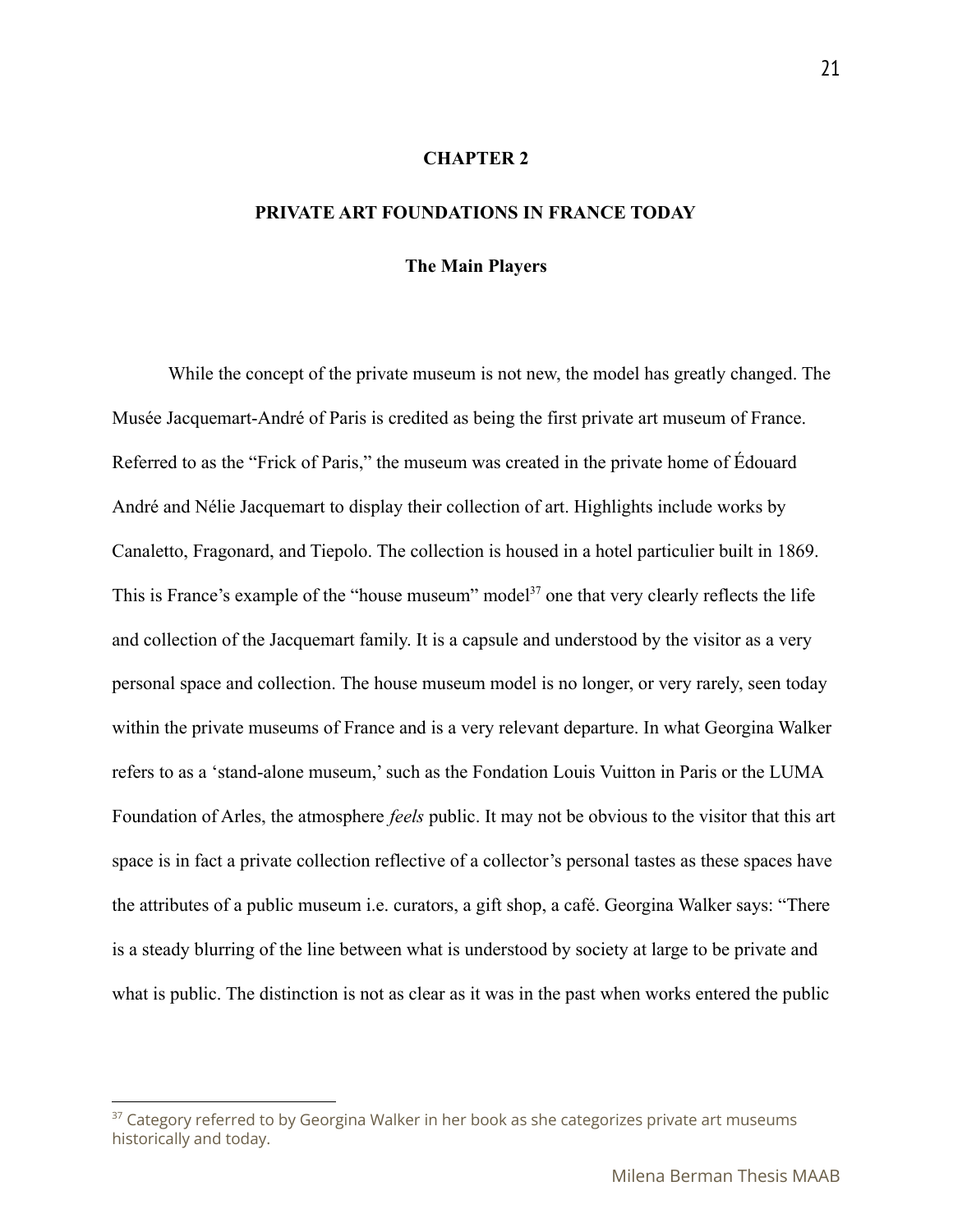# CHAPTER 2

## PRIVATE ART FOUNDATIONS IN FRANCE TODAY

### The Main Players

While the concept of the private museum is not new, the model has greatly changed. The Musée Jacquemart-André of Paris is credited as being the first private art museum of France. Referred to as the "Frick of Paris," the museum was created in the private home of Édouard André and Nélie Jacquemart to display their collection of art. Highlights include works by Canaletto, Fragonard, and Tiepolo. The collection is housed in a hotel particulier built in 1869. This is France's example of the "house museum" model[37] one that very clearly reflects the life and collection of the Jacquemart family. It is a capsule and understood by the visitor as a very personal space and collection. The house museum model is no longer, or very rarely, seen today within the private museums of France and is a very relevant departure. In what Georgina Walker refers to as a 'stand-alone museum,' such as the Fondation Louis Vuitton in Paris or the LUMA Foundation of Arles, the atmosphere *feels* public. It may not be obvious to the visitor that this art space is in fact a private collection reflective of a collector's personal tastes as these spaces have the attributes of a public museum i.e. curators, a gift shop, a café. Georgina Walker says: "There is a steady blurring of the line between what is understood by society at large to be private and what is public. The distinction is not as clear as it was in the past when works entered the public

[37] Category referred to by Georgina Walker in her book as she categorizes private art museums historically and today.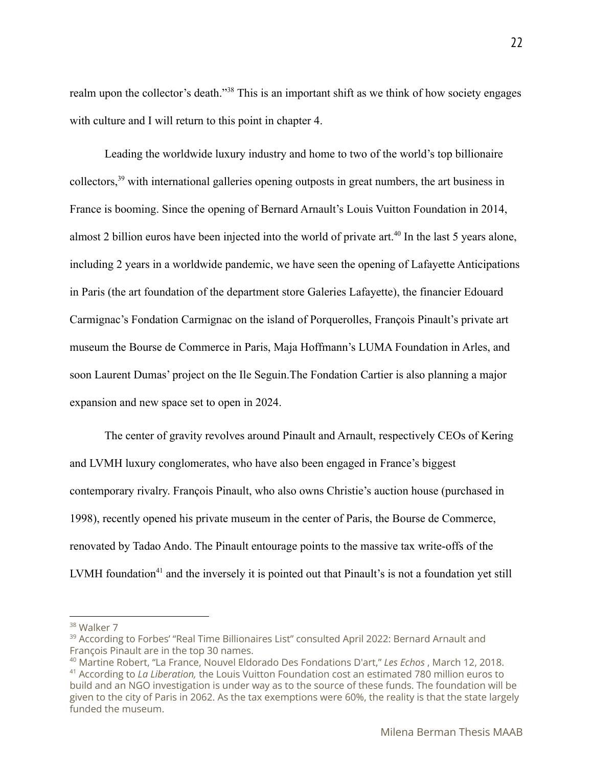realm upon the collector's death."[38] This is an important shift as we think of how society engages with culture and I will return to this point in chapter 4.

Leading the worldwide luxury industry and home to two of the world's top billionaire collectors,[39] with international galleries opening outposts in great numbers, the art business in France is booming. Since the opening of Bernard Arnault's Louis Vuitton Foundation in 2014, almost 2 billion euros have been injected into the world of private art.[40] In the last 5 years alone, including 2 years in a worldwide pandemic, we have seen the opening of Lafayette Anticipations in Paris (the art foundation of the department store Galeries Lafayette), the financier Edouard Carmignac's Fondation Carmignac on the island of Porquerolles, François Pinault's private art museum the Bourse de Commerce in Paris, Maja Hoffmann's LUMA Foundation in Arles, and soon Laurent Dumas' project on the Ile Seguin.The Fondation Cartier is also planning a major expansion and new space set to open in 2024.

The center of gravity revolves around Pinault and Arnault, respectively CEOs of Kering and LVMH luxury conglomerates, who have also been engaged in France's biggest contemporary rivalry. François Pinault, who also owns Christie's auction house (purchased in 1998), recently opened his private museum in the center of Paris, the Bourse de Commerce, renovated by Tadao Ando. The Pinault entourage points to the massive tax write-offs of the LVMH foundation[41] and the inversely it is pointed out that Pinault's is not a foundation yet still

---

[38] Walker 7

[39] According to Forbes' "Real Time Billionaires List" consulted April 2022: Bernard Arnault and François Pinault are in the top 30 names.

[40] Martine Robert, "La France, Nouvel Eldorado Des Fondations D'art," *Les Echos* , March 12, 2018.

[41] According to *La Liberation,* the Louis Vuitton Foundation cost an estimated 780 million euros to build and an NGO investigation is under way as to the source of these funds. The foundation will be given to the city of Paris in 2062. As the tax exemptions were 60%, the reality is that the state largely funded the museum.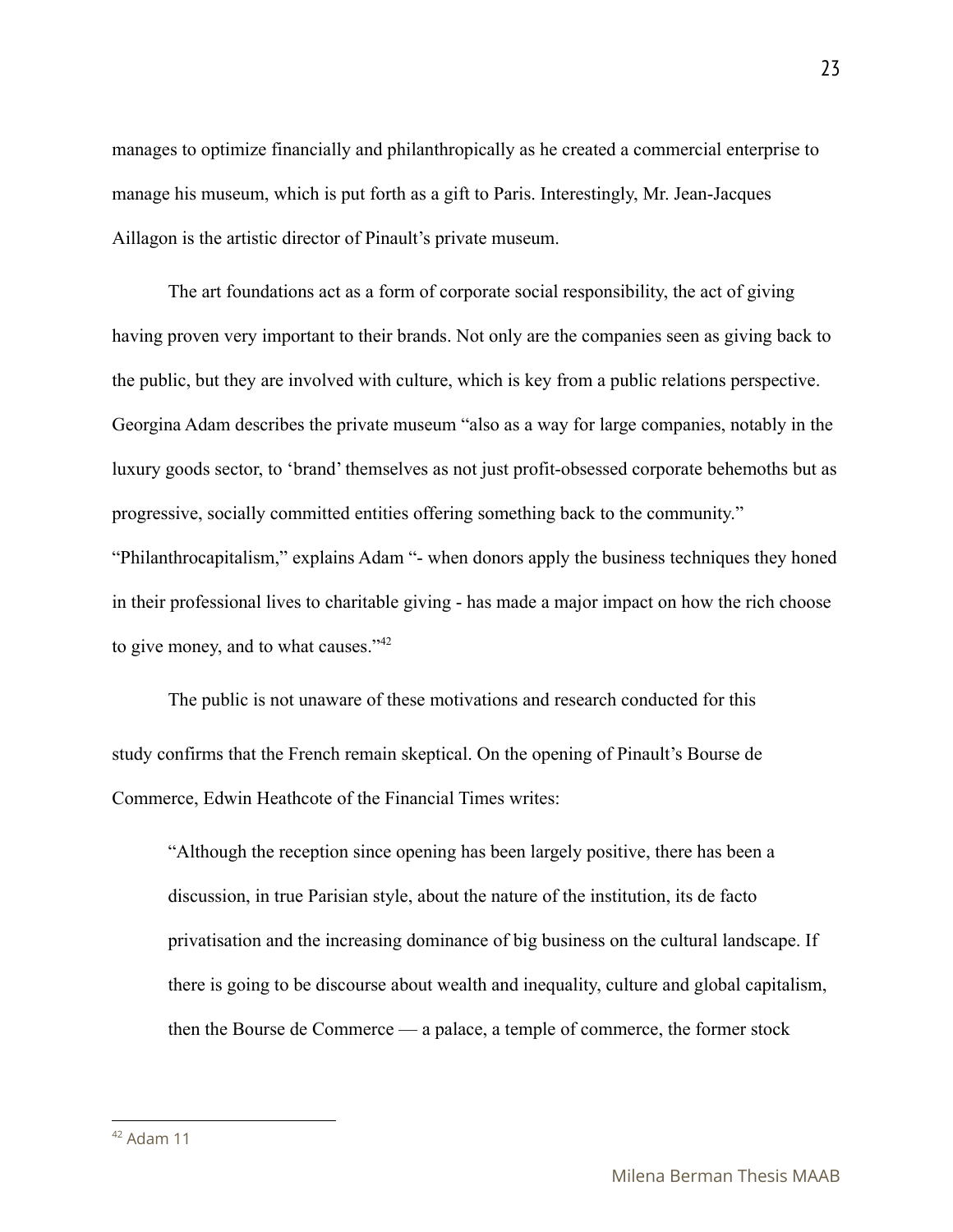manages to optimize financially and philanthropically as he created a commercial enterprise to manage his museum, which is put forth as a gift to Paris. Interestingly, Mr. Jean-Jacques Aillagon is the artistic director of Pinault's private museum.

The art foundations act as a form of corporate social responsibility, the act of giving having proven very important to their brands. Not only are the companies seen as giving back to the public, but they are involved with culture, which is key from a public relations perspective. Georgina Adam describes the private museum "also as a way for large companies, notably in the luxury goods sector, to 'brand' themselves as not just profit-obsessed corporate behemoths but as progressive, socially committed entities offering something back to the community." "Philanthrocapitalism," explains Adam "- when donors apply the business techniques they honed in their professional lives to charitable giving - has made a major impact on how the rich choose to give money, and to what causes."[42]

The public is not unaware of these motivations and research conducted for this study confirms that the French remain skeptical. On the opening of Pinault's Bourse de Commerce, Edwin Heathcote of the Financial Times writes:

> "Although the reception since opening has been largely positive, there has been a discussion, in true Parisian style, about the nature of the institution, its de facto privatisation and the increasing dominance of big business on the cultural landscape. If there is going to be discourse about wealth and inequality, culture and global capitalism, then the Bourse de Commerce — a palace, a temple of commerce, the former stock

---

[42] Adam 11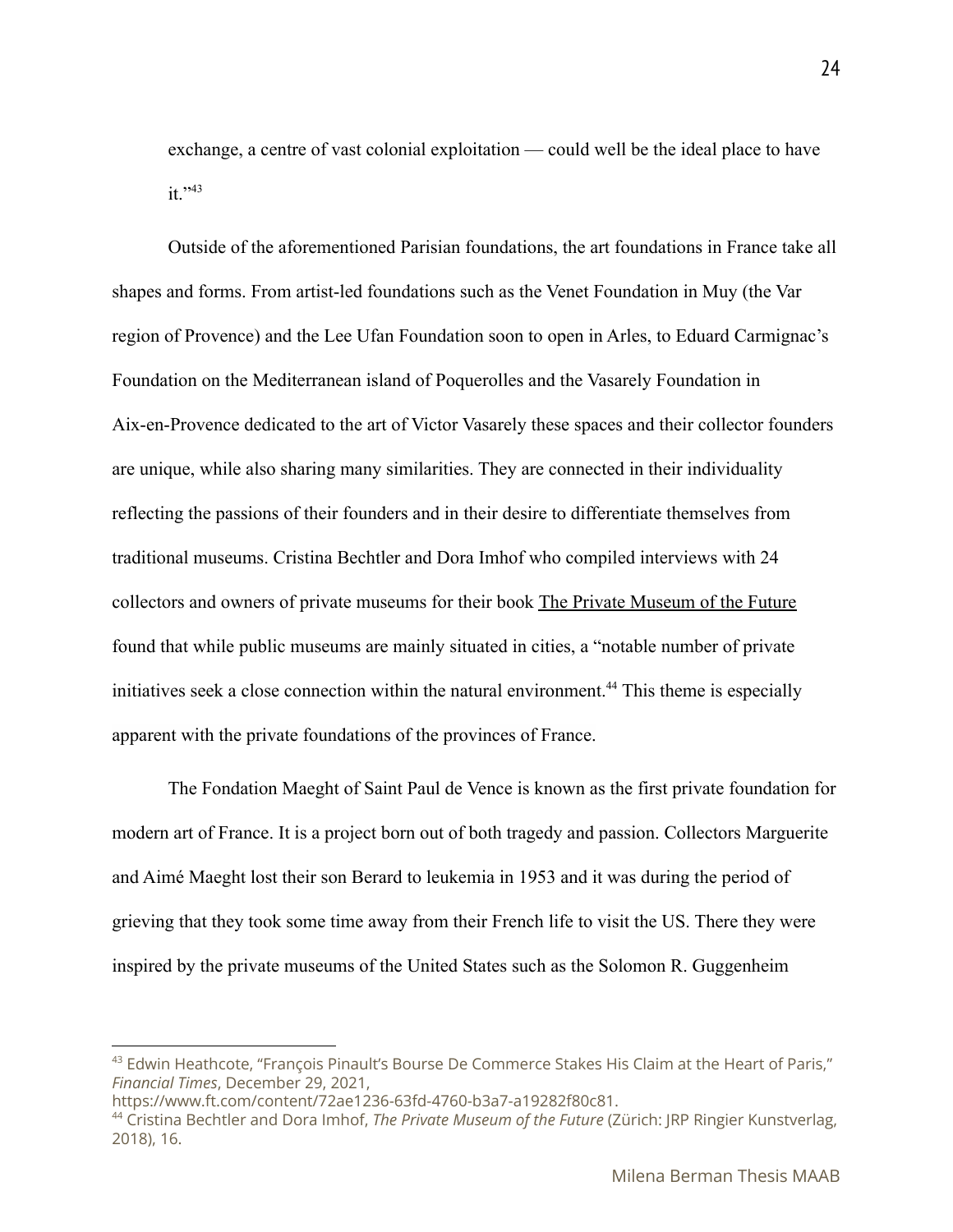exchange, a centre of vast colonial exploitation — could well be the ideal place to have it."[43]

Outside of the aforementioned Parisian foundations, the art foundations in France take all shapes and forms. From artist-led foundations such as the Venet Foundation in Muy (the Var region of Provence) and the Lee Ufan Foundation soon to open in Arles, to Eduard Carmignac's Foundation on the Mediterranean island of Poquerolles and the Vasarely Foundation in Aix-en-Provence dedicated to the art of Victor Vasarely these spaces and their collector founders are unique, while also sharing many similarities. They are connected in their individuality reflecting the passions of their founders and in their desire to differentiate themselves from traditional museums. Cristina Bechtler and Dora Imhof who compiled interviews with 24 collectors and owners of private museums for their book The Private Museum of the Future found that while public museums are mainly situated in cities, a "notable number of private initiatives seek a close connection within the natural environment.[44] This theme is especially apparent with the private foundations of the provinces of France.

The Fondation Maeght of Saint Paul de Vence is known as the first private foundation for modern art of France. It is a project born out of both tragedy and passion. Collectors Marguerite and Aimé Maeght lost their son Berard to leukemia in 1953 and it was during the period of grieving that they took some time away from their French life to visit the US. There they were inspired by the private museums of the United States such as the Solomon R. Guggenheim

---

[43] Edwin Heathcote, "François Pinault's Bourse De Commerce Stakes His Claim at the Heart of Paris," *Financial Times*, December 29, 2021, https://www.ft.com/content/72ae1236-63fd-4760-b3a7-a19282f80c81.

[44] Cristina Bechtler and Dora Imhof, *The Private Museum of the Future* (Zürich: JRP Ringier Kunstverlag, 2018), 16.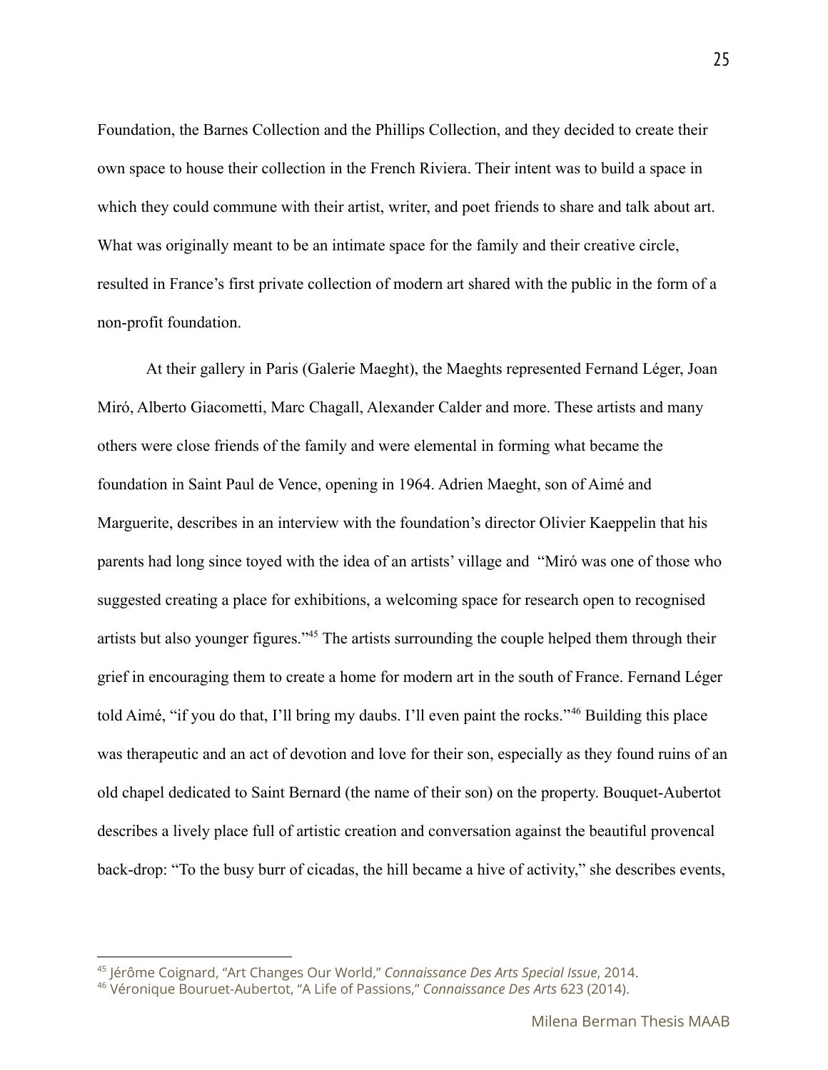Foundation, the Barnes Collection and the Phillips Collection, and they decided to create their own space to house their collection in the French Riviera. Their intent was to build a space in which they could commune with their artist, writer, and poet friends to share and talk about art. What was originally meant to be an intimate space for the family and their creative circle, resulted in France's first private collection of modern art shared with the public in the form of a non-profit foundation.

At their gallery in Paris (Galerie Maeght), the Maeghts represented Fernand Léger, Joan Miró, Alberto Giacometti, Marc Chagall, Alexander Calder and more. These artists and many others were close friends of the family and were elemental in forming what became the foundation in Saint Paul de Vence, opening in 1964. Adrien Maeght, son of Aimé and Marguerite, describes in an interview with the foundation's director Olivier Kaeppelin that his parents had long since toyed with the idea of an artists' village and "Miró was one of those who suggested creating a place for exhibitions, a welcoming space for research open to recognised artists but also younger figures."[45] The artists surrounding the couple helped them through their grief in encouraging them to create a home for modern art in the south of France. Fernand Léger told Aimé, "if you do that, I'll bring my daubs. I'll even paint the rocks."[46] Building this place was therapeutic and an act of devotion and love for their son, especially as they found ruins of an old chapel dedicated to Saint Bernard (the name of their son) on the property. Bouquet-Aubertot describes a lively place full of artistic creation and conversation against the beautiful provencal back-drop: "To the busy burr of cicadas, the hill became a hive of activity," she describes events,

---

[45] Jérôme Coignard, "Art Changes Our World," *Connaissance Des Arts Special Issue*, 2014.

[46] Véronique Bouruet-Aubertot, "A Life of Passions," *Connaissance Des Arts* 623 (2014).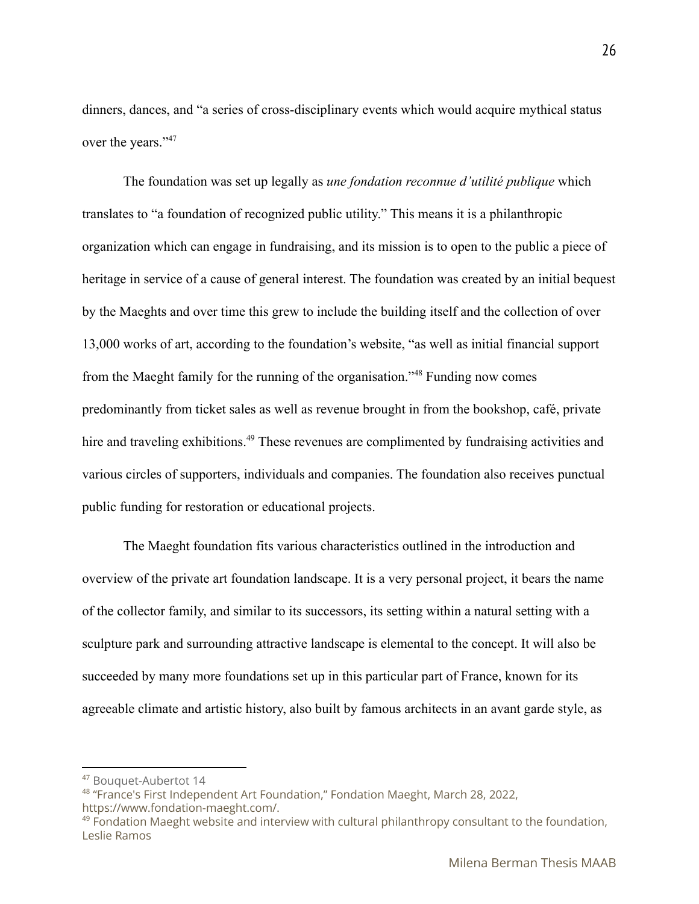dinners, dances, and "a series of cross-disciplinary events which would acquire mythical status over the years."[47]

The foundation was set up legally as *une fondation reconnue d'utilité publique* which translates to "a foundation of recognized public utility." This means it is a philanthropic organization which can engage in fundraising, and its mission is to open to the public a piece of heritage in service of a cause of general interest. The foundation was created by an initial bequest by the Maeghts and over time this grew to include the building itself and the collection of over 13,000 works of art, according to the foundation's website, "as well as initial financial support from the Maeght family for the running of the organisation."[48] Funding now comes predominantly from ticket sales as well as revenue brought in from the bookshop, café, private hire and traveling exhibitions.[49] These revenues are complimented by fundraising activities and various circles of supporters, individuals and companies. The foundation also receives punctual public funding for restoration or educational projects.

The Maeght foundation fits various characteristics outlined in the introduction and overview of the private art foundation landscape. It is a very personal project, it bears the name of the collector family, and similar to its successors, its setting within a natural setting with a sculpture park and surrounding attractive landscape is elemental to the concept. It will also be succeeded by many more foundations set up in this particular part of France, known for its agreeable climate and artistic history, also built by famous architects in an avant garde style, as

---

[47] Bouquet-Aubertot 14

[48] "France's First Independent Art Foundation," Fondation Maeght, March 28, 2022, https://www.fondation-maeght.com/.

[49] Fondation Maeght website and interview with cultural philanthropy consultant to the foundation, Leslie Ramos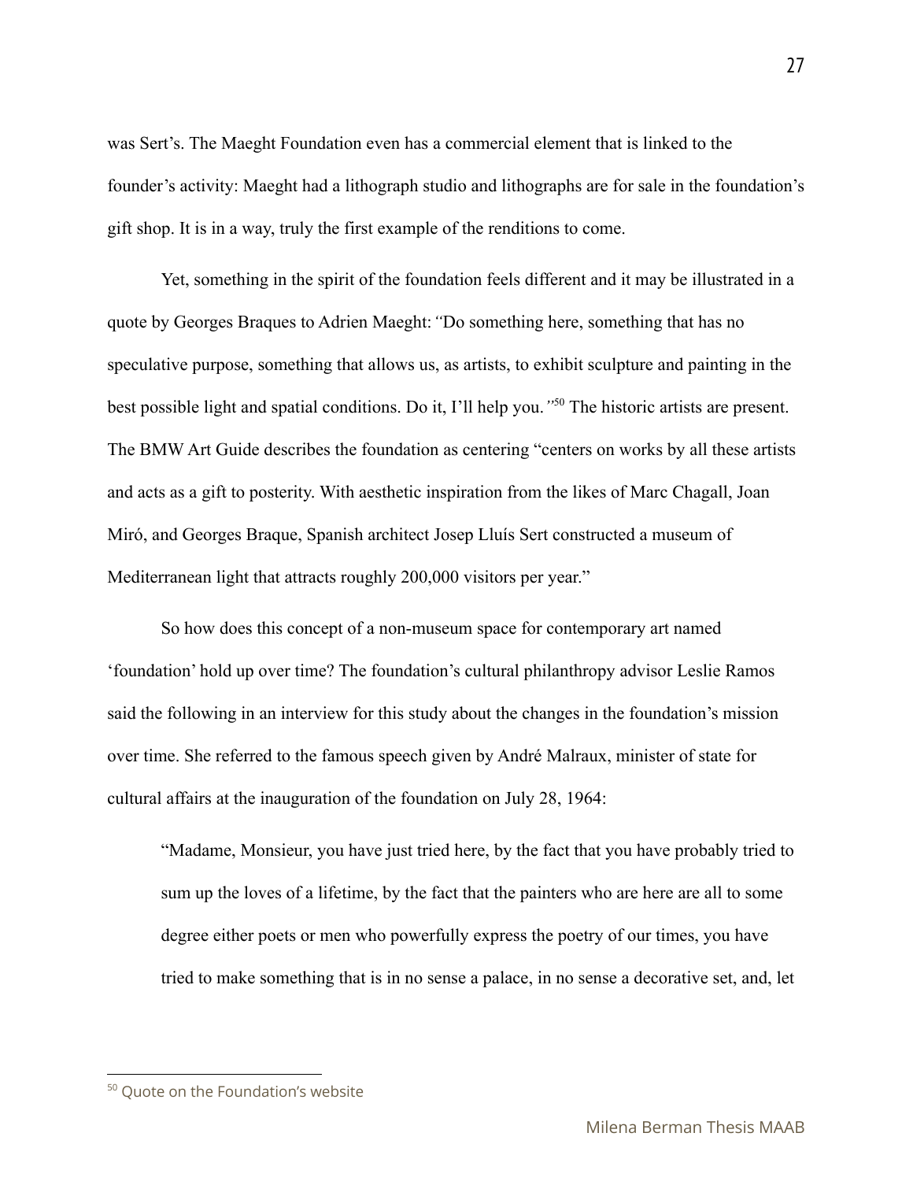was Sert's. The Maeght Foundation even has a commercial element that is linked to the founder's activity: Maeght had a lithograph studio and lithographs are for sale in the foundation's gift shop. It is in a way, truly the first example of the renditions to come.

Yet, something in the spirit of the foundation feels different and it may be illustrated in a quote by Georges Braques to Adrien Maeght: *"*Do something here, something that has no speculative purpose, something that allows us, as artists, to exhibit sculpture and painting in the best possible light and spatial conditions. Do it, I'll help you.*"*[50] The historic artists are present. The BMW Art Guide describes the foundation as centering "centers on works by all these artists and acts as a gift to posterity. With aesthetic inspiration from the likes of Marc Chagall, Joan Miró, and Georges Braque, Spanish architect Josep Lluís Sert constructed a museum of Mediterranean light that attracts roughly 200,000 visitors per year."

So how does this concept of a non-museum space for contemporary art named 'foundation' hold up over time? The foundation's cultural philanthropy advisor Leslie Ramos said the following in an interview for this study about the changes in the foundation's mission over time. She referred to the famous speech given by André Malraux, minister of state for cultural affairs at the inauguration of the foundation on July 28, 1964:

> "Madame, Monsieur, you have just tried here, by the fact that you have probably tried to sum up the loves of a lifetime, by the fact that the painters who are here are all to some degree either poets or men who powerfully express the poetry of our times, you have tried to make something that is in no sense a palace, in no sense a decorative set, and, let

[50] Quote on the Foundation's website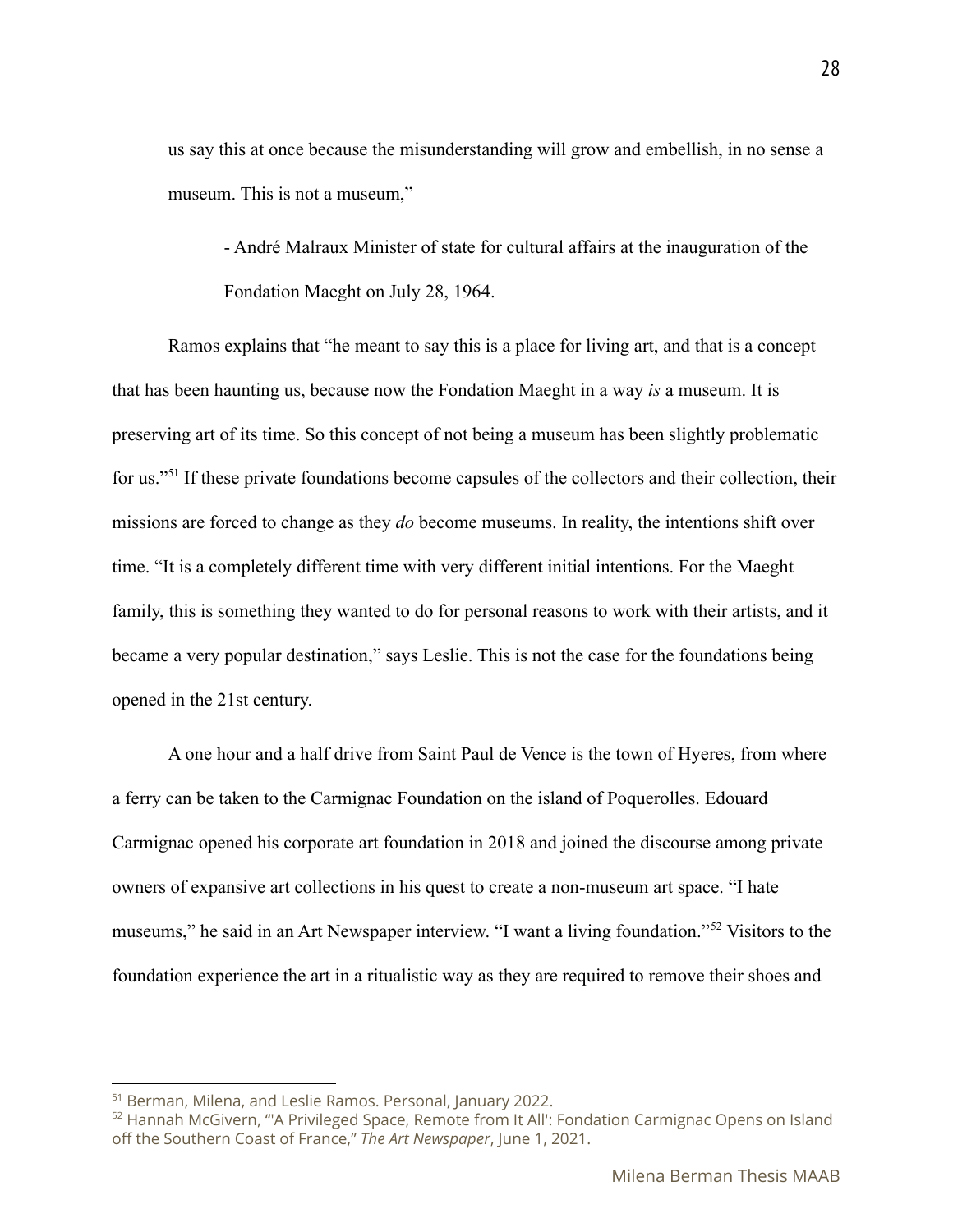us say this at once because the misunderstanding will grow and embellish, in no sense a museum. This is not a museum,"

> - André Malraux Minister of state for cultural affairs at the inauguration of the Fondation Maeght on July 28, 1964.

Ramos explains that "he meant to say this is a place for living art, and that is a concept that has been haunting us, because now the Fondation Maeght in a way *is* a museum. It is preserving art of its time. So this concept of not being a museum has been slightly problematic for us."[51] If these private foundations become capsules of the collectors and their collection, their missions are forced to change as they *do* become museums. In reality, the intentions shift over time. "It is a completely different time with very different initial intentions. For the Maeght family, this is something they wanted to do for personal reasons to work with their artists, and it became a very popular destination," says Leslie. This is not the case for the foundations being opened in the 21st century.

A one hour and a half drive from Saint Paul de Vence is the town of Hyeres, from where a ferry can be taken to the Carmignac Foundation on the island of Poquerolles. Edouard Carmignac opened his corporate art foundation in 2018 and joined the discourse among private owners of expansive art collections in his quest to create a non-museum art space. "I hate museums," he said in an Art Newspaper interview. "I want a living foundation."[52] Visitors to the foundation experience the art in a ritualistic way as they are required to remove their shoes and

---

[51] Berman, Milena, and Leslie Ramos. Personal, January 2022.

[52] Hannah McGivern, "'A Privileged Space, Remote from It All': Fondation Carmignac Opens on Island off the Southern Coast of France," *The Art Newspaper*, June 1, 2021.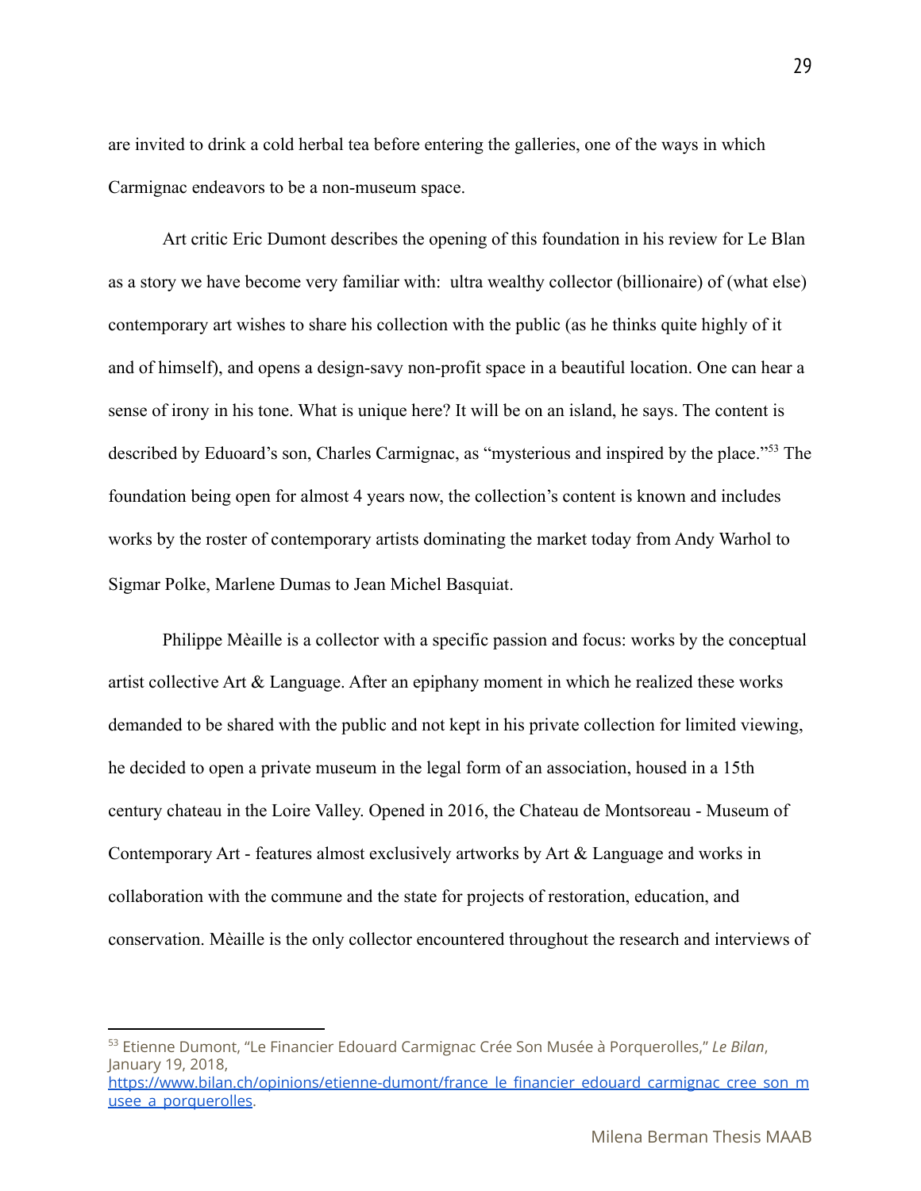are invited to drink a cold herbal tea before entering the galleries, one of the ways in which Carmignac endeavors to be a non-museum space.

Art critic Eric Dumont describes the opening of this foundation in his review for Le Blan as a story we have become very familiar with:  ultra wealthy collector (billionaire) of (what else) contemporary art wishes to share his collection with the public (as he thinks quite highly of it and of himself), and opens a design-savy non-profit space in a beautiful location. One can hear a sense of irony in his tone. What is unique here? It will be on an island, he says. The content is described by Eduoard's son, Charles Carmignac, as "mysterious and inspired by the place."[53] The foundation being open for almost 4 years now, the collection's content is known and includes works by the roster of contemporary artists dominating the market today from Andy Warhol to Sigmar Polke, Marlene Dumas to Jean Michel Basquiat.

Philippe Mèaille is a collector with a specific passion and focus: works by the conceptual artist collective Art & Language. After an epiphany moment in which he realized these works demanded to be shared with the public and not kept in his private collection for limited viewing, he decided to open a private museum in the legal form of an association, housed in a 15th century chateau in the Loire Valley. Opened in 2016, the Chateau de Montsoreau - Museum of Contemporary Art - features almost exclusively artworks by Art & Language and works in collaboration with the commune and the state for projects of restoration, education, and conservation. Mèaille is the only collector encountered throughout the research and interviews of

---

[53] Etienne Dumont, "Le Financier Edouard Carmignac Crée Son Musée à Porquerolles," *Le Bilan*, January 19, 2018, https://www.bilan.ch/opinions/etienne-dumont/france_le_financier_edouard_carmignac_cree_son_musee_a_porquerolles.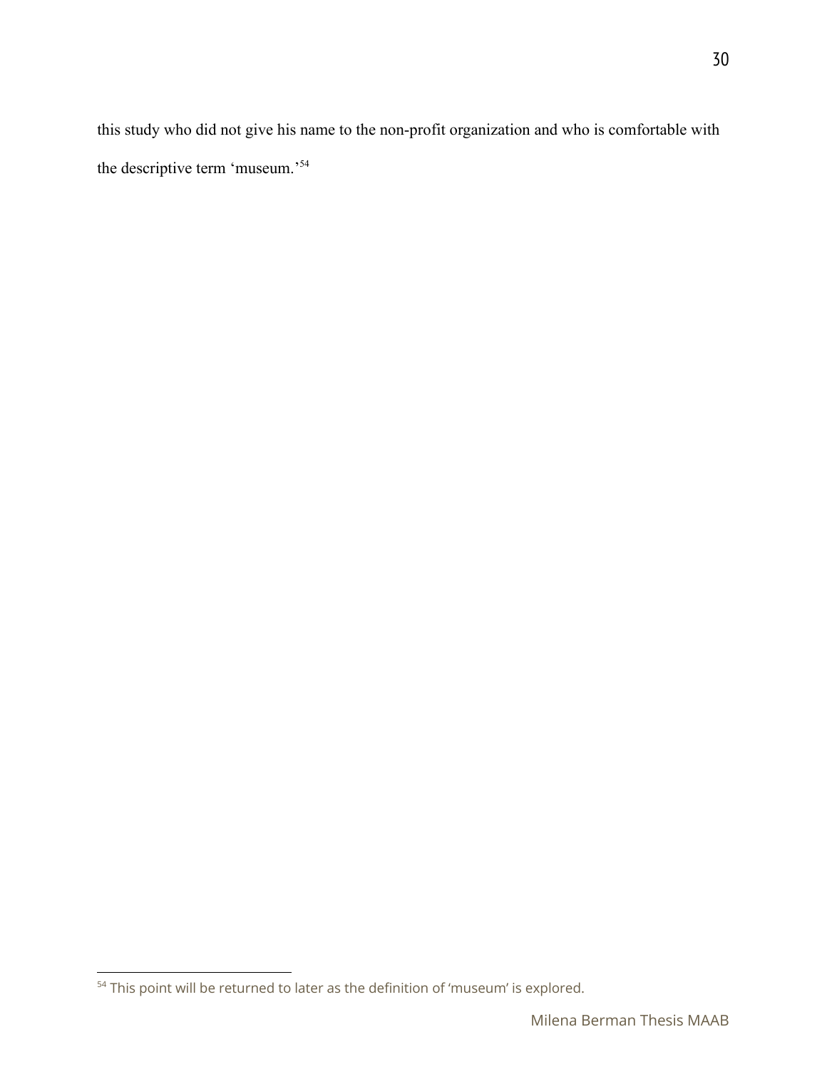this study who did not give his name to the non-profit organization and who is comfortable with the descriptive term 'museum.'[54]

[54] This point will be returned to later as the definition of 'museum' is explored.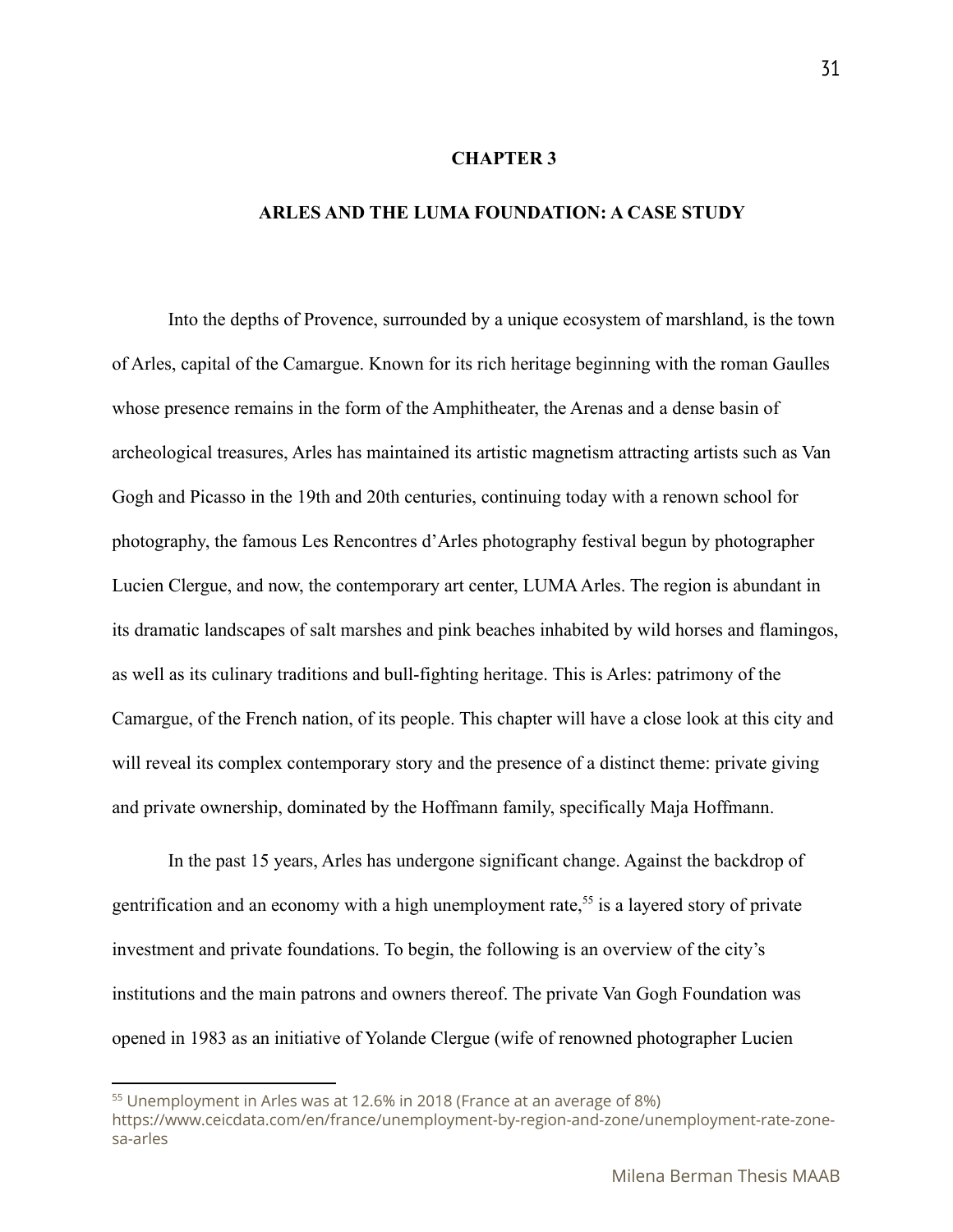# CHAPTER 3

## ARLES AND THE LUMA FOUNDATION: A CASE STUDY

Into the depths of Provence, surrounded by a unique ecosystem of marshland, is the town of Arles, capital of the Camargue. Known for its rich heritage beginning with the roman Gaulles whose presence remains in the form of the Amphitheater, the Arenas and a dense basin of archeological treasures, Arles has maintained its artistic magnetism attracting artists such as Van Gogh and Picasso in the 19th and 20th centuries, continuing today with a renown school for photography, the famous Les Rencontres d'Arles photography festival begun by photographer Lucien Clergue, and now, the contemporary art center, LUMA Arles. The region is abundant in its dramatic landscapes of salt marshes and pink beaches inhabited by wild horses and flamingos, as well as its culinary traditions and bull-fighting heritage. This is Arles: patrimony of the Camargue, of the French nation, of its people. This chapter will have a close look at this city and will reveal its complex contemporary story and the presence of a distinct theme: private giving and private ownership, dominated by the Hoffmann family, specifically Maja Hoffmann.

In the past 15 years, Arles has undergone significant change. Against the backdrop of gentrification and an economy with a high unemployment rate,[55] is a layered story of private investment and private foundations. To begin, the following is an overview of the city's institutions and the main patrons and owners thereof. The private Van Gogh Foundation was opened in 1983 as an initiative of Yolande Clergue (wife of renowned photographer Lucien

---

[55] Unemployment in Arles was at 12.6% in 2018 (France at an average of 8%) https://www.ceicdata.com/en/france/unemployment-by-region-and-zone/unemployment-rate-zone-sa-arles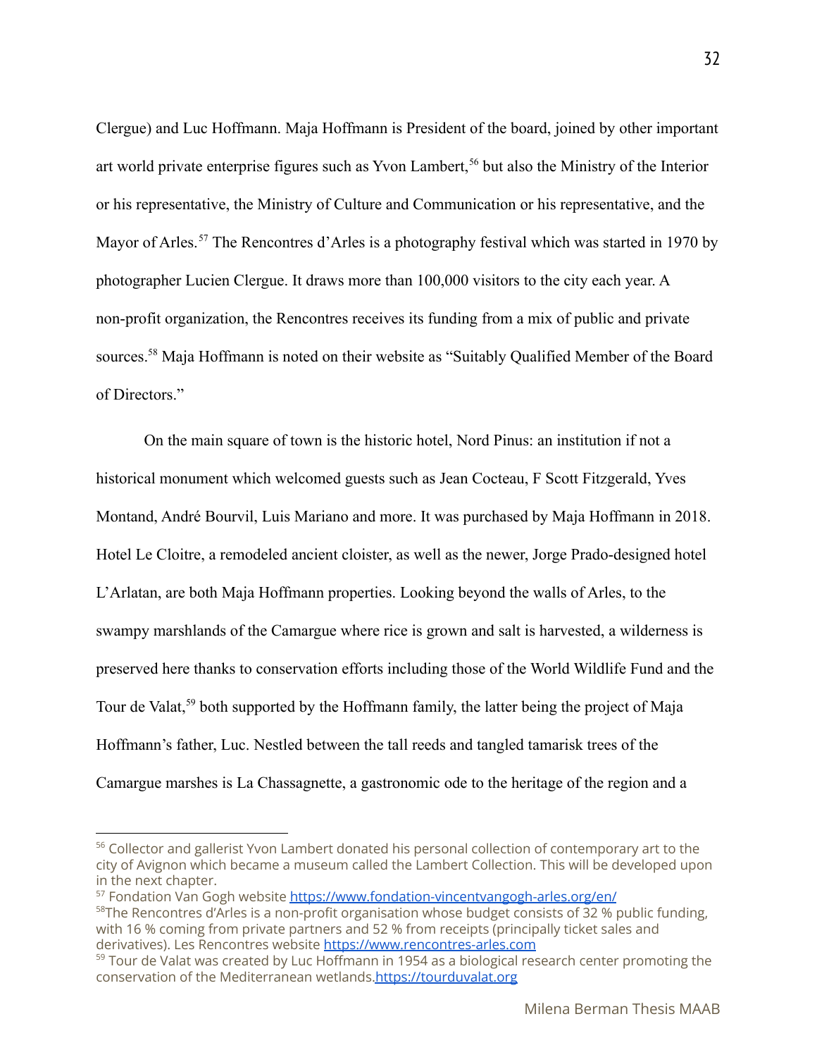Clergue) and Luc Hoffmann. Maja Hoffmann is President of the board, joined by other important art world private enterprise figures such as Yvon Lambert,[56] but also the Ministry of the Interior or his representative, the Ministry of Culture and Communication or his representative, and the Mayor of Arles.[57] The Rencontres d'Arles is a photography festival which was started in 1970 by photographer Lucien Clergue. It draws more than 100,000 visitors to the city each year. A non-profit organization, the Rencontres receives its funding from a mix of public and private sources.[58] Maja Hoffmann is noted on their website as "Suitably Qualified Member of the Board of Directors."

On the main square of town is the historic hotel, Nord Pinus: an institution if not a historical monument which welcomed guests such as Jean Cocteau, F Scott Fitzgerald, Yves Montand, André Bourvil, Luis Mariano and more. It was purchased by Maja Hoffmann in 2018. Hotel Le Cloitre, a remodeled ancient cloister, as well as the newer, Jorge Prado-designed hotel L'Arlatan, are both Maja Hoffmann properties. Looking beyond the walls of Arles, to the swampy marshlands of the Camargue where rice is grown and salt is harvested, a wilderness is preserved here thanks to conservation efforts including those of the World Wildlife Fund and the Tour de Valat,[59] both supported by the Hoffmann family, the latter being the project of Maja Hoffmann's father, Luc. Nestled between the tall reeds and tangled tamarisk trees of the Camargue marshes is La Chassagnette, a gastronomic ode to the heritage of the region and a

---

[56] Collector and gallerist Yvon Lambert donated his personal collection of contemporary art to the city of Avignon which became a museum called the Lambert Collection. This will be developed upon in the next chapter.

[57] Fondation Van Gogh website https://www.fondation-vincentvangogh-arles.org/en/

[58] The Rencontres d'Arles is a non-profit organisation whose budget consists of 32 % public funding, with 16 % coming from private partners and 52 % from receipts (principally ticket sales and derivatives). Les Rencontres website https://www.rencontres-arles.com

[59] Tour de Valat was created by Luc Hoffmann in 1954 as a biological research center promoting the conservation of the Mediterranean wetlands. https://tourduvalat.org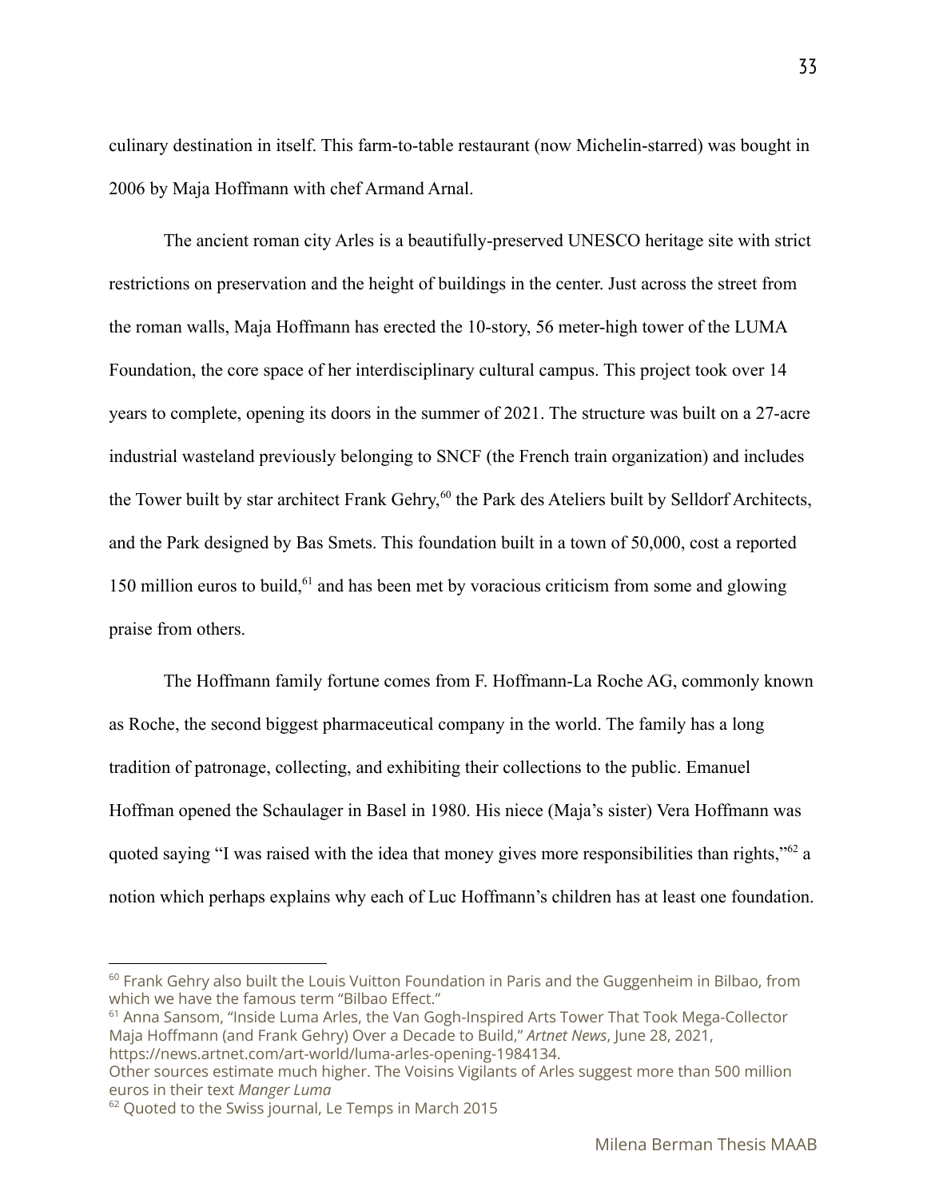culinary destination in itself. This farm-to-table restaurant (now Michelin-starred) was bought in 2006 by Maja Hoffmann with chef Armand Arnal.

The ancient roman city Arles is a beautifully-preserved UNESCO heritage site with strict restrictions on preservation and the height of buildings in the center. Just across the street from the roman walls, Maja Hoffmann has erected the 10-story, 56 meter-high tower of the LUMA Foundation, the core space of her interdisciplinary cultural campus. This project took over 14 years to complete, opening its doors in the summer of 2021. The structure was built on a 27-acre industrial wasteland previously belonging to SNCF (the French train organization) and includes the Tower built by star architect Frank Gehry,[60] the Park des Ateliers built by Selldorf Architects, and the Park designed by Bas Smets. This foundation built in a town of 50,000, cost a reported 150 million euros to build,[61] and has been met by voracious criticism from some and glowing praise from others.

The Hoffmann family fortune comes from F. Hoffmann-La Roche AG, commonly known as Roche, the second biggest pharmaceutical company in the world. The family has a long tradition of patronage, collecting, and exhibiting their collections to the public. Emanuel Hoffman opened the Schaulager in Basel in 1980. His niece (Maja's sister) Vera Hoffmann was quoted saying "I was raised with the idea that money gives more responsibilities than rights,"[62] a notion which perhaps explains why each of Luc Hoffmann's children has at least one foundation.

---

[60] Frank Gehry also built the Louis Vuitton Foundation in Paris and the Guggenheim in Bilbao, from which we have the famous term "Bilbao Effect."

[61] Anna Sansom, "Inside Luma Arles, the Van Gogh-Inspired Arts Tower That Took Mega-Collector Maja Hoffmann (and Frank Gehry) Over a Decade to Build," *Artnet News*, June 28, 2021, https://news.artnet.com/art-world/luma-arles-opening-1984134.
Other sources estimate much higher. The Voisins Vigilants of Arles suggest more than 500 million euros in their text *Manger Luma*

[62] Quoted to the Swiss journal, Le Temps in March 2015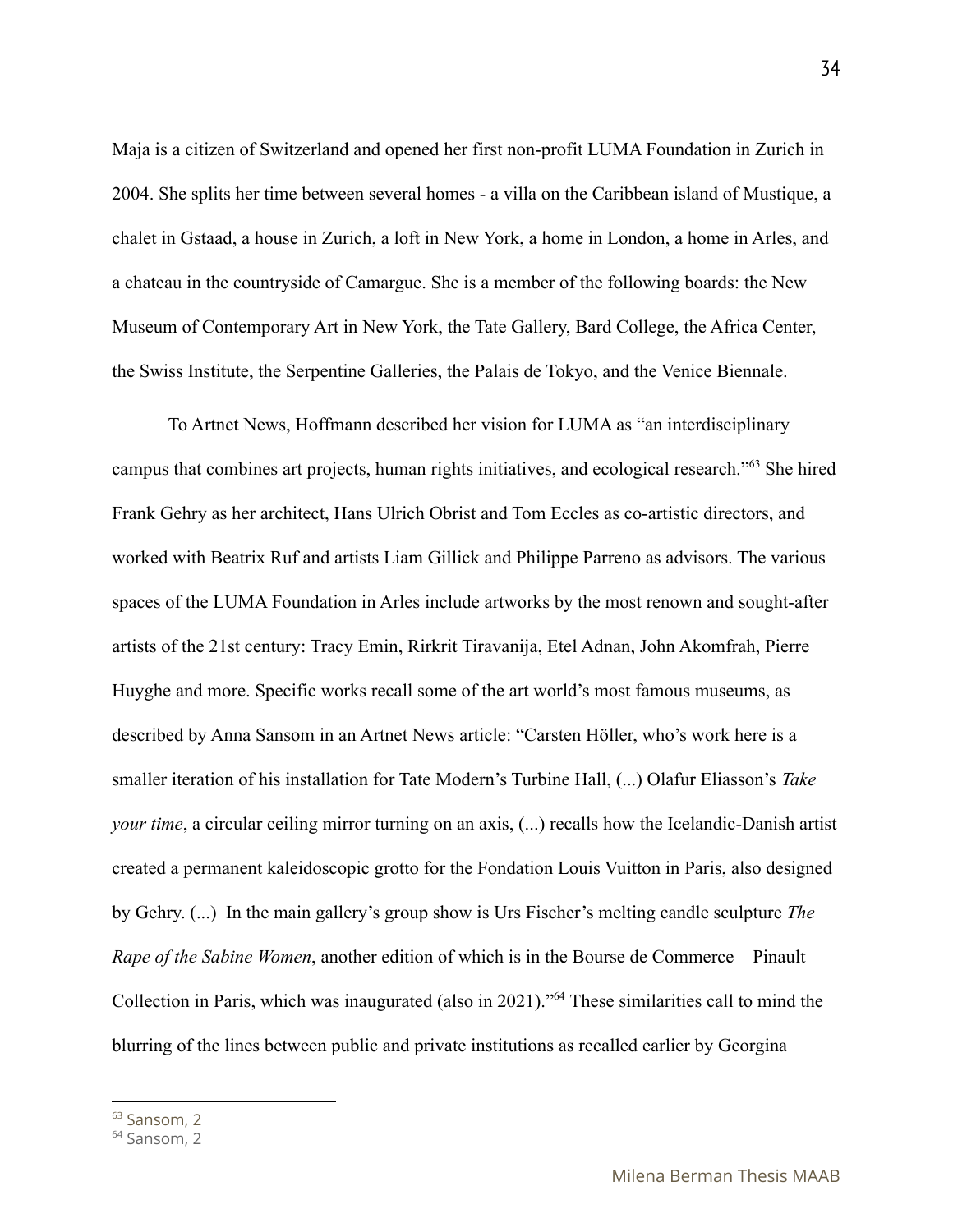Maja is a citizen of Switzerland and opened her first non-profit LUMA Foundation in Zurich in 2004. She splits her time between several homes - a villa on the Caribbean island of Mustique, a chalet in Gstaad, a house in Zurich, a loft in New York, a home in London, a home in Arles, and a chateau in the countryside of Camargue. She is a member of the following boards: the New Museum of Contemporary Art in New York, the Tate Gallery, Bard College, the Africa Center, the Swiss Institute, the Serpentine Galleries, the Palais de Tokyo, and the Venice Biennale.

To Artnet News, Hoffmann described her vision for LUMA as "an interdisciplinary campus that combines art projects, human rights initiatives, and ecological research."[63] She hired Frank Gehry as her architect, Hans Ulrich Obrist and Tom Eccles as co-artistic directors, and worked with Beatrix Ruf and artists Liam Gillick and Philippe Parreno as advisors. The various spaces of the LUMA Foundation in Arles include artworks by the most renown and sought-after artists of the 21st century: Tracy Emin, Rirkrit Tiravanija, Etel Adnan, John Akomfrah, Pierre Huyghe and more. Specific works recall some of the art world's most famous museums, as described by Anna Sansom in an Artnet News article: "Carsten Höller, who's work here is a smaller iteration of his installation for Tate Modern's Turbine Hall, (...) Olafur Eliasson's *Take your time*, a circular ceiling mirror turning on an axis, (...) recalls how the Icelandic-Danish artist created a permanent kaleidoscopic grotto for the Fondation Louis Vuitton in Paris, also designed by Gehry. (...) In the main gallery's group show is Urs Fischer's melting candle sculpture *The Rape of the Sabine Women*, another edition of which is in the Bourse de Commerce – Pinault Collection in Paris, which was inaugurated (also in 2021)."[64] These similarities call to mind the blurring of the lines between public and private institutions as recalled earlier by Georgina

[63] Sansom, 2

[64] Sansom, 2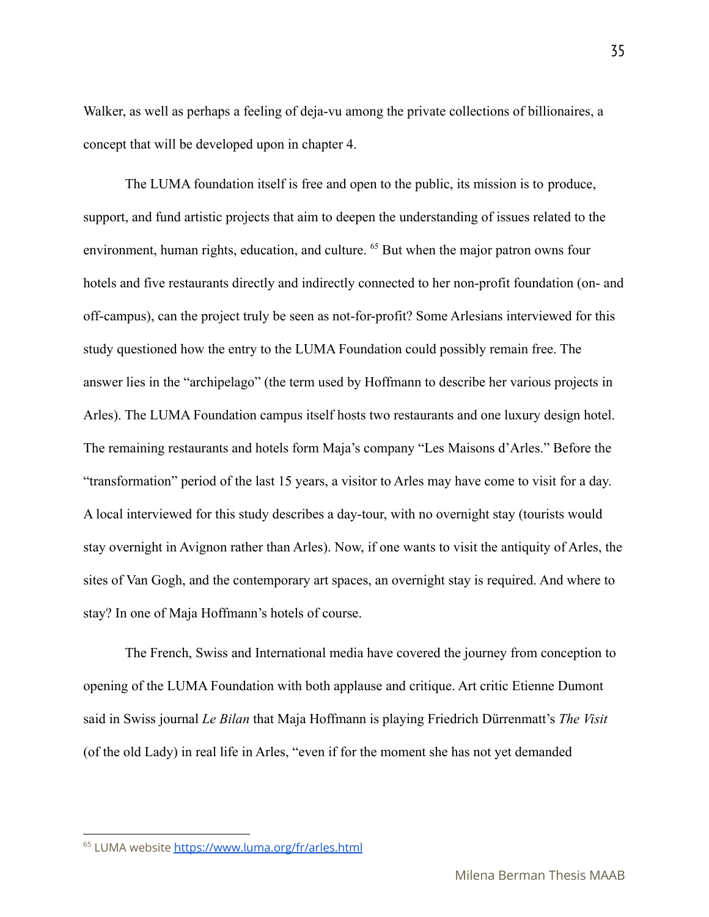Walker, as well as perhaps a feeling of deja-vu among the private collections of billionaires, a concept that will be developed upon in chapter 4.

The LUMA foundation itself is free and open to the public, its mission is to produce, support, and fund artistic projects that aim to deepen the understanding of issues related to the environment, human rights, education, and culture. [65] But when the major patron owns four hotels and five restaurants directly and indirectly connected to her non-profit foundation (on- and off-campus), can the project truly be seen as not-for-profit? Some Arlesians interviewed for this study questioned how the entry to the LUMA Foundation could possibly remain free. The answer lies in the "archipelago" (the term used by Hoffmann to describe her various projects in Arles). The LUMA Foundation campus itself hosts two restaurants and one luxury design hotel. The remaining restaurants and hotels form Maja's company "Les Maisons d'Arles." Before the "transformation" period of the last 15 years, a visitor to Arles may have come to visit for a day. A local interviewed for this study describes a day-tour, with no overnight stay (tourists would stay overnight in Avignon rather than Arles). Now, if one wants to visit the antiquity of Arles, the sites of Van Gogh, and the contemporary art spaces, an overnight stay is required. And where to stay? In one of Maja Hoffmann's hotels of course.

The French, Swiss and International media have covered the journey from conception to opening of the LUMA Foundation with both applause and critique. Art critic Etienne Dumont said in Swiss journal *Le Bilan* that Maja Hoffmann is playing Friedrich Dürrenmatt's *The Visit* (of the old Lady) in real life in Arles, "even if for the moment she has not yet demanded

---

[65] LUMA website https://www.luma.org/fr/arles.html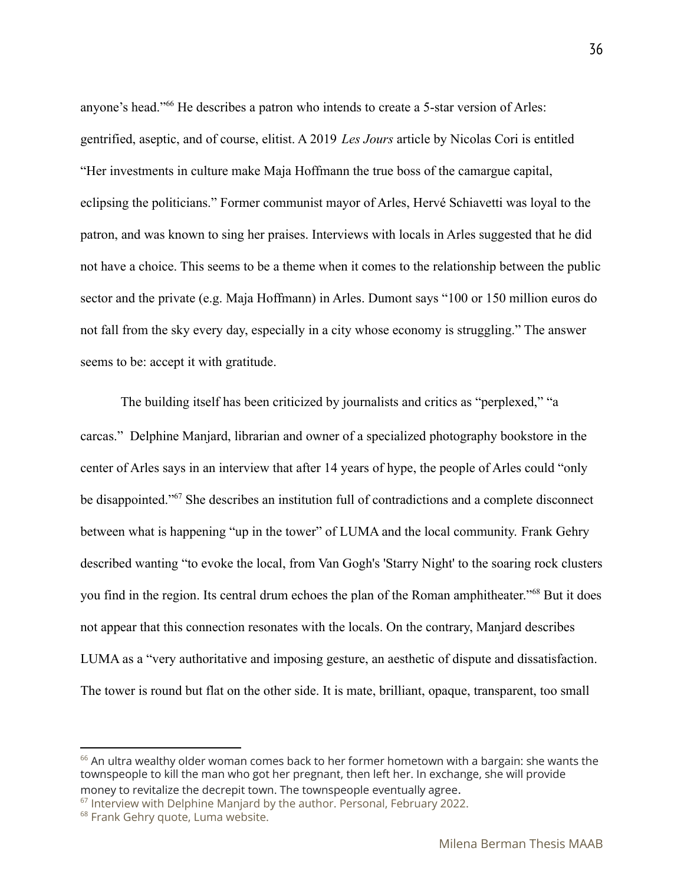anyone's head."[66] He describes a patron who intends to create a 5-star version of Arles: gentrified, aseptic, and of course, elitist. A 2019 *Les Jours* article by Nicolas Cori is entitled "Her investments in culture make Maja Hoffmann the true boss of the camargue capital, eclipsing the politicians." Former communist mayor of Arles, Hervé Schiavetti was loyal to the patron, and was known to sing her praises. Interviews with locals in Arles suggested that he did not have a choice. This seems to be a theme when it comes to the relationship between the public sector and the private (e.g. Maja Hoffmann) in Arles. Dumont says "100 or 150 million euros do not fall from the sky every day, especially in a city whose economy is struggling." The answer seems to be: accept it with gratitude.

The building itself has been criticized by journalists and critics as "perplexed," "a carcas." Delphine Manjard, librarian and owner of a specialized photography bookstore in the center of Arles says in an interview that after 14 years of hype, the people of Arles could "only be disappointed."[67] She describes an institution full of contradictions and a complete disconnect between what is happening "up in the tower" of LUMA and the local community. Frank Gehry described wanting "to evoke the local, from Van Gogh's 'Starry Night' to the soaring rock clusters you find in the region. Its central drum echoes the plan of the Roman amphitheater."[68] But it does not appear that this connection resonates with the locals. On the contrary, Manjard describes LUMA as a "very authoritative and imposing gesture, an aesthetic of dispute and dissatisfaction. The tower is round but flat on the other side. It is mate, brilliant, opaque, transparent, too small

---

[66] An ultra wealthy older woman comes back to her former hometown with a bargain: she wants the townspeople to kill the man who got her pregnant, then left her. In exchange, she will provide money to revitalize the decrepit town. The townspeople eventually agree.

[67] Interview with Delphine Manjard by the author. Personal, February 2022.

[68] Frank Gehry quote, Luma website.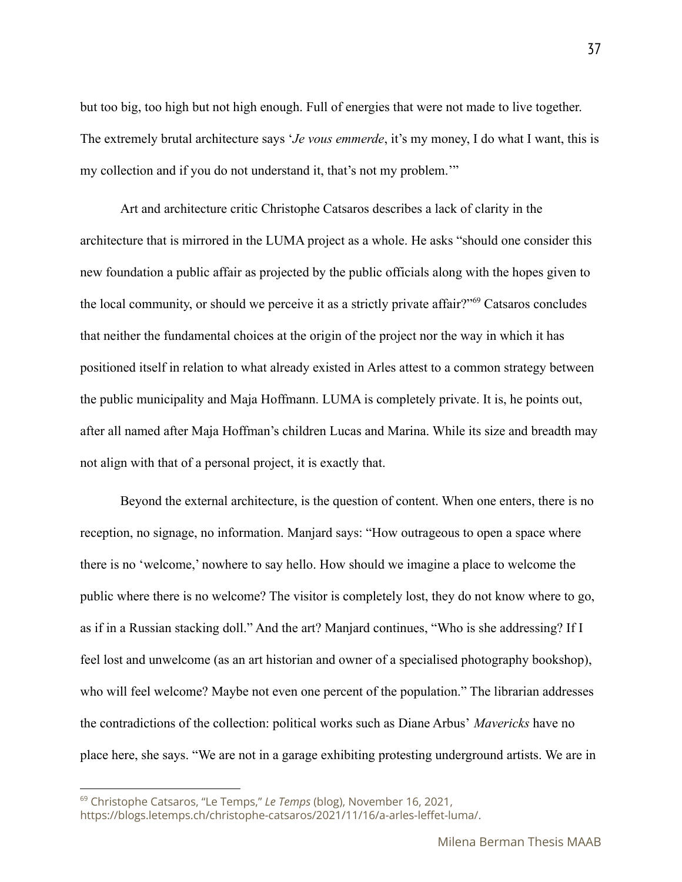but too big, too high but not high enough. Full of energies that were not made to live together. The extremely brutal architecture says '*Je vous emmerde*, it's my money, I do what I want, this is my collection and if you do not understand it, that's not my problem.'"

Art and architecture critic Christophe Catsaros describes a lack of clarity in the architecture that is mirrored in the LUMA project as a whole. He asks "should one consider this new foundation a public affair as projected by the public officials along with the hopes given to the local community, or should we perceive it as a strictly private affair?"[69] Catsaros concludes that neither the fundamental choices at the origin of the project nor the way in which it has positioned itself in relation to what already existed in Arles attest to a common strategy between the public municipality and Maja Hoffmann. LUMA is completely private. It is, he points out, after all named after Maja Hoffman's children Lucas and Marina. While its size and breadth may not align with that of a personal project, it is exactly that.

Beyond the external architecture, is the question of content. When one enters, there is no reception, no signage, no information. Manjard says: "How outrageous to open a space where there is no 'welcome,' nowhere to say hello. How should we imagine a place to welcome the public where there is no welcome? The visitor is completely lost, they do not know where to go, as if in a Russian stacking doll." And the art? Manjard continues, "Who is she addressing? If I feel lost and unwelcome (as an art historian and owner of a specialised photography bookshop), who will feel welcome? Maybe not even one percent of the population." The librarian addresses the contradictions of the collection: political works such as Diane Arbus' *Mavericks* have no place here, she says. "We are not in a garage exhibiting protesting underground artists. We are in

[69] Christophe Catsaros, "Le Temps," *Le Temps* (blog), November 16, 2021, https://blogs.letemps.ch/christophe-catsaros/2021/11/16/a-arles-leffet-luma/.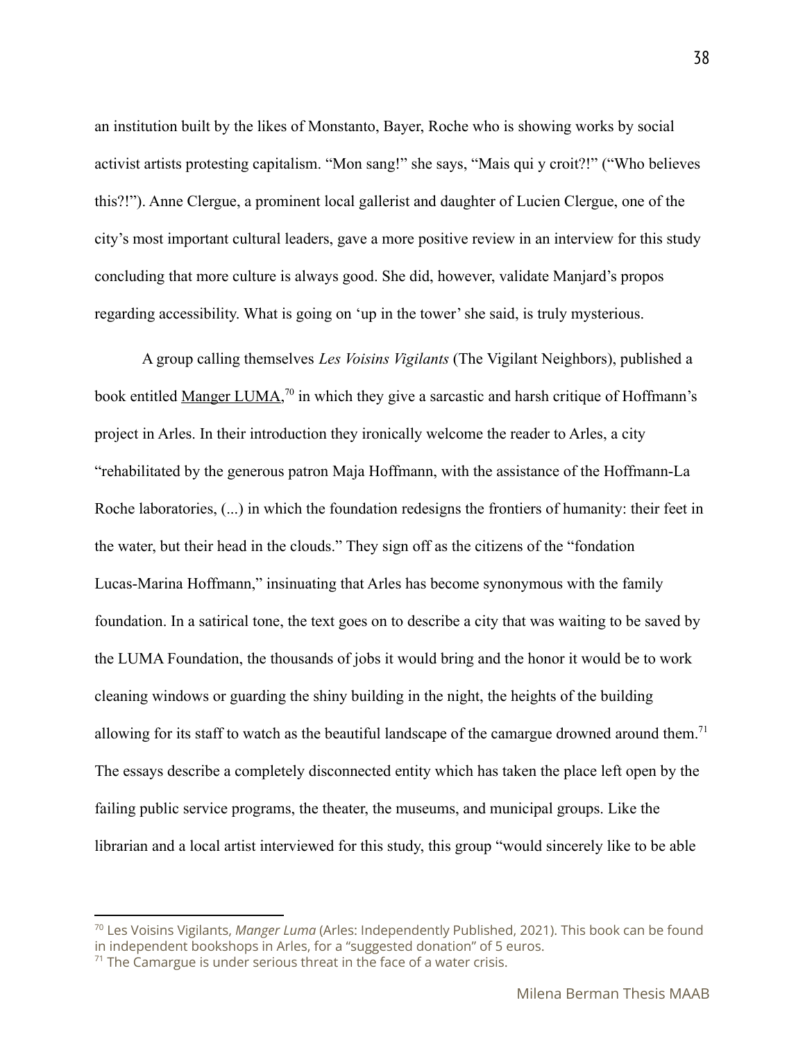an institution built by the likes of Monstanto, Bayer, Roche who is showing works by social activist artists protesting capitalism. "Mon sang!" she says, "Mais qui y croit?!" ("Who believes this?!"). Anne Clergue, a prominent local gallerist and daughter of Lucien Clergue, one of the city's most important cultural leaders, gave a more positive review in an interview for this study concluding that more culture is always good. She did, however, validate Manjard's propos regarding accessibility. What is going on 'up in the tower' she said, is truly mysterious.

A group calling themselves *Les Voisins Vigilants* (The Vigilant Neighbors), published a book entitled Manger LUMA,[70] in which they give a sarcastic and harsh critique of Hoffmann's project in Arles. In their introduction they ironically welcome the reader to Arles, a city "rehabilitated by the generous patron Maja Hoffmann, with the assistance of the Hoffmann-La Roche laboratories, (...) in which the foundation redesigns the frontiers of humanity: their feet in the water, but their head in the clouds." They sign off as the citizens of the "fondation Lucas-Marina Hoffmann," insinuating that Arles has become synonymous with the family foundation. In a satirical tone, the text goes on to describe a city that was waiting to be saved by the LUMA Foundation, the thousands of jobs it would bring and the honor it would be to work cleaning windows or guarding the shiny building in the night, the heights of the building allowing for its staff to watch as the beautiful landscape of the camargue drowned around them.[71] The essays describe a completely disconnected entity which has taken the place left open by the failing public service programs, the theater, the museums, and municipal groups. Like the librarian and a local artist interviewed for this study, this group "would sincerely like to be able

---

[70] Les Voisins Vigilants, *Manger Luma* (Arles: Independently Published, 2021). This book can be found in independent bookshops in Arles, for a "suggested donation" of 5 euros.

[71] The Camargue is under serious threat in the face of a water crisis.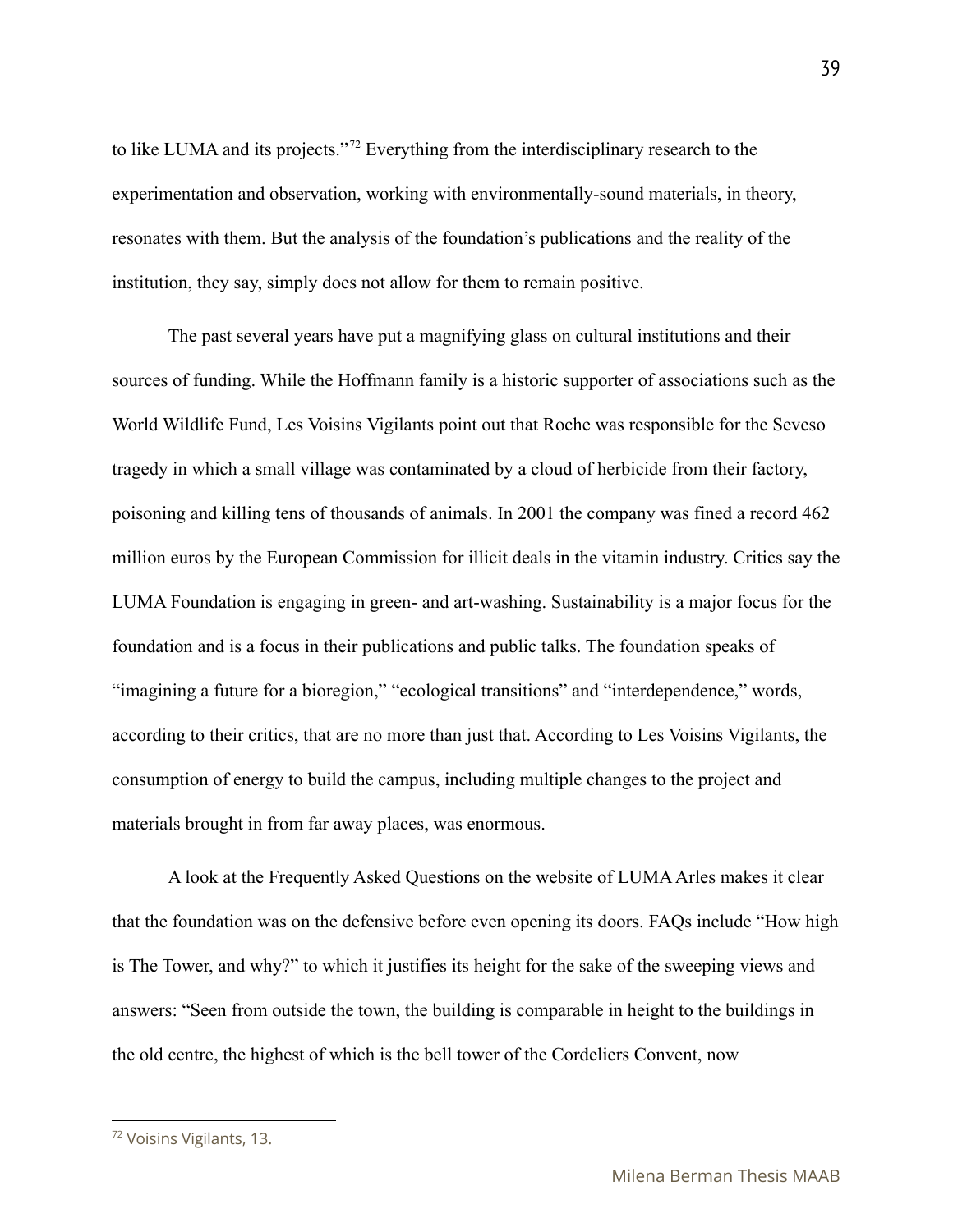to like LUMA and its projects."[72] Everything from the interdisciplinary research to the experimentation and observation, working with environmentally-sound materials, in theory, resonates with them. But the analysis of the foundation's publications and the reality of the institution, they say, simply does not allow for them to remain positive.

The past several years have put a magnifying glass on cultural institutions and their sources of funding. While the Hoffmann family is a historic supporter of associations such as the World Wildlife Fund, Les Voisins Vigilants point out that Roche was responsible for the Seveso tragedy in which a small village was contaminated by a cloud of herbicide from their factory, poisoning and killing tens of thousands of animals. In 2001 the company was fined a record 462 million euros by the European Commission for illicit deals in the vitamin industry. Critics say the LUMA Foundation is engaging in green- and art-washing. Sustainability is a major focus for the foundation and is a focus in their publications and public talks. The foundation speaks of "imagining a future for a bioregion," "ecological transitions" and "interdependence," words, according to their critics, that are no more than just that. According to Les Voisins Vigilants, the consumption of energy to build the campus, including multiple changes to the project and materials brought in from far away places, was enormous.

A look at the Frequently Asked Questions on the website of LUMA Arles makes it clear that the foundation was on the defensive before even opening its doors. FAQs include "How high is The Tower, and why?" to which it justifies its height for the sake of the sweeping views and answers: "Seen from outside the town, the building is comparable in height to the buildings in the old centre, the highest of which is the bell tower of the Cordeliers Convent, now

[72] Voisins Vigilants, 13.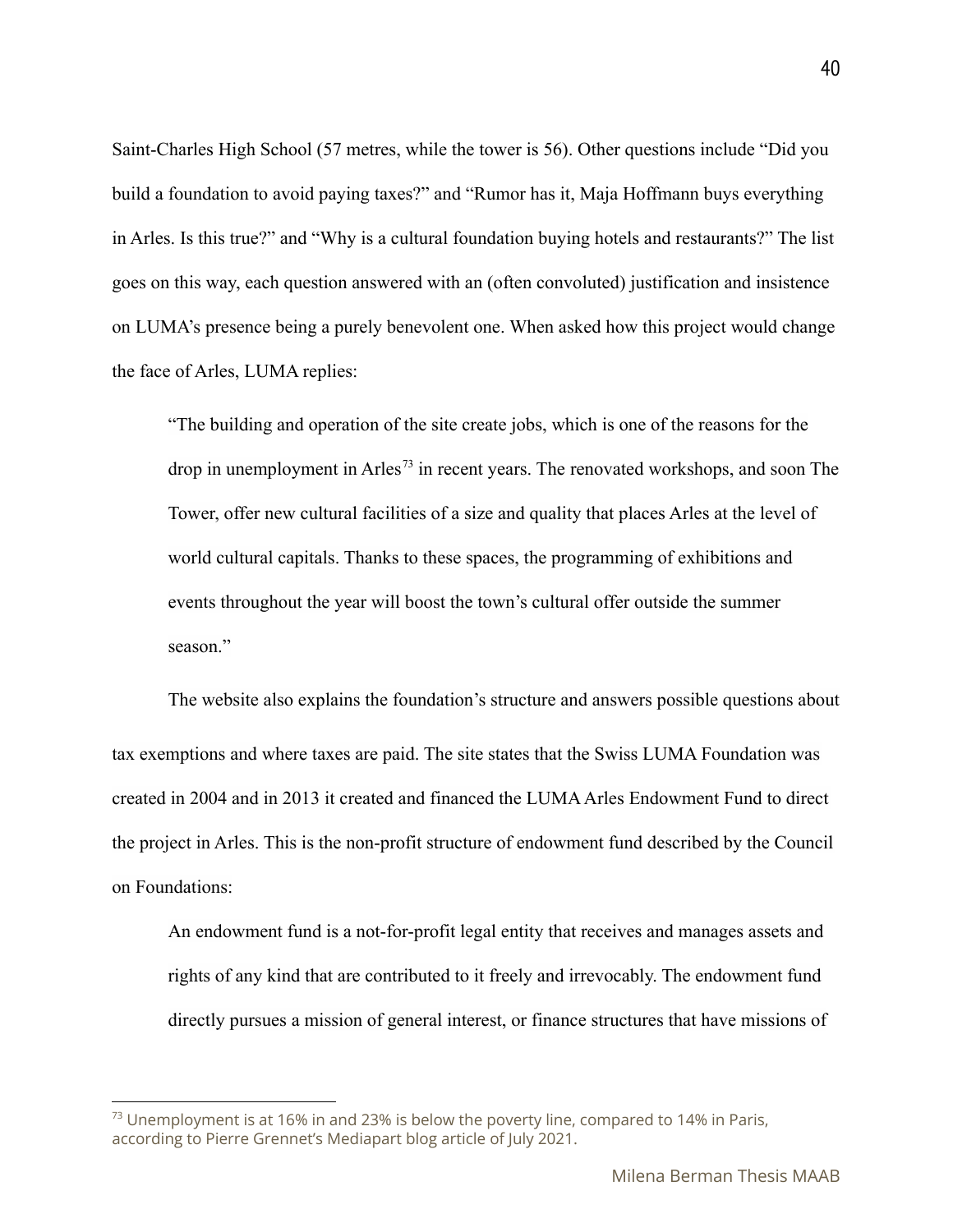Saint-Charles High School (57 metres, while the tower is 56). Other questions include “Did you build a foundation to avoid paying taxes?” and “Rumor has it, Maja Hoffmann buys everything in Arles. Is this true?” and “Why is a cultural foundation buying hotels and restaurants?” The list goes on this way, each question answered with an (often convoluted) justification and insistence on LUMA’s presence being a purely benevolent one. When asked how this project would change the face of Arles, LUMA replies:

> “The building and operation of the site create jobs, which is one of the reasons for the drop in unemployment in Arles[73] in recent years. The renovated workshops, and soon The Tower, offer new cultural facilities of a size and quality that places Arles at the level of world cultural capitals. Thanks to these spaces, the programming of exhibitions and events throughout the year will boost the town’s cultural offer outside the summer season.”

The website also explains the foundation’s structure and answers possible questions about tax exemptions and where taxes are paid. The site states that the Swiss LUMA Foundation was created in 2004 and in 2013 it created and financed the LUMA Arles Endowment Fund to direct the project in Arles. This is the non-profit structure of endowment fund described by the Council on Foundations:

> An endowment fund is a not-for-profit legal entity that receives and manages assets and rights of any kind that are contributed to it freely and irrevocably. The endowment fund directly pursues a mission of general interest, or finance structures that have missions of

[73] Unemployment is at 16% in and 23% is below the poverty line, compared to 14% in Paris, according to Pierre Grennet’s Mediapart blog article of July 2021.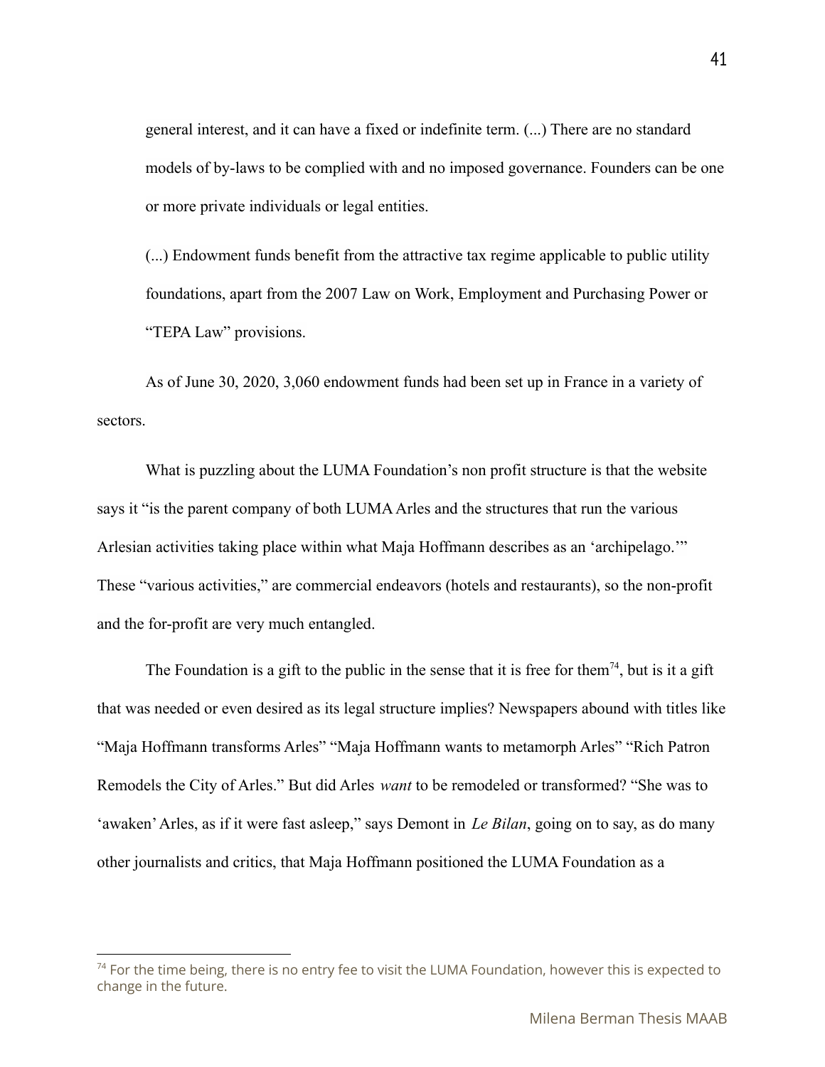> general interest, and it can have a fixed or indefinite term. (...) There are no standard models of by-laws to be complied with and no imposed governance. Founders can be one or more private individuals or legal entities.
>
> (...) Endowment funds benefit from the attractive tax regime applicable to public utility foundations, apart from the 2007 Law on Work, Employment and Purchasing Power or "TEPA Law" provisions.
>
> As of June 30, 2020, 3,060 endowment funds had been set up in France in a variety of sectors.

What is puzzling about the LUMA Foundation's non profit structure is that the website says it "is the parent company of both LUMA Arles and the structures that run the various Arlesian activities taking place within what Maja Hoffmann describes as an 'archipelago.'" These "various activities," are commercial endeavors (hotels and restaurants), so the non-profit and the for-profit are very much entangled.

The Foundation is a gift to the public in the sense that it is free for them[74], but is it a gift that was needed or even desired as its legal structure implies? Newspapers abound with titles like "Maja Hoffmann transforms Arles" "Maja Hoffmann wants to metamorph Arles" "Rich Patron Remodels the City of Arles." But did Arles *want* to be remodeled or transformed? "She was to 'awaken' Arles, as if it were fast asleep," says Demont in *Le Bilan*, going on to say, as do many other journalists and critics, that Maja Hoffmann positioned the LUMA Foundation as a

[74] For the time being, there is no entry fee to visit the LUMA Foundation, however this is expected to change in the future.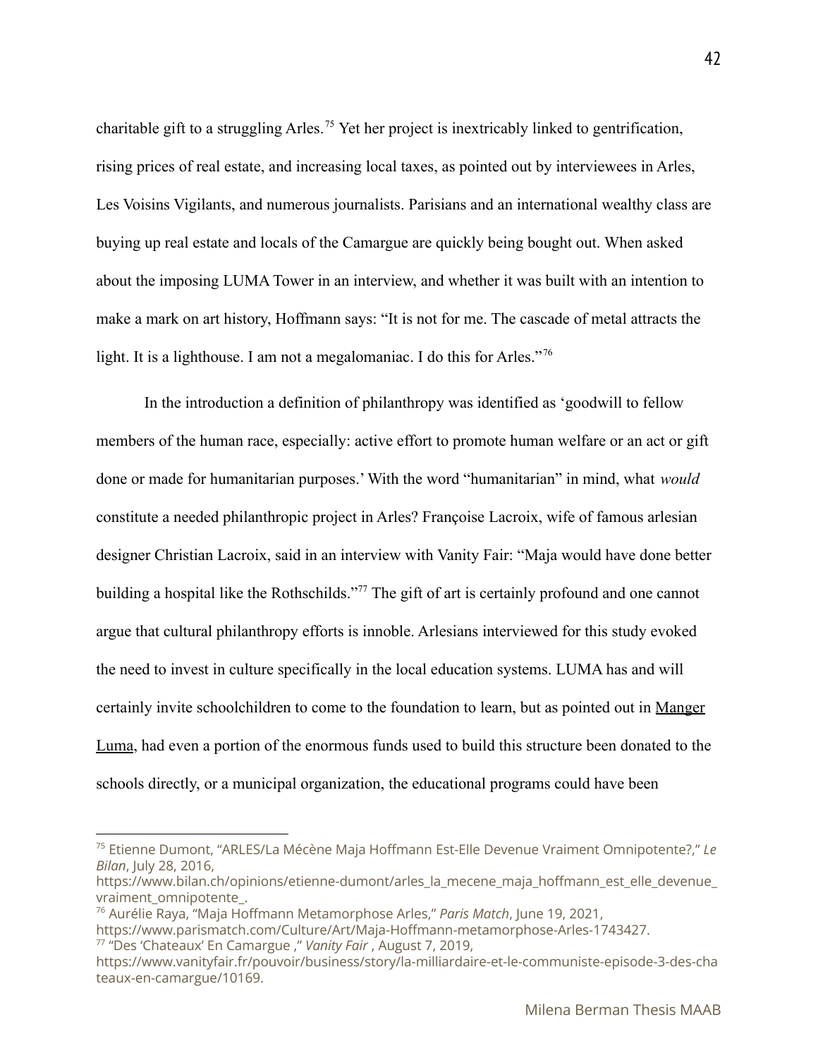charitable gift to a struggling Arles.[75] Yet her project is inextricably linked to gentrification, rising prices of real estate, and increasing local taxes, as pointed out by interviewees in Arles, Les Voisins Vigilants, and numerous journalists. Parisians and an international wealthy class are buying up real estate and locals of the Camargue are quickly being bought out. When asked about the imposing LUMA Tower in an interview, and whether it was built with an intention to make a mark on art history, Hoffmann says: "It is not for me. The cascade of metal attracts the light. It is a lighthouse. I am not a megalomaniac. I do this for Arles."[76]

In the introduction a definition of philanthropy was identified as 'goodwill to fellow members of the human race, especially: active effort to promote human welfare or an act or gift done or made for humanitarian purposes.' With the word "humanitarian" in mind, what *would* constitute a needed philanthropic project in Arles? Françoise Lacroix, wife of famous arlesian designer Christian Lacroix, said in an interview with Vanity Fair: "Maja would have done better building a hospital like the Rothschilds."[77] The gift of art is certainly profound and one cannot argue that cultural philanthropy efforts is innoble. Arlesians interviewed for this study evoked the need to invest in culture specifically in the local education systems. LUMA has and will certainly invite schoolchildren to come to the foundation to learn, but as pointed out in <u>Manger Luma</u>, had even a portion of the enormous funds used to build this structure been donated to the schools directly, or a municipal organization, the educational programs could have been

---

[75] Etienne Dumont, "ARLES/La Mécène Maja Hoffmann Est-Elle Devenue Vraiment Omnipotente?," *Le Bilan*, July 28, 2016, https://www.bilan.ch/opinions/etienne-dumont/arles_la_mecene_maja_hoffmann_est_elle_devenue_vraiment_omnipotente_.

[76] Aurélie Raya, "Maja Hoffmann Metamorphose Arles," *Paris Match*, June 19, 2021, https://www.parismatch.com/Culture/Art/Maja-Hoffmann-metamorphose-Arles-1743427.

[77] "Des 'Chateaux' En Camargue ," *Vanity Fair* , August 7, 2019, https://www.vanityfair.fr/pouvoir/business/story/la-milliardaire-et-le-communiste-episode-3-des-chateaux-en-camargue/10169.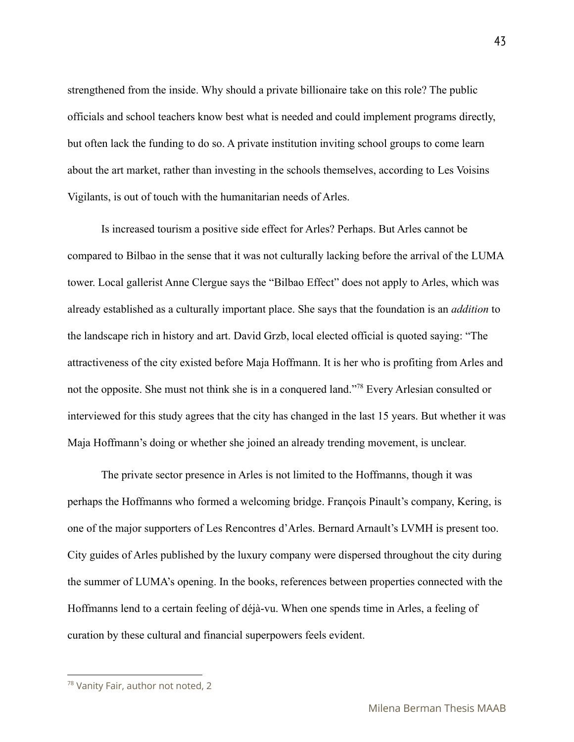strengthened from the inside. Why should a private billionaire take on this role? The public officials and school teachers know best what is needed and could implement programs directly, but often lack the funding to do so. A private institution inviting school groups to come learn about the art market, rather than investing in the schools themselves, according to Les Voisins Vigilants, is out of touch with the humanitarian needs of Arles.

Is increased tourism a positive side effect for Arles? Perhaps. But Arles cannot be compared to Bilbao in the sense that it was not culturally lacking before the arrival of the LUMA tower. Local gallerist Anne Clergue says the "Bilbao Effect" does not apply to Arles, which was already established as a culturally important place. She says that the foundation is an *addition* to the landscape rich in history and art. David Grzb, local elected official is quoted saying: "The attractiveness of the city existed before Maja Hoffmann. It is her who is profiting from Arles and not the opposite. She must not think she is in a conquered land."[78] Every Arlesian consulted or interviewed for this study agrees that the city has changed in the last 15 years. But whether it was Maja Hoffmann's doing or whether she joined an already trending movement, is unclear.

The private sector presence in Arles is not limited to the Hoffmanns, though it was perhaps the Hoffmanns who formed a welcoming bridge. François Pinault's company, Kering, is one of the major supporters of Les Rencontres d'Arles. Bernard Arnault's LVMH is present too. City guides of Arles published by the luxury company were dispersed throughout the city during the summer of LUMA's opening. In the books, references between properties connected with the Hoffmanns lend to a certain feeling of déjà-vu. When one spends time in Arles, a feeling of curation by these cultural and financial superpowers feels evident.

---

[78] Vanity Fair, author not noted, 2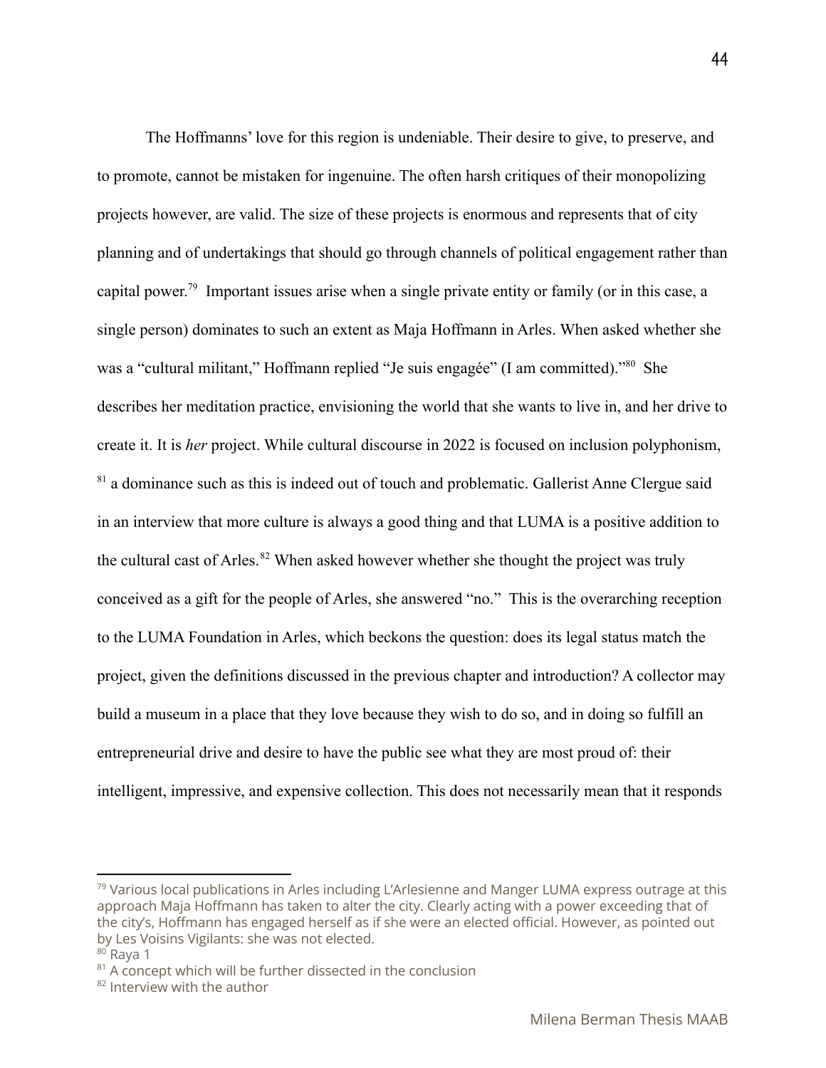The Hoffmanns' love for this region is undeniable. Their desire to give, to preserve, and to promote, cannot be mistaken for ingenuine. The often harsh critiques of their monopolizing projects however, are valid. The size of these projects is enormous and represents that of city planning and of undertakings that should go through channels of political engagement rather than capital power.[79] Important issues arise when a single private entity or family (or in this case, a single person) dominates to such an extent as Maja Hoffmann in Arles. When asked whether she was a "cultural militant," Hoffmann replied "Je suis engagée" (I am committed)."[80] She describes her meditation practice, envisioning the world that she wants to live in, and her drive to create it. It is *her* project. While cultural discourse in 2022 is focused on inclusion polyphonism, [81] a dominance such as this is indeed out of touch and problematic. Gallerist Anne Clergue said in an interview that more culture is always a good thing and that LUMA is a positive addition to the cultural cast of Arles.[82] When asked however whether she thought the project was truly conceived as a gift for the people of Arles, she answered "no." This is the overarching reception to the LUMA Foundation in Arles, which beckons the question: does its legal status match the project, given the definitions discussed in the previous chapter and introduction? A collector may build a museum in a place that they love because they wish to do so, and in doing so fulfill an entrepreneurial drive and desire to have the public see what they are most proud of: their intelligent, impressive, and expensive collection. This does not necessarily mean that it responds

---

[79] Various local publications in Arles including L'Arlesienne and Manger LUMA express outrage at this approach Maja Hoffmann has taken to alter the city. Clearly acting with a power exceeding that of the city's, Hoffmann has engaged herself as if she were an elected official. However, as pointed out by Les Voisins Vigilants: she was not elected.

[80] Raya 1

[81] A concept which will be further dissected in the conclusion

[82] Interview with the author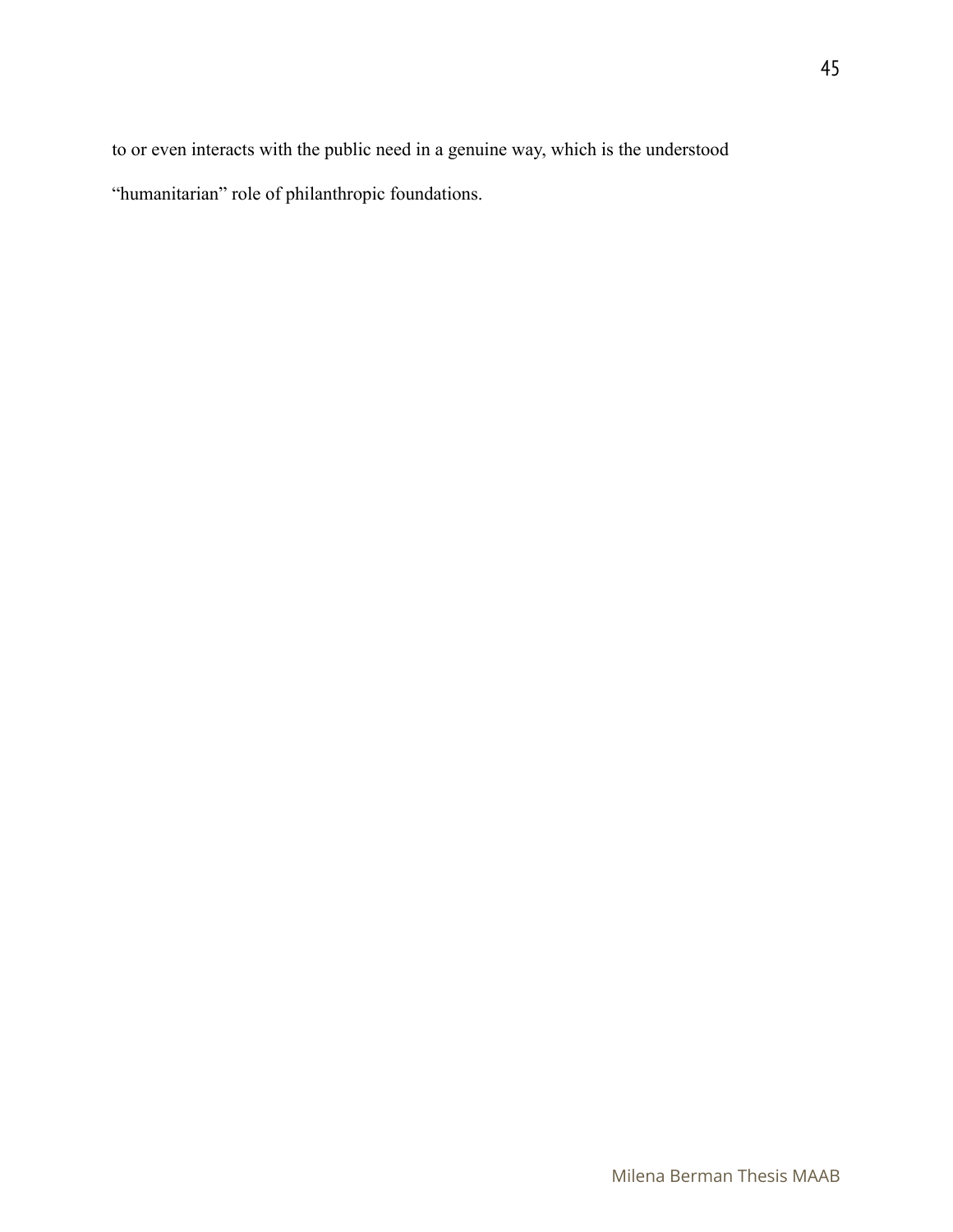to or even interacts with the public need in a genuine way, which is the understood "humanitarian" role of philanthropic foundations.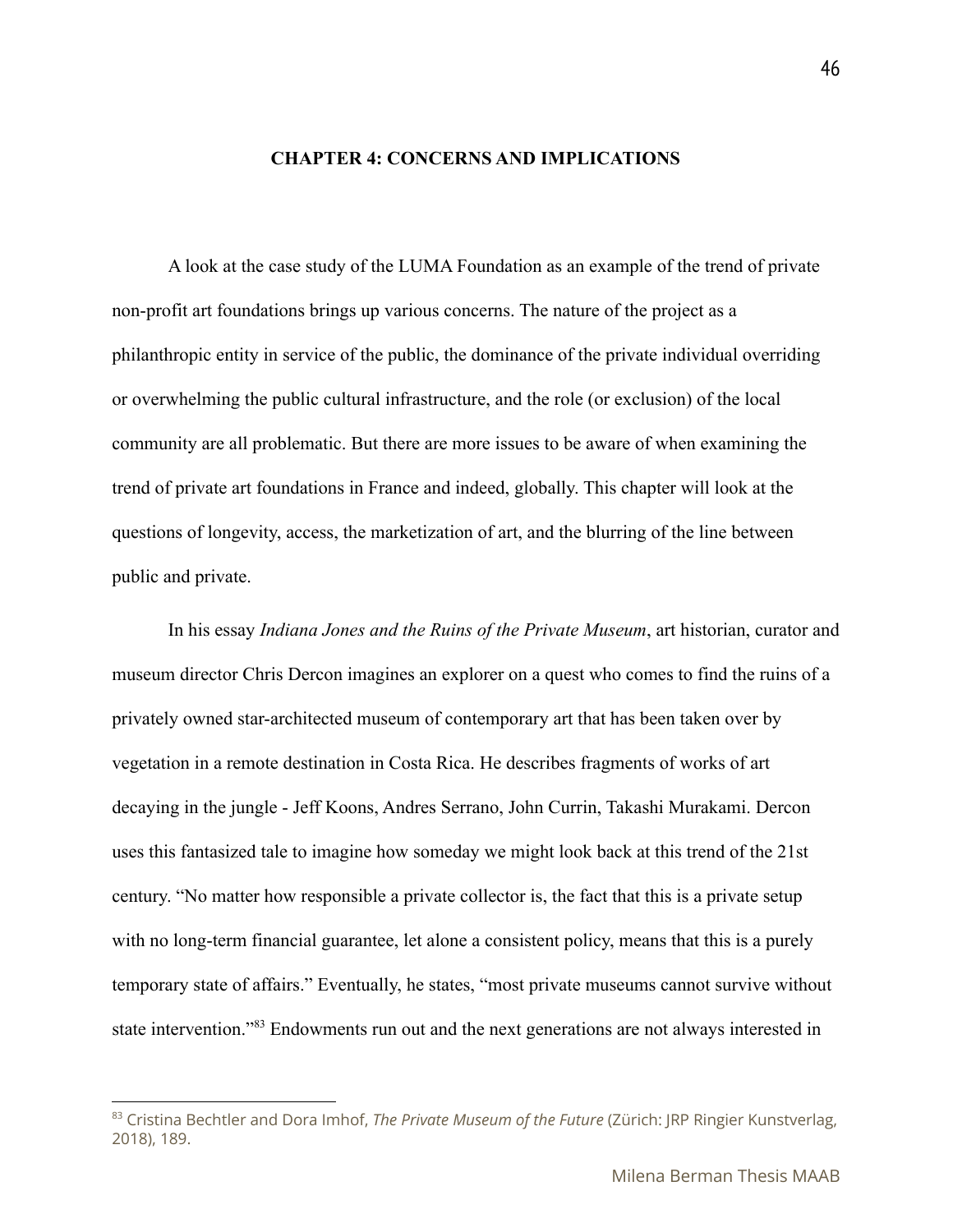# CHAPTER 4: CONCERNS AND IMPLICATIONS

A look at the case study of the LUMA Foundation as an example of the trend of private non-profit art foundations brings up various concerns. The nature of the project as a philanthropic entity in service of the public, the dominance of the private individual overriding or overwhelming the public cultural infrastructure, and the role (or exclusion) of the local community are all problematic. But there are more issues to be aware of when examining the trend of private art foundations in France and indeed, globally. This chapter will look at the questions of longevity, access, the marketization of art, and the blurring of the line between public and private.

In his essay *Indiana Jones and the Ruins of the Private Museum*, art historian, curator and museum director Chris Dercon imagines an explorer on a quest who comes to find the ruins of a privately owned star-architected museum of contemporary art that has been taken over by vegetation in a remote destination in Costa Rica. He describes fragments of works of art decaying in the jungle - Jeff Koons, Andres Serrano, John Currin, Takashi Murakami. Dercon uses this fantasized tale to imagine how someday we might look back at this trend of the 21st century. “No matter how responsible a private collector is, the fact that this is a private setup with no long-term financial guarantee, let alone a consistent policy, means that this is a purely temporary state of affairs.” Eventually, he states, “most private museums cannot survive without state intervention.”[83] Endowments run out and the next generations are not always interested in

[83] Cristina Bechtler and Dora Imhof, *The Private Museum of the Future* (Zürich: JRP Ringier Kunstverlag, 2018), 189.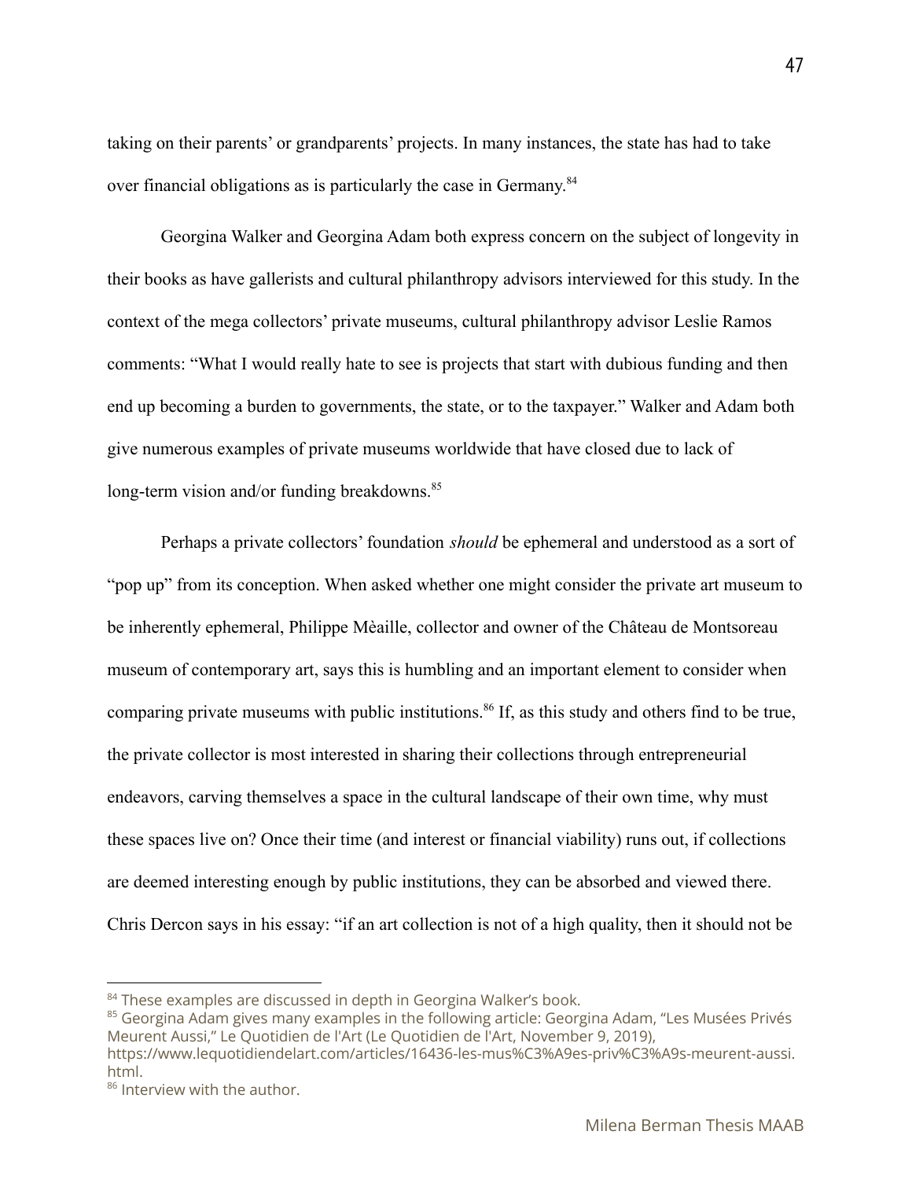taking on their parents' or grandparents' projects. In many instances, the state has had to take over financial obligations as is particularly the case in Germany.[84]

Georgina Walker and Georgina Adam both express concern on the subject of longevity in their books as have gallerists and cultural philanthropy advisors interviewed for this study. In the context of the mega collectors' private museums, cultural philanthropy advisor Leslie Ramos comments: "What I would really hate to see is projects that start with dubious funding and then end up becoming a burden to governments, the state, or to the taxpayer." Walker and Adam both give numerous examples of private museums worldwide that have closed due to lack of long-term vision and/or funding breakdowns.[85]

Perhaps a private collectors' foundation *should* be ephemeral and understood as a sort of "pop up" from its conception. When asked whether one might consider the private art museum to be inherently ephemeral, Philippe Mèaille, collector and owner of the Château de Montsoreau museum of contemporary art, says this is humbling and an important element to consider when comparing private museums with public institutions.[86] If, as this study and others find to be true, the private collector is most interested in sharing their collections through entrepreneurial endeavors, carving themselves a space in the cultural landscape of their own time, why must these spaces live on? Once their time (and interest or financial viability) runs out, if collections are deemed interesting enough by public institutions, they can be absorbed and viewed there. Chris Dercon says in his essay: "if an art collection is not of a high quality, then it should not be

---

[84] These examples are discussed in depth in Georgina Walker's book.

[85] Georgina Adam gives many examples in the following article: Georgina Adam, "Les Musées Privés Meurent Aussi," Le Quotidien de l'Art (Le Quotidien de l'Art, November 9, 2019), https://www.lequotidiendelart.com/articles/16436-les-mus%C3%A9es-priv%C3%A9s-meurent-aussi.html.

[86] Interview with the author.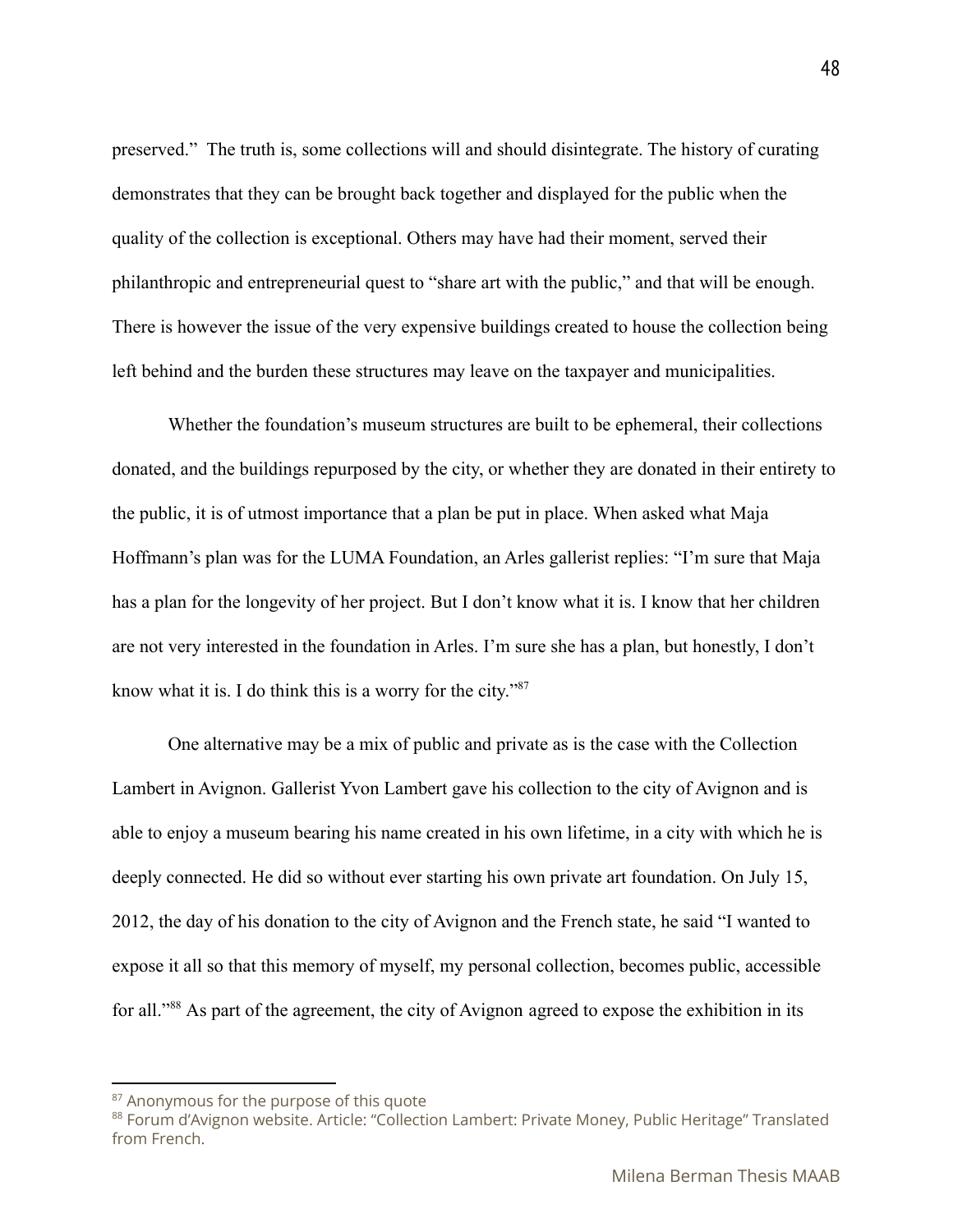preserved." The truth is, some collections will and should disintegrate. The history of curating demonstrates that they can be brought back together and displayed for the public when the quality of the collection is exceptional. Others may have had their moment, served their philanthropic and entrepreneurial quest to "share art with the public," and that will be enough. There is however the issue of the very expensive buildings created to house the collection being left behind and the burden these structures may leave on the taxpayer and municipalities.

Whether the foundation's museum structures are built to be ephemeral, their collections donated, and the buildings repurposed by the city, or whether they are donated in their entirety to the public, it is of utmost importance that a plan be put in place. When asked what Maja Hoffmann's plan was for the LUMA Foundation, an Arles gallerist replies: "I'm sure that Maja has a plan for the longevity of her project. But I don't know what it is. I know that her children are not very interested in the foundation in Arles. I'm sure she has a plan, but honestly, I don't know what it is. I do think this is a worry for the city."[87]

One alternative may be a mix of public and private as is the case with the Collection Lambert in Avignon. Gallerist Yvon Lambert gave his collection to the city of Avignon and is able to enjoy a museum bearing his name created in his own lifetime, in a city with which he is deeply connected. He did so without ever starting his own private art foundation. On July 15, 2012, the day of his donation to the city of Avignon and the French state, he said "I wanted to expose it all so that this memory of myself, my personal collection, becomes public, accessible for all."[88] As part of the agreement, the city of Avignon agreed to expose the exhibition in its

[87] Anonymous for the purpose of this quote

[88] Forum d'Avignon website. Article: "Collection Lambert: Private Money, Public Heritage" Translated from French.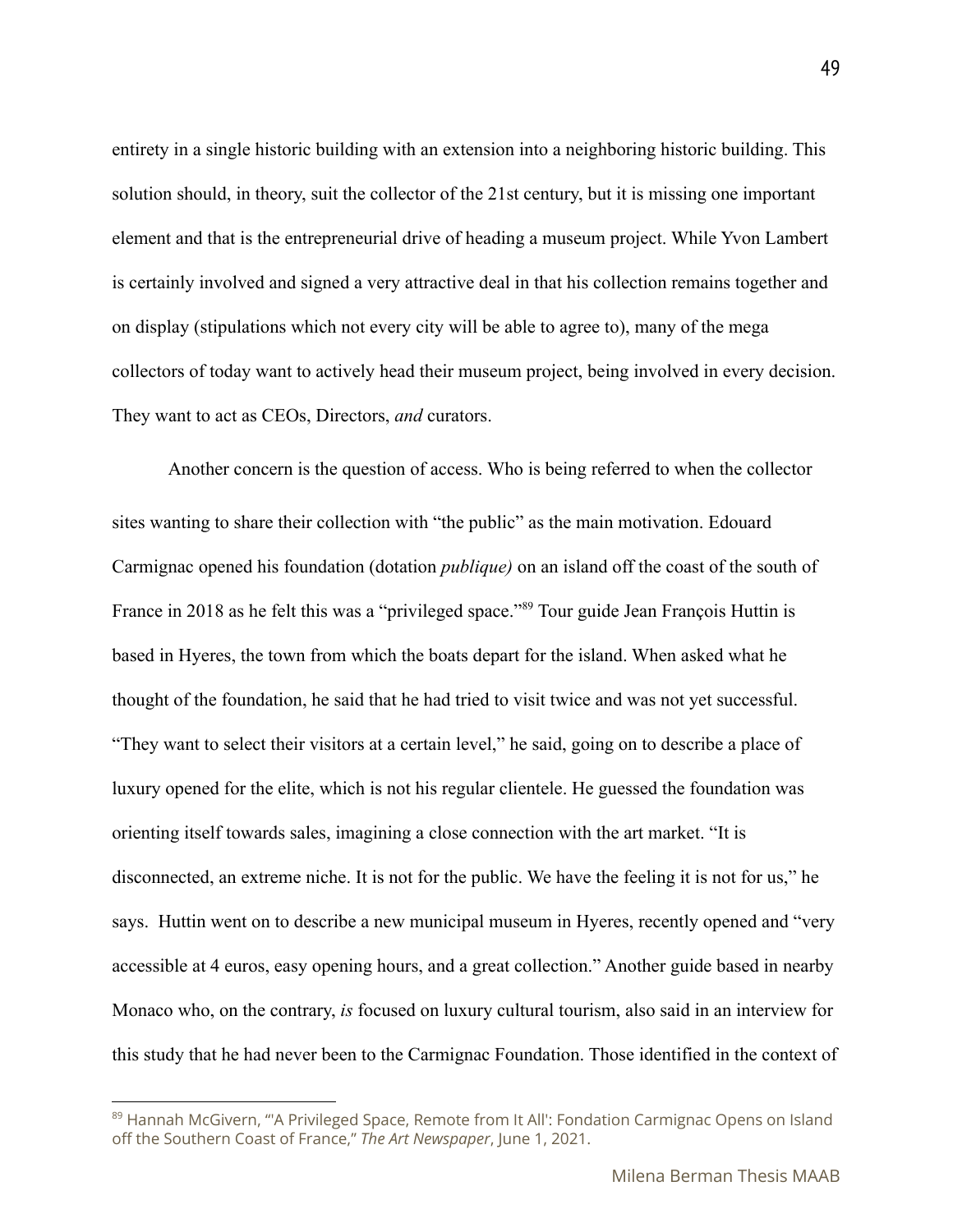entirety in a single historic building with an extension into a neighboring historic building. This solution should, in theory, suit the collector of the 21st century, but it is missing one important element and that is the entrepreneurial drive of heading a museum project. While Yvon Lambert is certainly involved and signed a very attractive deal in that his collection remains together and on display (stipulations which not every city will be able to agree to), many of the mega collectors of today want to actively head their museum project, being involved in every decision. They want to act as CEOs, Directors, *and* curators.

Another concern is the question of access. Who is being referred to when the collector sites wanting to share their collection with "the public" as the main motivation. Edouard Carmignac opened his foundation (dotation *publique)* on an island off the coast of the south of France in 2018 as he felt this was a "privileged space."[89] Tour guide Jean François Huttin is based in Hyeres, the town from which the boats depart for the island. When asked what he thought of the foundation, he said that he had tried to visit twice and was not yet successful. "They want to select their visitors at a certain level," he said, going on to describe a place of luxury opened for the elite, which is not his regular clientele. He guessed the foundation was orienting itself towards sales, imagining a close connection with the art market. "It is disconnected, an extreme niche. It is not for the public. We have the feeling it is not for us," he says. Huttin went on to describe a new municipal museum in Hyeres, recently opened and "very accessible at 4 euros, easy opening hours, and a great collection." Another guide based in nearby Monaco who, on the contrary, *is* focused on luxury cultural tourism, also said in an interview for this study that he had never been to the Carmignac Foundation. Those identified in the context of

---

[89] Hannah McGivern, "'A Privileged Space, Remote from It All': Fondation Carmignac Opens on Island off the Southern Coast of France," *The Art Newspaper*, June 1, 2021.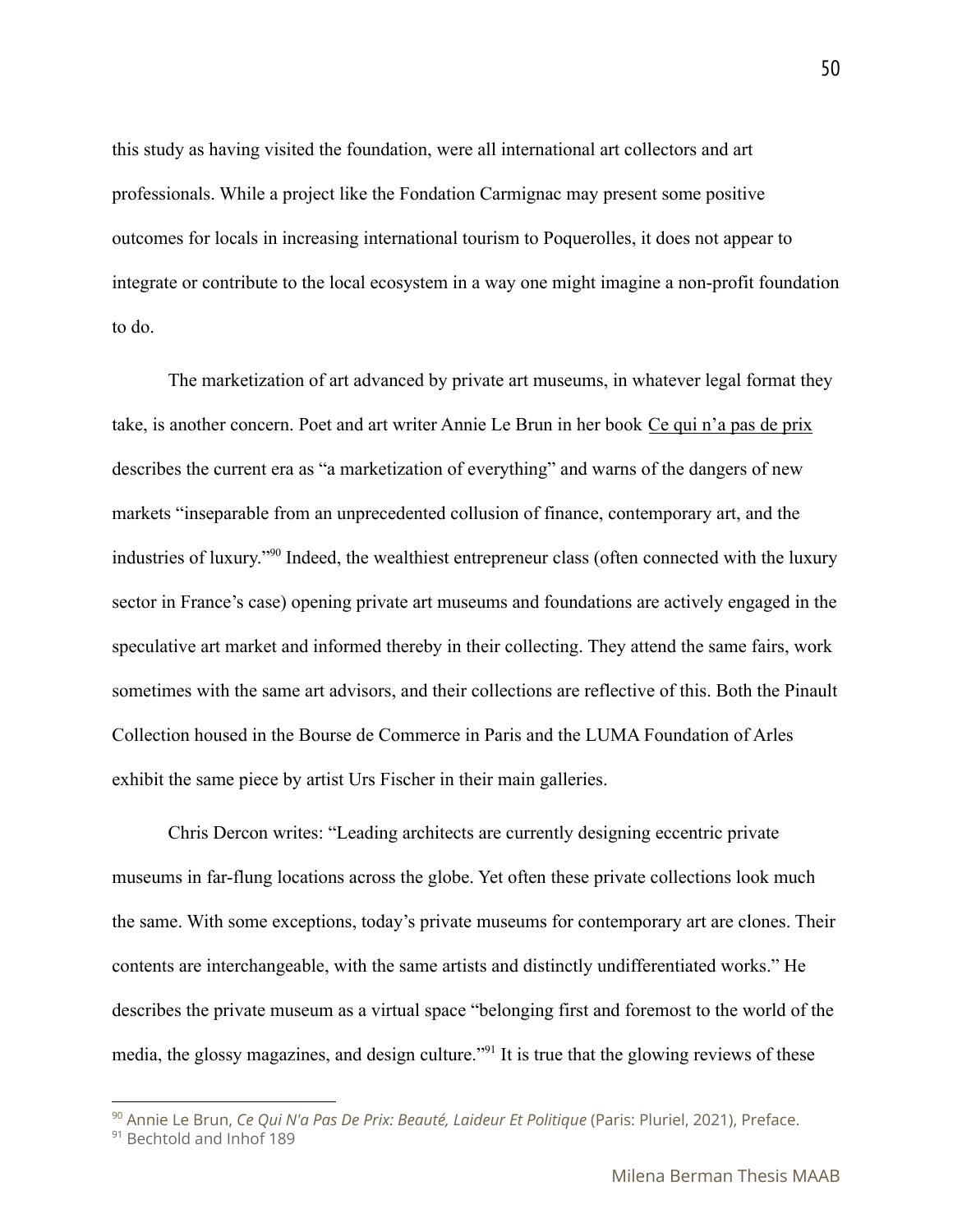this study as having visited the foundation, were all international art collectors and art professionals. While a project like the Fondation Carmignac may present some positive outcomes for locals in increasing international tourism to Poquerolles, it does not appear to integrate or contribute to the local ecosystem in a way one might imagine a non-profit foundation to do.

The marketization of art advanced by private art museums, in whatever legal format they take, is another concern. Poet and art writer Annie Le Brun in her book Ce qui n'a pas de prix describes the current era as "a marketization of everything" and warns of the dangers of new markets "inseparable from an unprecedented collusion of finance, contemporary art, and the industries of luxury."[90] Indeed, the wealthiest entrepreneur class (often connected with the luxury sector in France's case) opening private art museums and foundations are actively engaged in the speculative art market and informed thereby in their collecting. They attend the same fairs, work sometimes with the same art advisors, and their collections are reflective of this. Both the Pinault Collection housed in the Bourse de Commerce in Paris and the LUMA Foundation of Arles exhibit the same piece by artist Urs Fischer in their main galleries.

Chris Dercon writes: "Leading architects are currently designing eccentric private museums in far-flung locations across the globe. Yet often these private collections look much the same. With some exceptions, today's private museums for contemporary art are clones. Their contents are interchangeable, with the same artists and distinctly undifferentiated works." He describes the private museum as a virtual space "belonging first and foremost to the world of the media, the glossy magazines, and design culture."[91] It is true that the glowing reviews of these

---

[90] Annie Le Brun, *Ce Qui N'a Pas De Prix: Beauté, Laideur Et Politique* (Paris: Pluriel, 2021), Preface.

[91] Bechtold and Inhof 189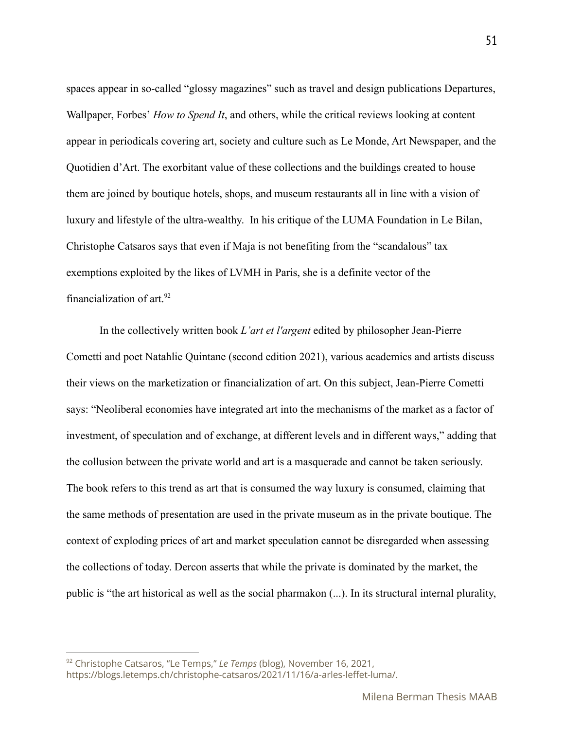spaces appear in so-called "glossy magazines" such as travel and design publications Departures, Wallpaper, Forbes' *How to Spend It*, and others, while the critical reviews looking at content appear in periodicals covering art, society and culture such as Le Monde, Art Newspaper, and the Quotidien d'Art. The exorbitant value of these collections and the buildings created to house them are joined by boutique hotels, shops, and museum restaurants all in line with a vision of luxury and lifestyle of the ultra-wealthy. In his critique of the LUMA Foundation in Le Bilan, Christophe Catsaros says that even if Maja is not benefiting from the "scandalous" tax exemptions exploited by the likes of LVMH in Paris, she is a definite vector of the financialization of art.[92]

In the collectively written book *L'art et l'argent* edited by philosopher Jean-Pierre Cometti and poet Natahlie Quintane (second edition 2021), various academics and artists discuss their views on the marketization or financialization of art. On this subject, Jean-Pierre Cometti says: "Neoliberal economies have integrated art into the mechanisms of the market as a factor of investment, of speculation and of exchange, at different levels and in different ways," adding that the collusion between the private world and art is a masquerade and cannot be taken seriously. The book refers to this trend as art that is consumed the way luxury is consumed, claiming that the same methods of presentation are used in the private museum as in the private boutique. The context of exploding prices of art and market speculation cannot be disregarded when assessing the collections of today. Dercon asserts that while the private is dominated by the market, the public is "the art historical as well as the social pharmakon (...). In its structural internal plurality,

---

[92] Christophe Catsaros, "Le Temps," *Le Temps* (blog), November 16, 2021, https://blogs.letemps.ch/christophe-catsaros/2021/11/16/a-arles-leffet-luma/.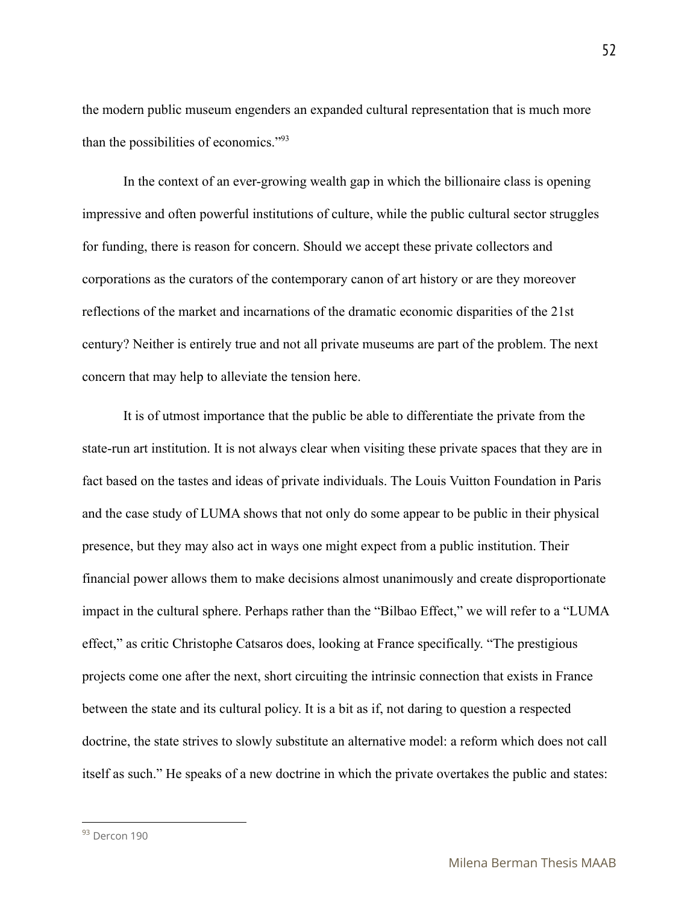the modern public museum engenders an expanded cultural representation that is much more than the possibilities of economics."[93]

In the context of an ever-growing wealth gap in which the billionaire class is opening impressive and often powerful institutions of culture, while the public cultural sector struggles for funding, there is reason for concern. Should we accept these private collectors and corporations as the curators of the contemporary canon of art history or are they moreover reflections of the market and incarnations of the dramatic economic disparities of the 21st century? Neither is entirely true and not all private museums are part of the problem. The next concern that may help to alleviate the tension here.

It is of utmost importance that the public be able to differentiate the private from the state-run art institution. It is not always clear when visiting these private spaces that they are in fact based on the tastes and ideas of private individuals. The Louis Vuitton Foundation in Paris and the case study of LUMA shows that not only do some appear to be public in their physical presence, but they may also act in ways one might expect from a public institution. Their financial power allows them to make decisions almost unanimously and create disproportionate impact in the cultural sphere. Perhaps rather than the "Bilbao Effect," we will refer to a "LUMA effect," as critic Christophe Catsaros does, looking at France specifically. "The prestigious projects come one after the next, short circuiting the intrinsic connection that exists in France between the state and its cultural policy. It is a bit as if, not daring to question a respected doctrine, the state strives to slowly substitute an alternative model: a reform which does not call itself as such." He speaks of a new doctrine in which the private overtakes the public and states:

---

[93] Dercon 190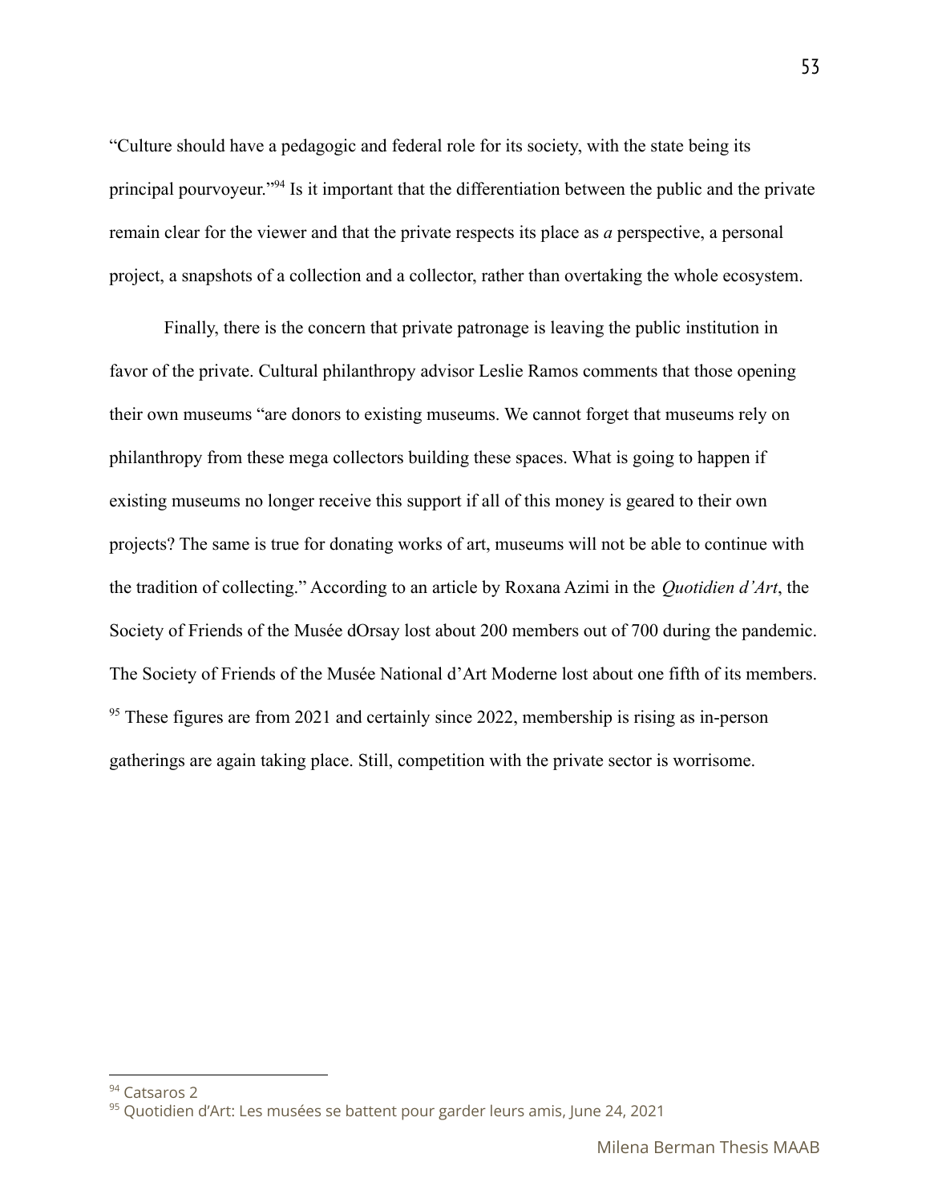"Culture should have a pedagogic and federal role for its society, with the state being its principal pourvoyeur."[94] Is it important that the differentiation between the public and the private remain clear for the viewer and that the private respects its place as *a* perspective, a personal project, a snapshots of a collection and a collector, rather than overtaking the whole ecosystem.

Finally, there is the concern that private patronage is leaving the public institution in favor of the private. Cultural philanthropy advisor Leslie Ramos comments that those opening their own museums "are donors to existing museums. We cannot forget that museums rely on philanthropy from these mega collectors building these spaces. What is going to happen if existing museums no longer receive this support if all of this money is geared to their own projects? The same is true for donating works of art, museums will not be able to continue with the tradition of collecting." According to an article by Roxana Azimi in the *Quotidien d'Art*, the Society of Friends of the Musée dOrsay lost about 200 members out of 700 during the pandemic. The Society of Friends of the Musée National d'Art Moderne lost about one fifth of its members. [95] These figures are from 2021 and certainly since 2022, membership is rising as in-person gatherings are again taking place. Still, competition with the private sector is worrisome.

---

[94] Catsaros 2

[95] Quotidien d'Art: Les musées se battent pour garder leurs amis, June 24, 2021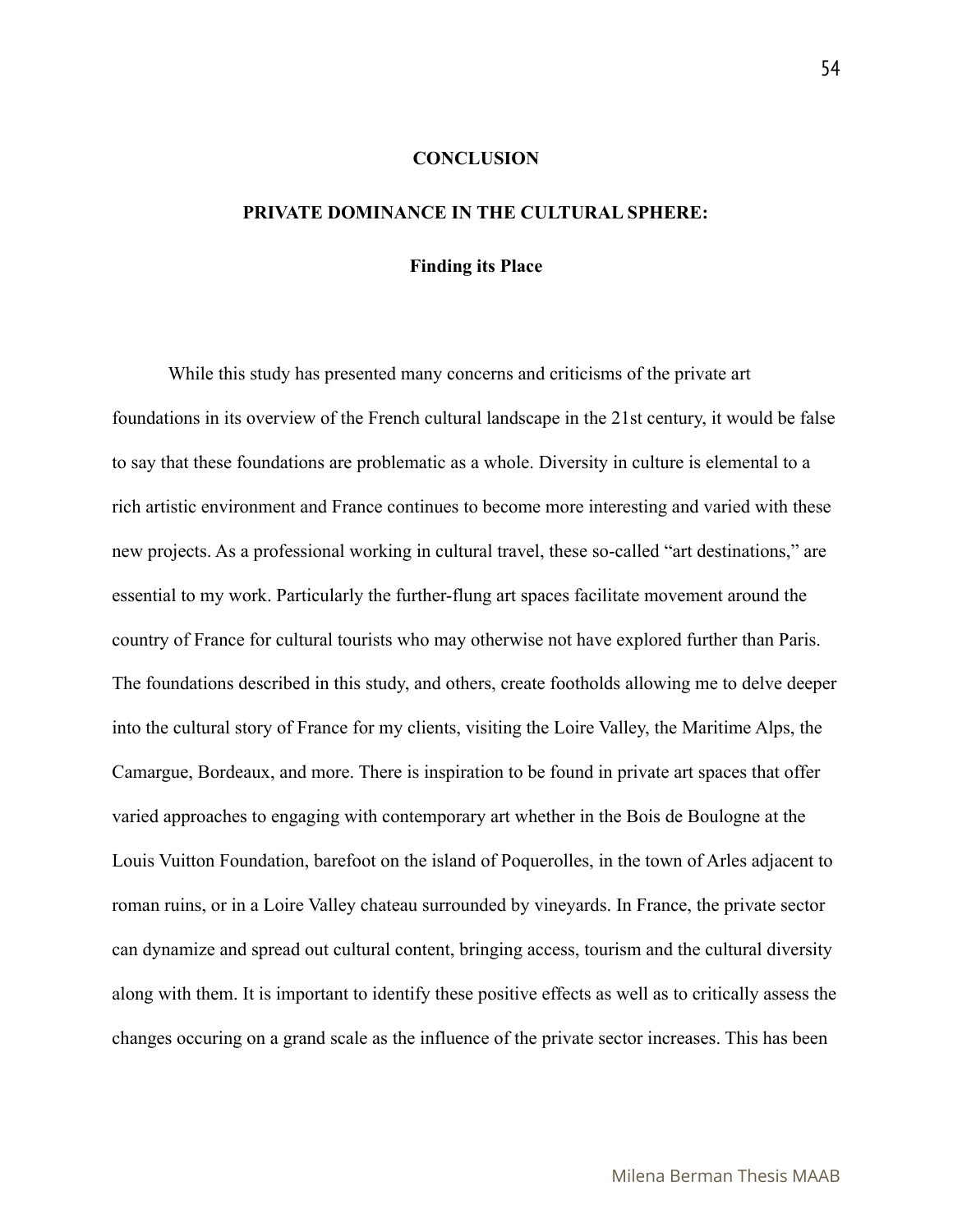# CONCLUSION

## PRIVATE DOMINANCE IN THE CULTURAL SPHERE:

### Finding its Place

While this study has presented many concerns and criticisms of the private art foundations in its overview of the French cultural landscape in the 21st century, it would be false to say that these foundations are problematic as a whole. Diversity in culture is elemental to a rich artistic environment and France continues to become more interesting and varied with these new projects. As a professional working in cultural travel, these so-called "art destinations," are essential to my work. Particularly the further-flung art spaces facilitate movement around the country of France for cultural tourists who may otherwise not have explored further than Paris. The foundations described in this study, and others, create footholds allowing me to delve deeper into the cultural story of France for my clients, visiting the Loire Valley, the Maritime Alps, the Camargue, Bordeaux, and more. There is inspiration to be found in private art spaces that offer varied approaches to engaging with contemporary art whether in the Bois de Boulogne at the Louis Vuitton Foundation, barefoot on the island of Poquerolles, in the town of Arles adjacent to roman ruins, or in a Loire Valley chateau surrounded by vineyards. In France, the private sector can dynamize and spread out cultural content, bringing access, tourism and the cultural diversity along with them. It is important to identify these positive effects as well as to critically assess the changes occuring on a grand scale as the influence of the private sector increases. This has been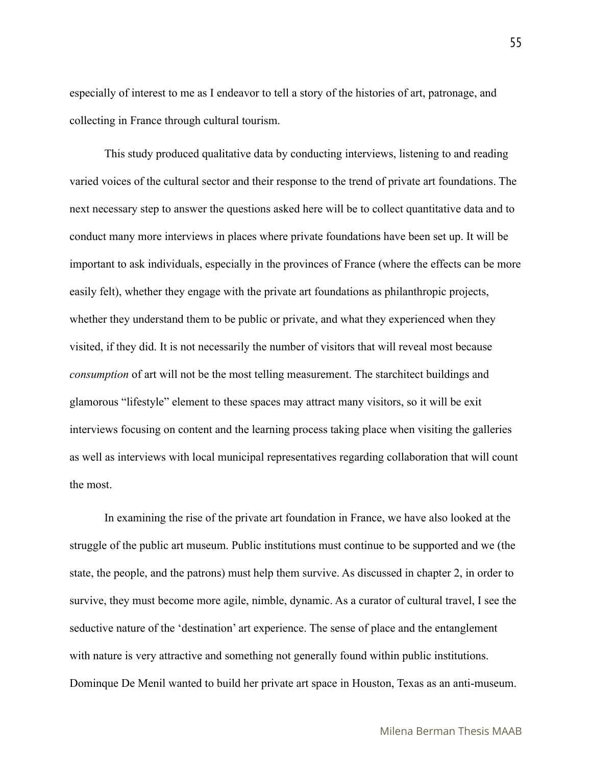especially of interest to me as I endeavor to tell a story of the histories of art, patronage, and collecting in France through cultural tourism.

This study produced qualitative data by conducting interviews, listening to and reading varied voices of the cultural sector and their response to the trend of private art foundations. The next necessary step to answer the questions asked here will be to collect quantitative data and to conduct many more interviews in places where private foundations have been set up. It will be important to ask individuals, especially in the provinces of France (where the effects can be more easily felt), whether they engage with the private art foundations as philanthropic projects, whether they understand them to be public or private, and what they experienced when they visited, if they did. It is not necessarily the number of visitors that will reveal most because *consumption* of art will not be the most telling measurement. The starchitect buildings and glamorous "lifestyle" element to these spaces may attract many visitors, so it will be exit interviews focusing on content and the learning process taking place when visiting the galleries as well as interviews with local municipal representatives regarding collaboration that will count the most.

In examining the rise of the private art foundation in France, we have also looked at the struggle of the public art museum. Public institutions must continue to be supported and we (the state, the people, and the patrons) must help them survive. As discussed in chapter 2, in order to survive, they must become more agile, nimble, dynamic. As a curator of cultural travel, I see the seductive nature of the 'destination' art experience. The sense of place and the entanglement with nature is very attractive and something not generally found within public institutions. Dominque De Menil wanted to build her private art space in Houston, Texas as an anti-museum.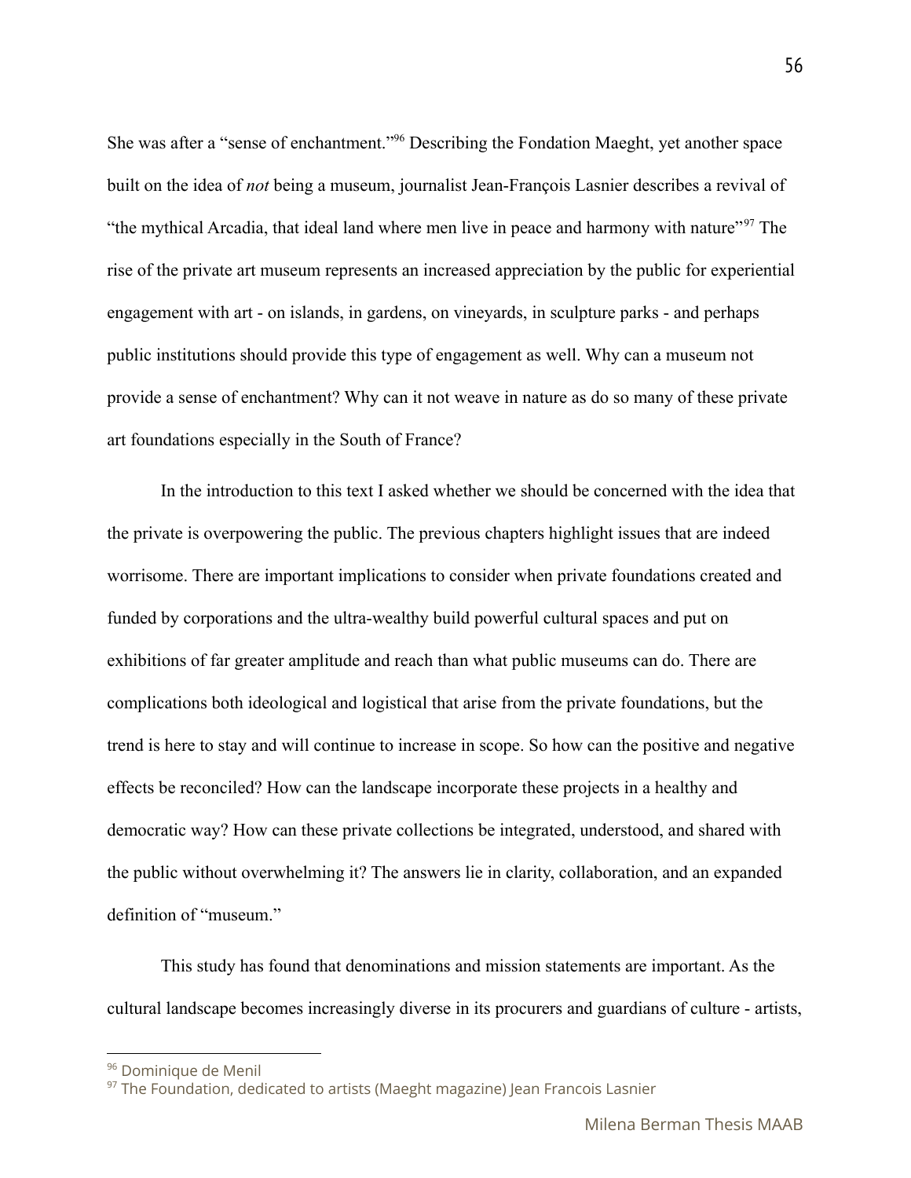She was after a "sense of enchantment."[96] Describing the Fondation Maeght, yet another space built on the idea of *not* being a museum, journalist Jean-François Lasnier describes a revival of "the mythical Arcadia, that ideal land where men live in peace and harmony with nature"[97] The rise of the private art museum represents an increased appreciation by the public for experiential engagement with art - on islands, in gardens, on vineyards, in sculpture parks - and perhaps public institutions should provide this type of engagement as well. Why can a museum not provide a sense of enchantment? Why can it not weave in nature as do so many of these private art foundations especially in the South of France?

In the introduction to this text I asked whether we should be concerned with the idea that the private is overpowering the public. The previous chapters highlight issues that are indeed worrisome. There are important implications to consider when private foundations created and funded by corporations and the ultra-wealthy build powerful cultural spaces and put on exhibitions of far greater amplitude and reach than what public museums can do. There are complications both ideological and logistical that arise from the private foundations, but the trend is here to stay and will continue to increase in scope. So how can the positive and negative effects be reconciled? How can the landscape incorporate these projects in a healthy and democratic way? How can these private collections be integrated, understood, and shared with the public without overwhelming it? The answers lie in clarity, collaboration, and an expanded definition of "museum."

This study has found that denominations and mission statements are important. As the cultural landscape becomes increasingly diverse in its procurers and guardians of culture - artists,

---

[96] Dominique de Menil

[97] The Foundation, dedicated to artists (Maeght magazine) Jean Francois Lasnier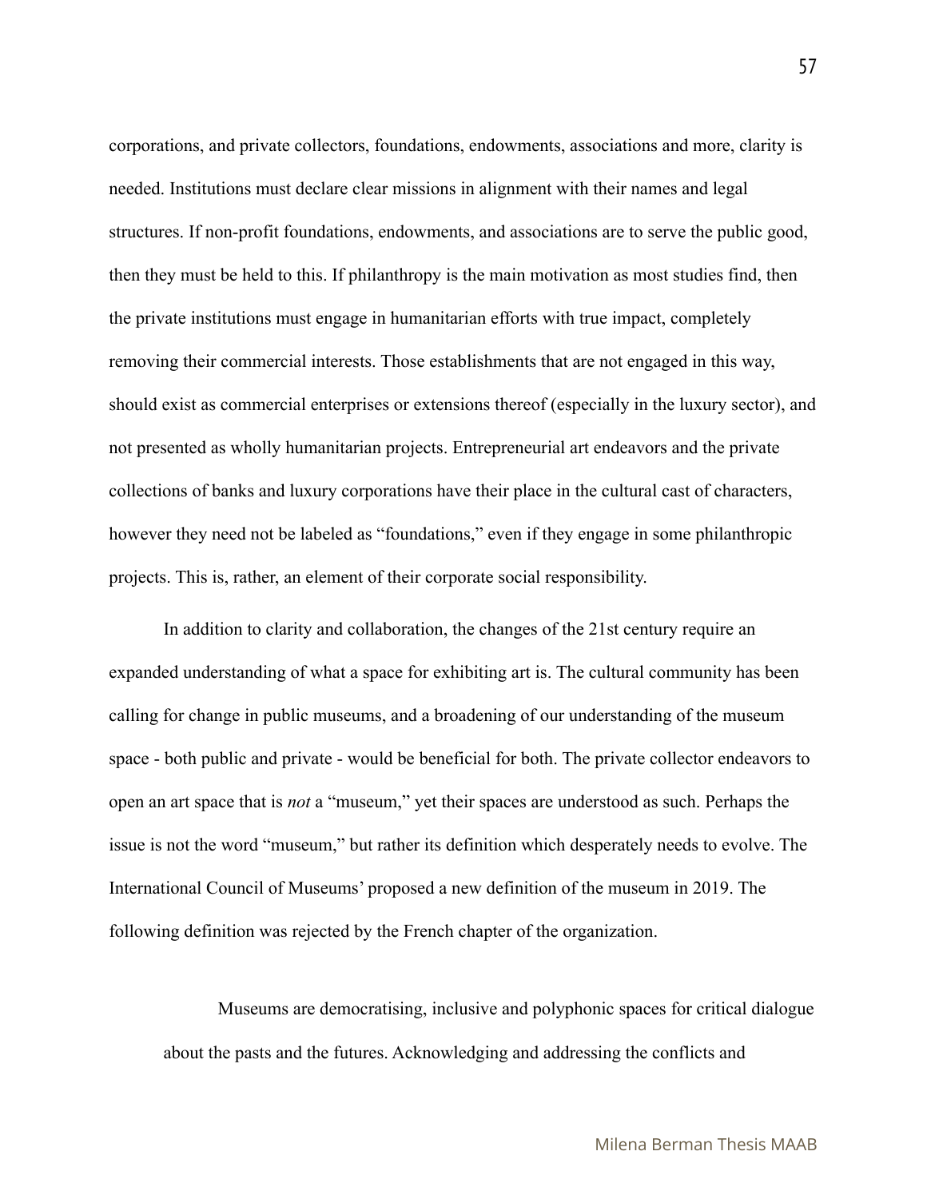corporations, and private collectors, foundations, endowments, associations and more, clarity is needed. Institutions must declare clear missions in alignment with their names and legal structures. If non-profit foundations, endowments, and associations are to serve the public good, then they must be held to this. If philanthropy is the main motivation as most studies find, then the private institutions must engage in humanitarian efforts with true impact, completely removing their commercial interests. Those establishments that are not engaged in this way, should exist as commercial enterprises or extensions thereof (especially in the luxury sector), and not presented as wholly humanitarian projects. Entrepreneurial art endeavors and the private collections of banks and luxury corporations have their place in the cultural cast of characters, however they need not be labeled as "foundations," even if they engage in some philanthropic projects. This is, rather, an element of their corporate social responsibility.

In addition to clarity and collaboration, the changes of the 21st century require an expanded understanding of what a space for exhibiting art is. The cultural community has been calling for change in public museums, and a broadening of our understanding of the museum space - both public and private - would be beneficial for both. The private collector endeavors to open an art space that is *not* a "museum," yet their spaces are understood as such. Perhaps the issue is not the word "museum," but rather its definition which desperately needs to evolve. The International Council of Museums' proposed a new definition of the museum in 2019. The following definition was rejected by the French chapter of the organization.

> Museums are democratising, inclusive and polyphonic spaces for critical dialogue about the pasts and the futures. Acknowledging and addressing the conflicts and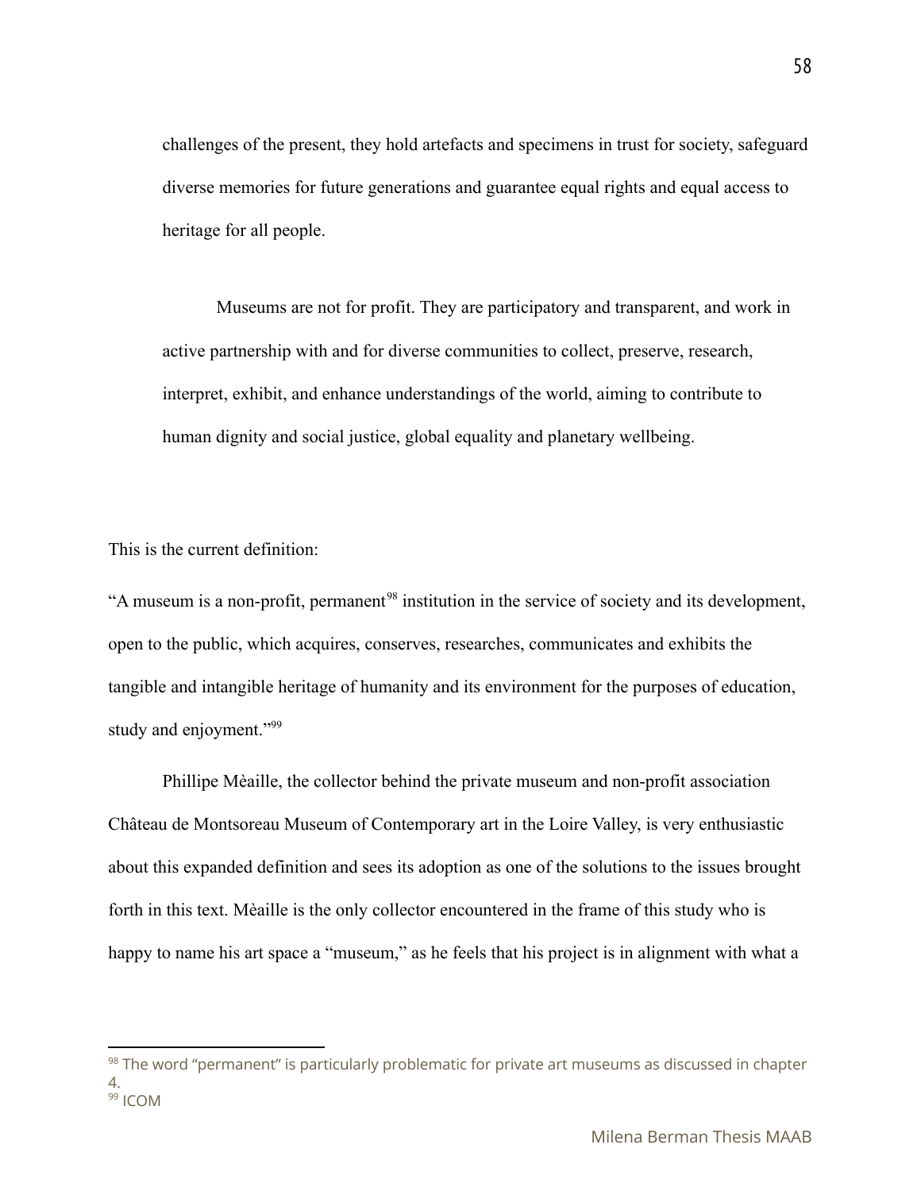> challenges of the present, they hold artefacts and specimens in trust for society, safeguard diverse memories for future generations and guarantee equal rights and equal access to heritage for all people.
>
> Museums are not for profit. They are participatory and transparent, and work in active partnership with and for diverse communities to collect, preserve, research, interpret, exhibit, and enhance understandings of the world, aiming to contribute to human dignity and social justice, global equality and planetary wellbeing.

This is the current definition:

"A museum is a non-profit, permanent[98] institution in the service of society and its development, open to the public, which acquires, conserves, researches, communicates and exhibits the tangible and intangible heritage of humanity and its environment for the purposes of education, study and enjoyment."[99]

Phillipe Mèaille, the collector behind the private museum and non-profit association Château de Montsoreau Museum of Contemporary art in the Loire Valley, is very enthusiastic about this expanded definition and sees its adoption as one of the solutions to the issues brought forth in this text. Mèaille is the only collector encountered in the frame of this study who is happy to name his art space a "museum," as he feels that his project is in alignment with what a

---

[98] The word "permanent" is particularly problematic for private art museums as discussed in chapter 4.

[99] ICOM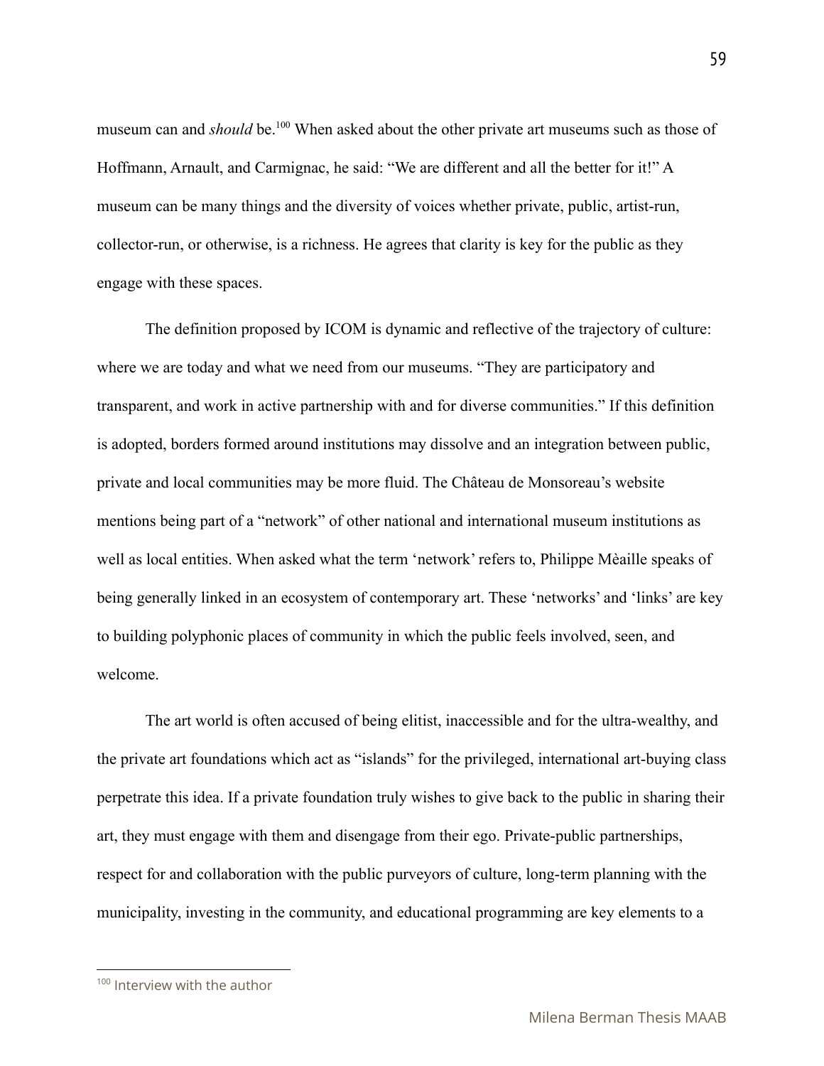museum can and *should* be.[100] When asked about the other private art museums such as those of Hoffmann, Arnault, and Carmignac, he said: “We are different and all the better for it!” A museum can be many things and the diversity of voices whether private, public, artist-run, collector-run, or otherwise, is a richness. He agrees that clarity is key for the public as they engage with these spaces.

The definition proposed by ICOM is dynamic and reflective of the trajectory of culture: where we are today and what we need from our museums. “They are participatory and transparent, and work in active partnership with and for diverse communities.” If this definition is adopted, borders formed around institutions may dissolve and an integration between public, private and local communities may be more fluid. The Château de Monsoreau’s website mentions being part of a “network” of other national and international museum institutions as well as local entities. When asked what the term ‘network’ refers to, Philippe Mèaille speaks of being generally linked in an ecosystem of contemporary art. These ‘networks’ and ‘links’ are key to building polyphonic places of community in which the public feels involved, seen, and welcome.

The art world is often accused of being elitist, inaccessible and for the ultra-wealthy, and the private art foundations which act as “islands” for the privileged, international art-buying class perpetrate this idea. If a private foundation truly wishes to give back to the public in sharing their art, they must engage with them and disengage from their ego. Private-public partnerships, respect for and collaboration with the public purveyors of culture, long-term planning with the municipality, investing in the community, and educational programming are key elements to a

[100] Interview with the author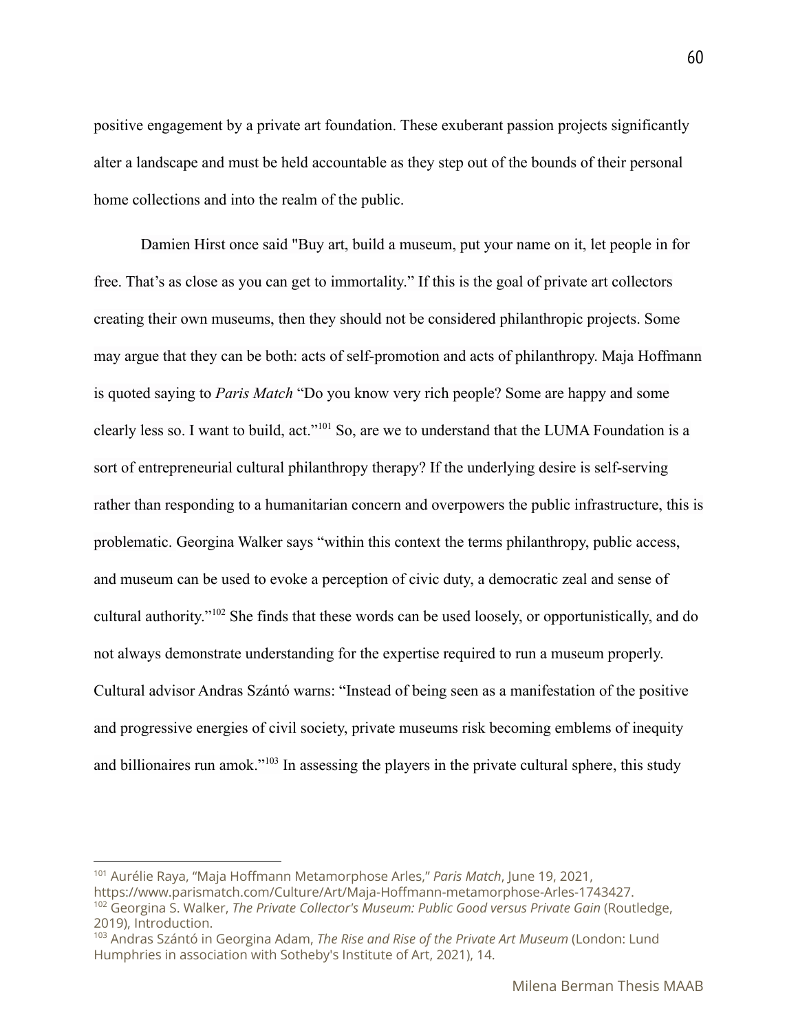positive engagement by a private art foundation. These exuberant passion projects significantly alter a landscape and must be held accountable as they step out of the bounds of their personal home collections and into the realm of the public.

Damien Hirst once said "Buy art, build a museum, put your name on it, let people in for free. That's as close as you can get to immortality." If this is the goal of private art collectors creating their own museums, then they should not be considered philanthropic projects. Some may argue that they can be both: acts of self-promotion and acts of philanthropy. Maja Hoffmann is quoted saying to *Paris Match* "Do you know very rich people? Some are happy and some clearly less so. I want to build, act."[101] So, are we to understand that the LUMA Foundation is a sort of entrepreneurial cultural philanthropy therapy? If the underlying desire is self-serving rather than responding to a humanitarian concern and overpowers the public infrastructure, this is problematic. Georgina Walker says "within this context the terms philanthropy, public access, and museum can be used to evoke a perception of civic duty, a democratic zeal and sense of cultural authority."[102] She finds that these words can be used loosely, or opportunistically, and do not always demonstrate understanding for the expertise required to run a museum properly. Cultural advisor Andras Szántó warns: "Instead of being seen as a manifestation of the positive and progressive energies of civil society, private museums risk becoming emblems of inequity and billionaires run amok."[103] In assessing the players in the private cultural sphere, this study

---

[101] Aurélie Raya, "Maja Hoffmann Metamorphose Arles," *Paris Match*, June 19, 2021, https://www.parismatch.com/Culture/Art/Maja-Hoffmann-metamorphose-Arles-1743427.

[102] Georgina S. Walker, *The Private Collector's Museum: Public Good versus Private Gain* (Routledge, 2019), Introduction.

[103] Andras Szántó in Georgina Adam, *The Rise and Rise of the Private Art Museum* (London: Lund Humphries in association with Sotheby's Institute of Art, 2021), 14.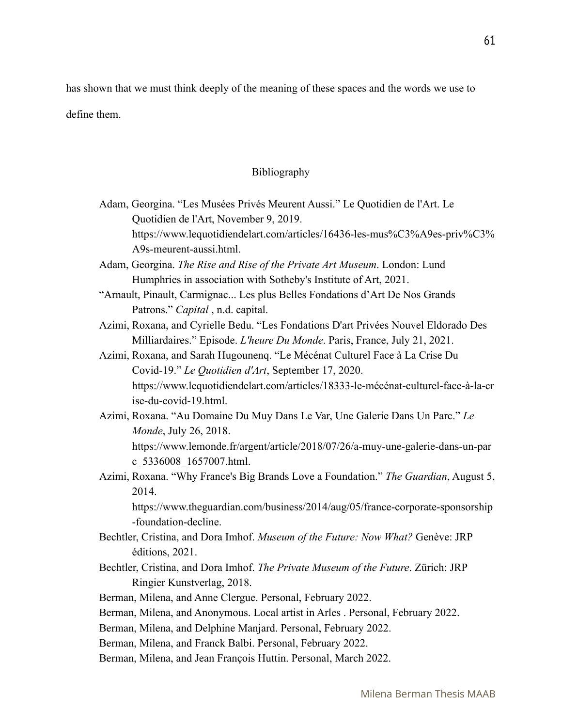has shown that we must think deeply of the meaning of these spaces and the words we use to define them.

## Bibliography

Adam, Georgina. "Les Musées Privés Meurent Aussi." Le Quotidien de l'Art. Le Quotidien de l'Art, November 9, 2019. https://www.lequotidiendelart.com/articles/16436-les-mus%C3%A9es-priv%C3%A9s-meurent-aussi.html.

Adam, Georgina. *The Rise and Rise of the Private Art Museum*. London: Lund Humphries in association with Sotheby's Institute of Art, 2021.

"Arnault, Pinault, Carmignac... Les plus Belles Fondations d'Art De Nos Grands Patrons." *Capital* , n.d. capital.

Azimi, Roxana, and Cyrielle Bedu. "Les Fondations D'art Privées Nouvel Eldorado Des Milliardaires." Episode. *L'heure Du Monde*. Paris, France, July 21, 2021.

Azimi, Roxana, and Sarah Hugounenq. "Le Mécénat Culturel Face à La Crise Du Covid-19." *Le Quotidien d'Art*, September 17, 2020. https://www.lequotidiendelart.com/articles/18333-le-mécénat-culturel-face-à-la-crise-du-covid-19.html.

Azimi, Roxana. "Au Domaine Du Muy Dans Le Var, Une Galerie Dans Un Parc." *Le Monde*, July 26, 2018. https://www.lemonde.fr/argent/article/2018/07/26/a-muy-une-galerie-dans-un-parc_5336008_1657007.html.

Azimi, Roxana. "Why France's Big Brands Love a Foundation." *The Guardian*, August 5, 2014. https://www.theguardian.com/business/2014/aug/05/france-corporate-sponsorship-foundation-decline.

Bechtler, Cristina, and Dora Imhof. *Museum of the Future: Now What?* Genève: JRP éditions, 2021.

Bechtler, Cristina, and Dora Imhof. *The Private Museum of the Future*. Zürich: JRP Ringier Kunstverlag, 2018.

Berman, Milena, and Anne Clergue. Personal, February 2022.

Berman, Milena, and Anonymous. Local artist in Arles . Personal, February 2022.

Berman, Milena, and Delphine Manjard. Personal, February 2022.

Berman, Milena, and Franck Balbi. Personal, February 2022.

Berman, Milena, and Jean François Huttin. Personal, March 2022.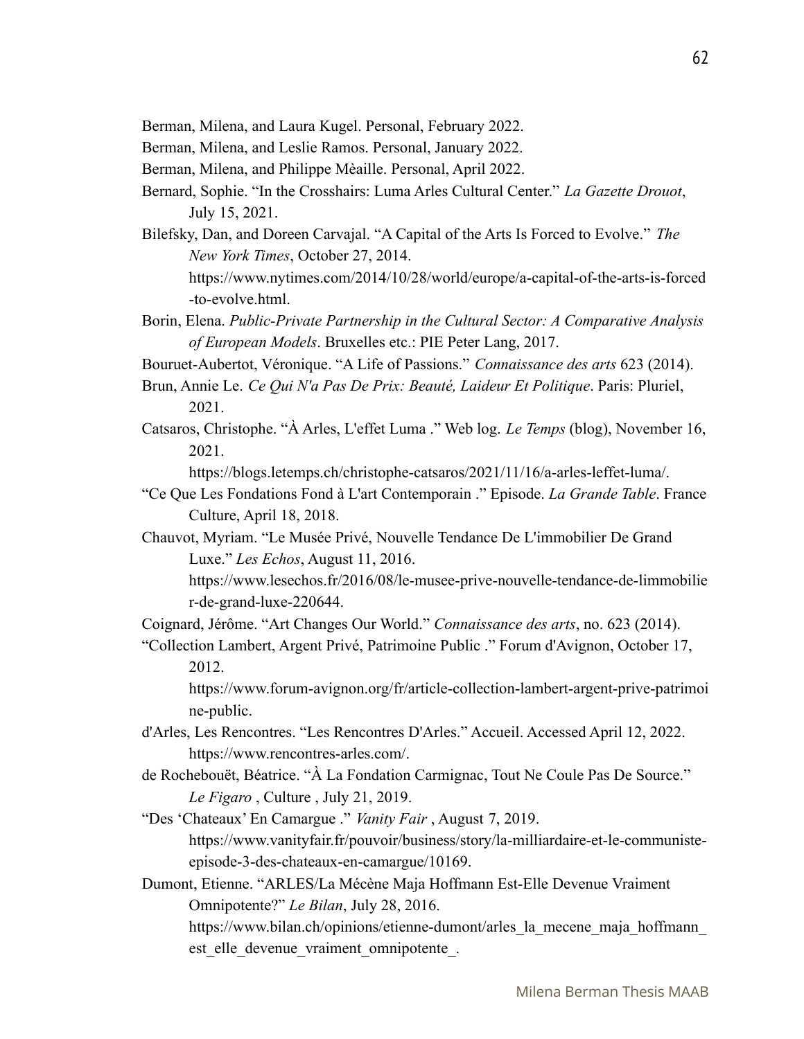Berman, Milena, and Laura Kugel. Personal, February 2022.

Berman, Milena, and Leslie Ramos. Personal, January 2022.

Berman, Milena, and Philippe Mèaille. Personal, April 2022.

Bernard, Sophie. "In the Crosshairs: Luma Arles Cultural Center." *La Gazette Drouot*, July 15, 2021.

Bilefsky, Dan, and Doreen Carvajal. "A Capital of the Arts Is Forced to Evolve." *The New York Times*, October 27, 2014. https://www.nytimes.com/2014/10/28/world/europe/a-capital-of-the-arts-is-forced-to-evolve.html.

Borin, Elena. *Public-Private Partnership in the Cultural Sector: A Comparative Analysis of European Models*. Bruxelles etc.: PIE Peter Lang, 2017.

Bouruet-Aubertot, Véronique. "A Life of Passions." *Connaissance des arts* 623 (2014).

Brun, Annie Le. *Ce Qui N'a Pas De Prix: Beauté, Laideur Et Politique*. Paris: Pluriel, 2021.

Catsaros, Christophe. "À Arles, L'effet Luma ." Web log. *Le Temps* (blog), November 16, 2021. https://blogs.letemps.ch/christophe-catsaros/2021/11/16/a-arles-leffet-luma/.

"Ce Que Les Fondations Fond à L'art Contemporain ." Episode. *La Grande Table*. France Culture, April 18, 2018.

Chauvot, Myriam. "Le Musée Privé, Nouvelle Tendance De L'immobilier De Grand Luxe." *Les Echos*, August 11, 2016. https://www.lesechos.fr/2016/08/le-musee-prive-nouvelle-tendance-de-limmobilier-de-grand-luxe-220644.

Coignard, Jérôme. "Art Changes Our World." *Connaissance des arts*, no. 623 (2014).

"Collection Lambert, Argent Privé, Patrimoine Public ." Forum d'Avignon, October 17, 2012. https://www.forum-avignon.org/fr/article-collection-lambert-argent-prive-patrimoine-public.

d'Arles, Les Rencontres. "Les Rencontres D'Arles." Accueil. Accessed April 12, 2022. https://www.rencontres-arles.com/.

de Rochebouët, Béatrice. "À La Fondation Carmignac, Tout Ne Coule Pas De Source." *Le Figaro* , Culture , July 21, 2019.

"Des 'Chateaux' En Camargue ." *Vanity Fair* , August 7, 2019. https://www.vanityfair.fr/pouvoir/business/story/la-milliardaire-et-le-communiste-episode-3-des-chateaux-en-camargue/10169.

Dumont, Etienne. "ARLES/La Mécène Maja Hoffmann Est-Elle Devenue Vraiment Omnipotente?" *Le Bilan*, July 28, 2016. https://www.bilan.ch/opinions/etienne-dumont/arles_la_mecene_maja_hoffmann_est_elle_devenue_vraiment_omnipotente_.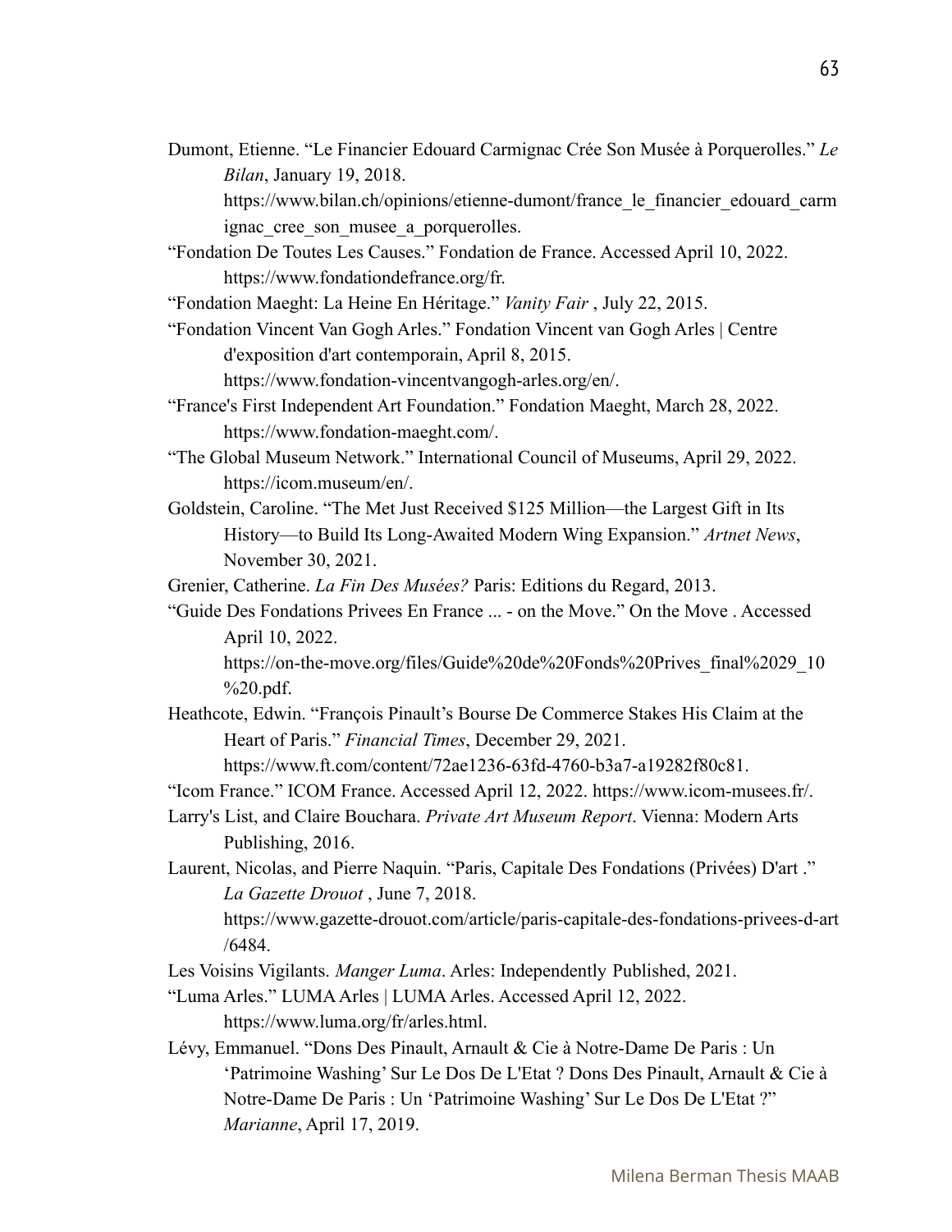Dumont, Etienne. "Le Financier Edouard Carmignac Crée Son Musée à Porquerolles." *Le Bilan*, January 19, 2018. https://www.bilan.ch/opinions/etienne-dumont/france_le_financier_edouard_carmignac_cree_son_musee_a_porquerolles.

"Fondation De Toutes Les Causes." Fondation de France. Accessed April 10, 2022. https://www.fondationdefrance.org/fr.

"Fondation Maeght: La Heine En Héritage." *Vanity Fair* , July 22, 2015.

"Fondation Vincent Van Gogh Arles." Fondation Vincent van Gogh Arles | Centre d'exposition d'art contemporain, April 8, 2015. https://www.fondation-vincentvangogh-arles.org/en/.

"France's First Independent Art Foundation." Fondation Maeght, March 28, 2022. https://www.fondation-maeght.com/.

"The Global Museum Network." International Council of Museums, April 29, 2022. https://icom.museum/en/.

Goldstein, Caroline. "The Met Just Received $125 Million—the Largest Gift in Its History—to Build Its Long-Awaited Modern Wing Expansion." *Artnet News*, November 30, 2021.

Grenier, Catherine. *La Fin Des Musées?* Paris: Editions du Regard, 2013.

"Guide Des Fondations Privees En France ... - on the Move." On the Move . Accessed April 10, 2022. https://on-the-move.org/files/Guide%20de%20Fonds%20Prives_final%2029_10%20.pdf.

Heathcote, Edwin. "François Pinault's Bourse De Commerce Stakes His Claim at the Heart of Paris." *Financial Times*, December 29, 2021. https://www.ft.com/content/72ae1236-63fd-4760-b3a7-a19282f80c81.

"Icom France." ICOM France. Accessed April 12, 2022. https://www.icom-musees.fr/.

Larry's List, and Claire Bouchara. *Private Art Museum Report*. Vienna: Modern Arts Publishing, 2016.

Laurent, Nicolas, and Pierre Naquin. "Paris, Capitale Des Fondations (Privées) D'art ." *La Gazette Drouot* , June 7, 2018. https://www.gazette-drouot.com/article/paris-capitale-des-fondations-privees-d-art/6484.

Les Voisins Vigilants. *Manger Luma*. Arles: Independently Published, 2021.

"Luma Arles." LUMA Arles | LUMA Arles. Accessed April 12, 2022. https://www.luma.org/fr/arles.html.

Lévy, Emmanuel. "Dons Des Pinault, Arnault & Cie à Notre-Dame De Paris : Un 'Patrimoine Washing' Sur Le Dos De L'Etat ? Dons Des Pinault, Arnault & Cie à Notre-Dame De Paris : Un 'Patrimoine Washing' Sur Le Dos De L'Etat ?" *Marianne*, April 17, 2019.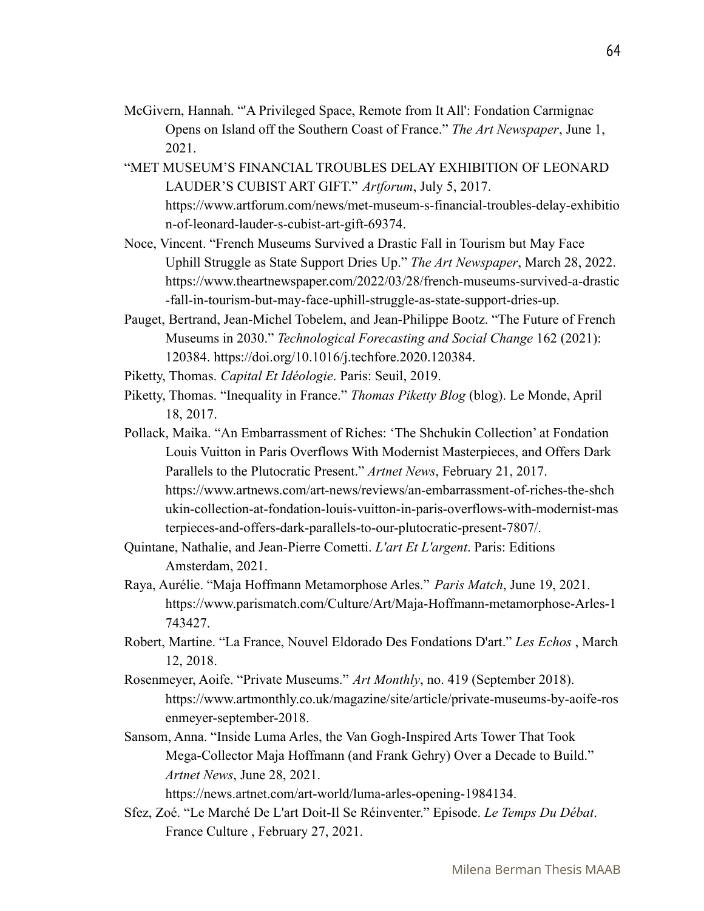McGivern, Hannah. "'A Privileged Space, Remote from It All': Fondation Carmignac Opens on Island off the Southern Coast of France." *The Art Newspaper*, June 1, 2021.

"MET MUSEUM'S FINANCIAL TROUBLES DELAY EXHIBITION OF LEONARD LAUDER'S CUBIST ART GIFT." *Artforum*, July 5, 2017. https://www.artforum.com/news/met-museum-s-financial-troubles-delay-exhibition-of-leonard-lauder-s-cubist-art-gift-69374.

Noce, Vincent. "French Museums Survived a Drastic Fall in Tourism but May Face Uphill Struggle as State Support Dries Up." *The Art Newspaper*, March 28, 2022. https://www.theartnewspaper.com/2022/03/28/french-museums-survived-a-drastic-fall-in-tourism-but-may-face-uphill-struggle-as-state-support-dries-up.

Pauget, Bertrand, Jean-Michel Tobelem, and Jean-Philippe Bootz. "The Future of French Museums in 2030." *Technological Forecasting and Social Change* 162 (2021): 120384. https://doi.org/10.1016/j.techfore.2020.120384.

Piketty, Thomas. *Capital Et Idéologie*. Paris: Seuil, 2019.

Piketty, Thomas. "Inequality in France." *Thomas Piketty Blog* (blog). Le Monde, April 18, 2017.

Pollack, Maika. "An Embarrassment of Riches: 'The Shchukin Collection' at Fondation Louis Vuitton in Paris Overflows With Modernist Masterpieces, and Offers Dark Parallels to the Plutocratic Present." *Artnet News*, February 21, 2017. https://www.artnews.com/art-news/reviews/an-embarrassment-of-riches-the-shchukin-collection-at-fondation-louis-vuitton-in-paris-overflows-with-modernist-masterpieces-and-offers-dark-parallels-to-our-plutocratic-present-7807/.

Quintane, Nathalie, and Jean-Pierre Cometti. *L'art Et L'argent*. Paris: Editions Amsterdam, 2021.

Raya, Aurélie. "Maja Hoffmann Metamorphose Arles." *Paris Match*, June 19, 2021. https://www.parismatch.com/Culture/Art/Maja-Hoffmann-metamorphose-Arles-1743427.

Robert, Martine. "La France, Nouvel Eldorado Des Fondations D'art." *Les Echos* , March 12, 2018.

Rosenmeyer, Aoife. "Private Museums." *Art Monthly*, no. 419 (September 2018). https://www.artmonthly.co.uk/magazine/site/article/private-museums-by-aoife-rosenmeyer-september-2018.

Sansom, Anna. "Inside Luma Arles, the Van Gogh-Inspired Arts Tower That Took Mega-Collector Maja Hoffmann (and Frank Gehry) Over a Decade to Build." *Artnet News*, June 28, 2021. https://news.artnet.com/art-world/luma-arles-opening-1984134.

Sfez, Zoé. "Le Marché De L'art Doit-Il Se Réinventer." Episode. *Le Temps Du Débat*. France Culture , February 27, 2021.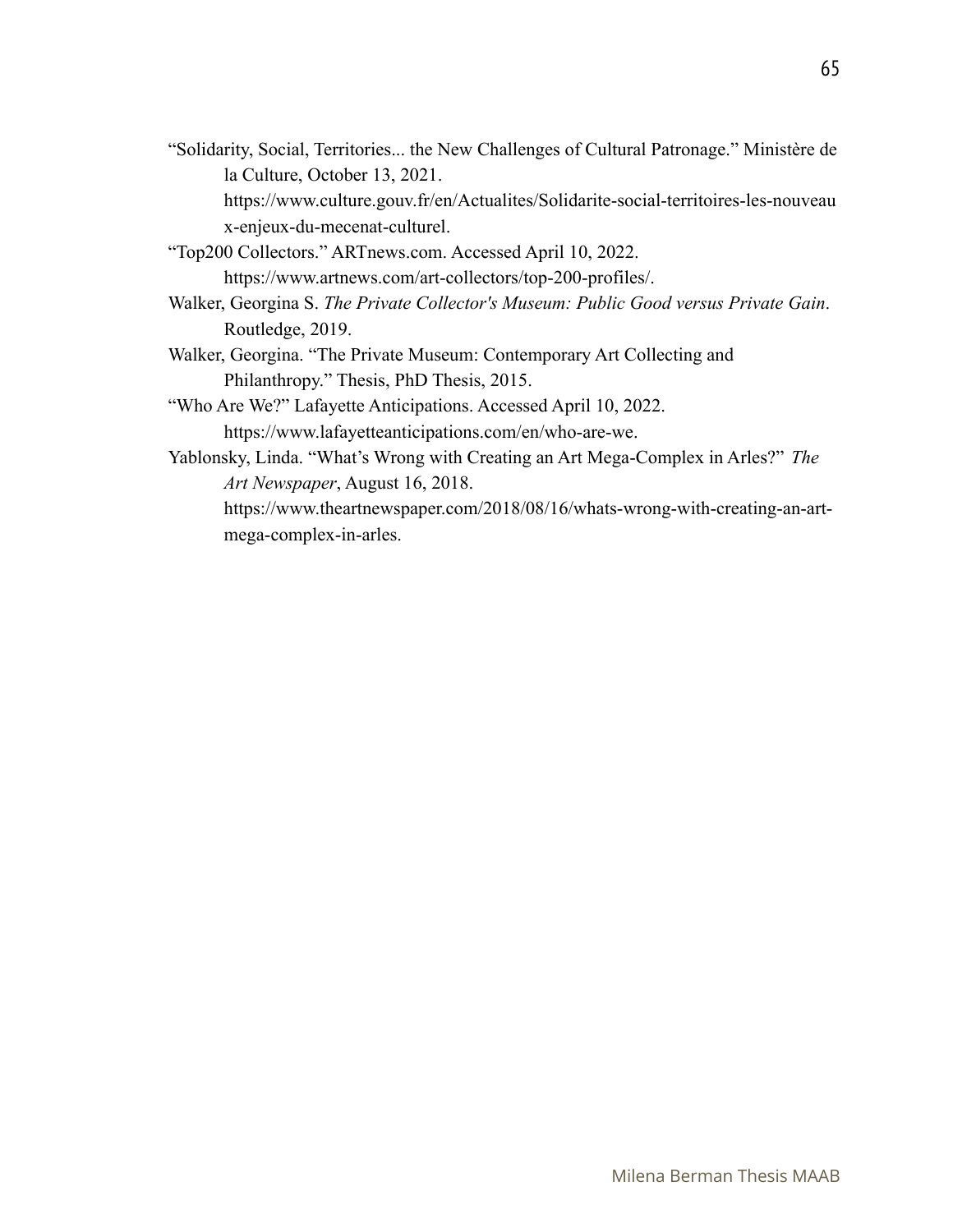"Solidarity, Social, Territories... the New Challenges of Cultural Patronage." Ministère de la Culture, October 13, 2021. https://www.culture.gouv.fr/en/Actualites/Solidarite-social-territoires-les-nouveaux-enjeux-du-mecenat-culturel.

"Top200 Collectors." ARTnews.com. Accessed April 10, 2022. https://www.artnews.com/art-collectors/top-200-profiles/.

Walker, Georgina S. *The Private Collector's Museum: Public Good versus Private Gain*. Routledge, 2019.

Walker, Georgina. "The Private Museum: Contemporary Art Collecting and Philanthropy." Thesis, PhD Thesis, 2015.

"Who Are We?" Lafayette Anticipations. Accessed April 10, 2022. https://www.lafayetteanticipations.com/en/who-are-we.

Yablonsky, Linda. "What's Wrong with Creating an Art Mega-Complex in Arles?" *The Art Newspaper*, August 16, 2018. https://www.theartnewspaper.com/2018/08/16/whats-wrong-with-creating-an-art-mega-complex-in-arles.